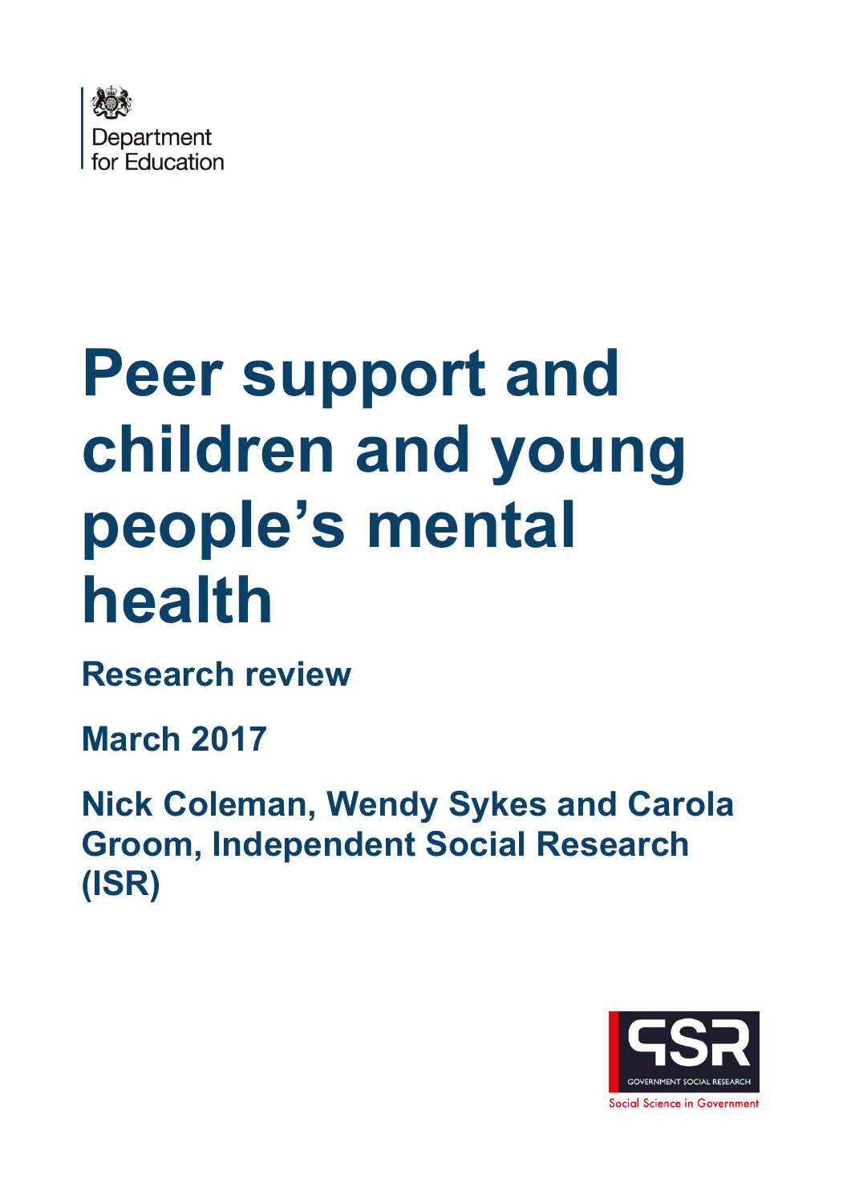Department for Education

# Peer support and children and young people's mental health

**Research review**

**March 2017**

**Nick Coleman, Wendy Sykes and Carola Groom, Independent Social Research (ISR)**

GOVERNMENT SOCIAL RESEARCH

Social Science in Government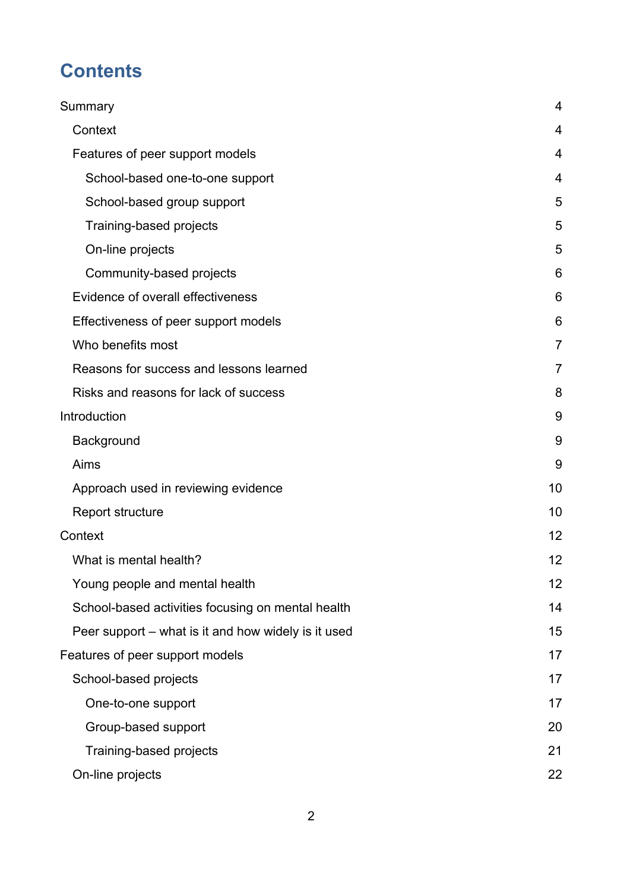# Contents

| | |
|---|---|
| Summary | 4 |
| Context | 4 |
| Features of peer support models | 4 |
| School-based one-to-one support | 4 |
| School-based group support | 5 |
| Training-based projects | 5 |
| On-line projects | 5 |
| Community-based projects | 6 |
| Evidence of overall effectiveness | 6 |
| Effectiveness of peer support models | 6 |
| Who benefits most | 7 |
| Reasons for success and lessons learned | 7 |
| Risks and reasons for lack of success | 8 |
| Introduction | 9 |
| Background | 9 |
| Aims | 9 |
| Approach used in reviewing evidence | 10 |
| Report structure | 10 |
| Context | 12 |
| What is mental health? | 12 |
| Young people and mental health | 12 |
| School-based activities focusing on mental health | 14 |
| Peer support – what is it and how widely is it used | 15 |
| Features of peer support models | 17 |
| School-based projects | 17 |
| One-to-one support | 17 |
| Group-based support | 20 |
| Training-based projects | 21 |
| On-line projects | 22 |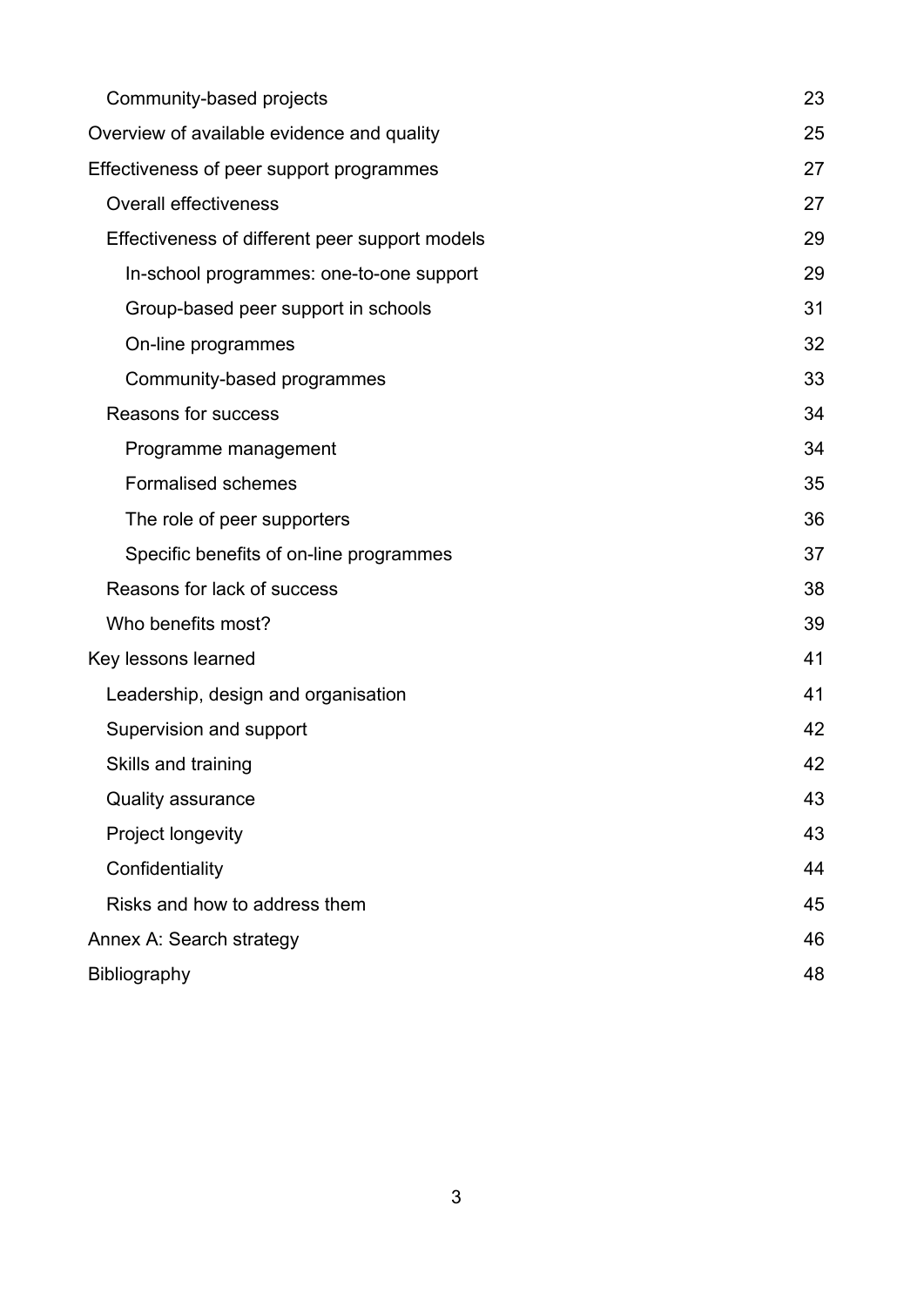| | |
|---|---|
| Community-based projects | 23 |
| Overview of available evidence and quality | 25 |
| Effectiveness of peer support programmes | 27 |
| Overall effectiveness | 27 |
| Effectiveness of different peer support models | 29 |
| In-school programmes: one-to-one support | 29 |
| Group-based peer support in schools | 31 |
| On-line programmes | 32 |
| Community-based programmes | 33 |
| Reasons for success | 34 |
| Programme management | 34 |
| Formalised schemes | 35 |
| The role of peer supporters | 36 |
| Specific benefits of on-line programmes | 37 |
| Reasons for lack of success | 38 |
| Who benefits most? | 39 |
| Key lessons learned | 41 |
| Leadership, design and organisation | 41 |
| Supervision and support | 42 |
| Skills and training | 42 |
| Quality assurance | 43 |
| Project longevity | 43 |
| Confidentiality | 44 |
| Risks and how to address them | 45 |
| Annex A: Search strategy | 46 |
| Bibliography | 48 |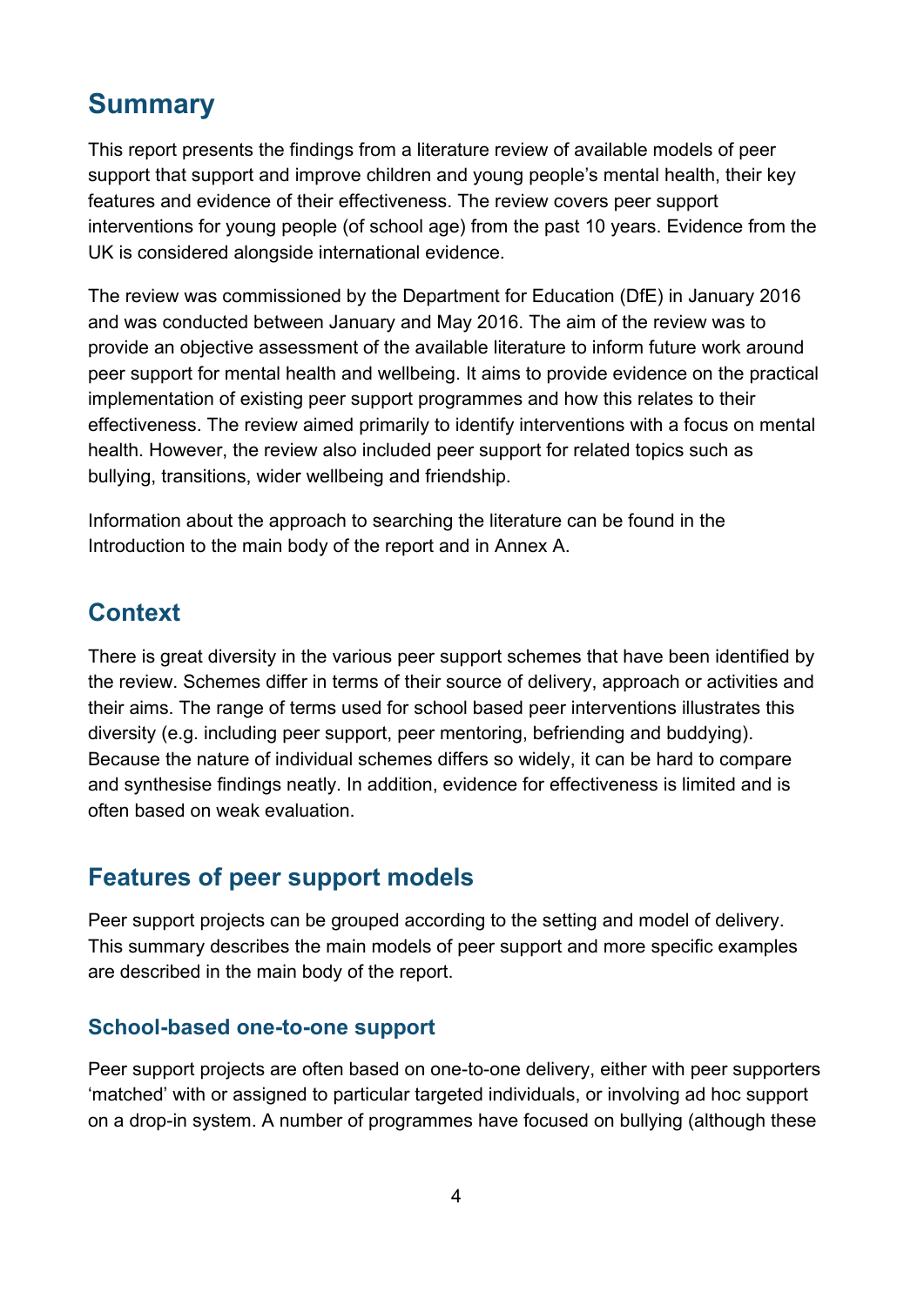## Summary

This report presents the findings from a literature review of available models of peer support that support and improve children and young people's mental health, their key features and evidence of their effectiveness. The review covers peer support interventions for young people (of school age) from the past 10 years. Evidence from the UK is considered alongside international evidence.

The review was commissioned by the Department for Education (DfE) in January 2016 and was conducted between January and May 2016. The aim of the review was to provide an objective assessment of the available literature to inform future work around peer support for mental health and wellbeing. It aims to provide evidence on the practical implementation of existing peer support programmes and how this relates to their effectiveness. The review aimed primarily to identify interventions with a focus on mental health. However, the review also included peer support for related topics such as bullying, transitions, wider wellbeing and friendship.

Information about the approach to searching the literature can be found in the Introduction to the main body of the report and in Annex A.

## Context

There is great diversity in the various peer support schemes that have been identified by the review. Schemes differ in terms of their source of delivery, approach or activities and their aims. The range of terms used for school based peer interventions illustrates this diversity (e.g. including peer support, peer mentoring, befriending and buddying). Because the nature of individual schemes differs so widely, it can be hard to compare and synthesise findings neatly. In addition, evidence for effectiveness is limited and is often based on weak evaluation.

## Features of peer support models

Peer support projects can be grouped according to the setting and model of delivery. This summary describes the main models of peer support and more specific examples are described in the main body of the report.

### School-based one-to-one support

Peer support projects are often based on one-to-one delivery, either with peer supporters 'matched' with or assigned to particular targeted individuals, or involving ad hoc support on a drop-in system. A number of programmes have focused on bullying (although these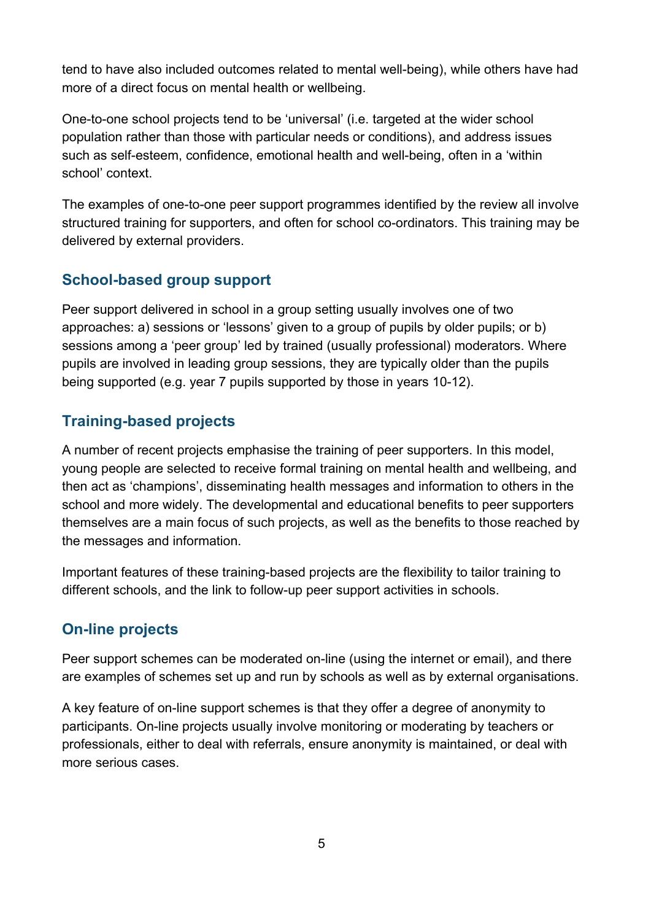tend to have also included outcomes related to mental well-being), while others have had more of a direct focus on mental health or wellbeing.

One-to-one school projects tend to be 'universal' (i.e. targeted at the wider school population rather than those with particular needs or conditions), and address issues such as self-esteem, confidence, emotional health and well-being, often in a 'within school' context.

The examples of one-to-one peer support programmes identified by the review all involve structured training for supporters, and often for school co-ordinators. This training may be delivered by external providers.

### School-based group support

Peer support delivered in school in a group setting usually involves one of two approaches: a) sessions or 'lessons' given to a group of pupils by older pupils; or b) sessions among a 'peer group' led by trained (usually professional) moderators. Where pupils are involved in leading group sessions, they are typically older than the pupils being supported (e.g. year 7 pupils supported by those in years 10-12).

### Training-based projects

A number of recent projects emphasise the training of peer supporters. In this model, young people are selected to receive formal training on mental health and wellbeing, and then act as 'champions', disseminating health messages and information to others in the school and more widely. The developmental and educational benefits to peer supporters themselves are a main focus of such projects, as well as the benefits to those reached by the messages and information.

Important features of these training-based projects are the flexibility to tailor training to different schools, and the link to follow-up peer support activities in schools.

### On-line projects

Peer support schemes can be moderated on-line (using the internet or email), and there are examples of schemes set up and run by schools as well as by external organisations.

A key feature of on-line support schemes is that they offer a degree of anonymity to participants. On-line projects usually involve monitoring or moderating by teachers or professionals, either to deal with referrals, ensure anonymity is maintained, or deal with more serious cases.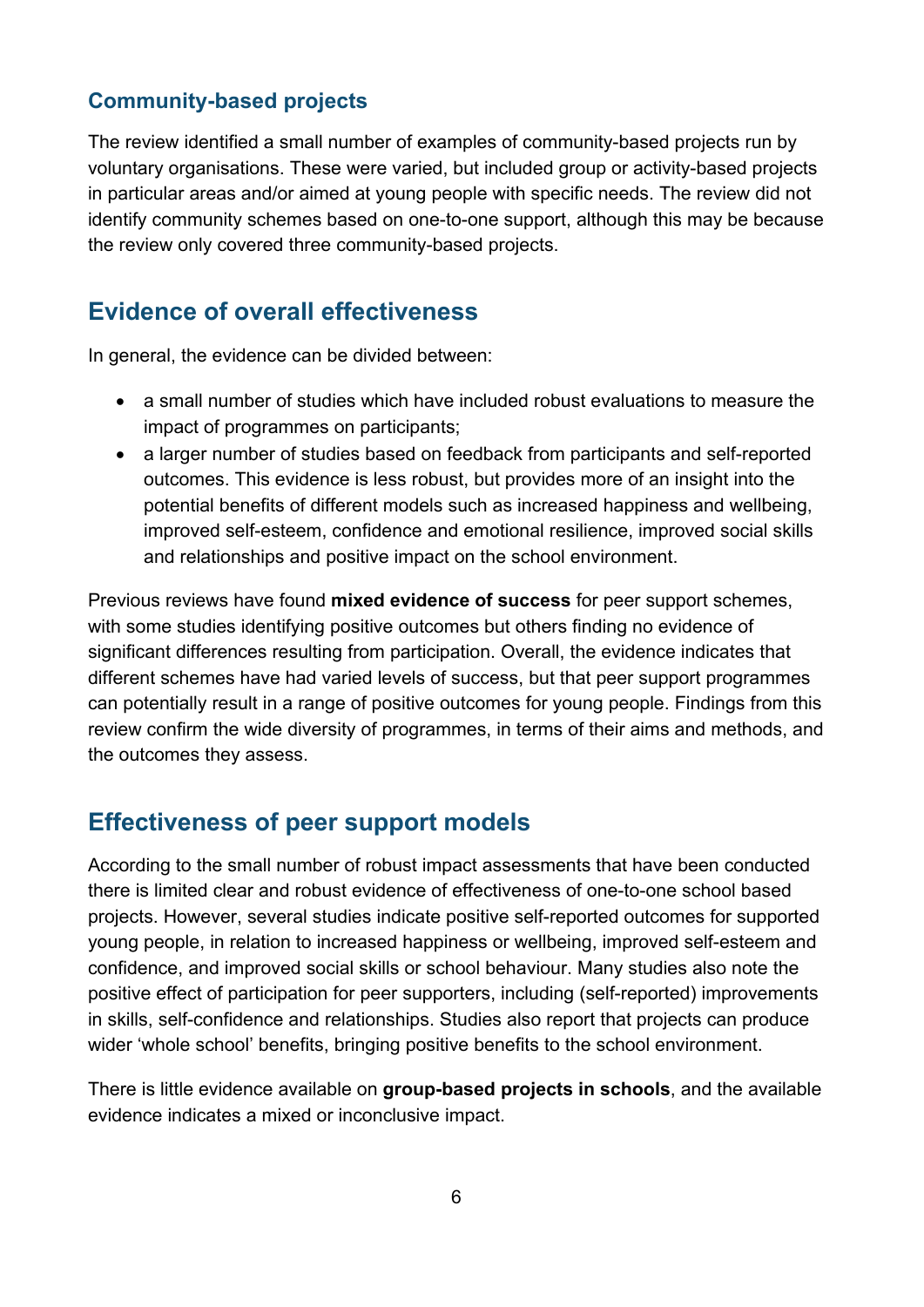### Community-based projects

The review identified a small number of examples of community-based projects run by voluntary organisations. These were varied, but included group or activity-based projects in particular areas and/or aimed at young people with specific needs. The review did not identify community schemes based on one-to-one support, although this may be because the review only covered three community-based projects.

## Evidence of overall effectiveness

In general, the evidence can be divided between:

- a small number of studies which have included robust evaluations to measure the impact of programmes on participants;
- a larger number of studies based on feedback from participants and self-reported outcomes. This evidence is less robust, but provides more of an insight into the potential benefits of different models such as increased happiness and wellbeing, improved self-esteem, confidence and emotional resilience, improved social skills and relationships and positive impact on the school environment.

Previous reviews have found **mixed evidence of success** for peer support schemes, with some studies identifying positive outcomes but others finding no evidence of significant differences resulting from participation. Overall, the evidence indicates that different schemes have had varied levels of success, but that peer support programmes can potentially result in a range of positive outcomes for young people. Findings from this review confirm the wide diversity of programmes, in terms of their aims and methods, and the outcomes they assess.

## Effectiveness of peer support models

According to the small number of robust impact assessments that have been conducted there is limited clear and robust evidence of effectiveness of one-to-one school based projects. However, several studies indicate positive self-reported outcomes for supported young people, in relation to increased happiness or wellbeing, improved self-esteem and confidence, and improved social skills or school behaviour. Many studies also note the positive effect of participation for peer supporters, including (self-reported) improvements in skills, self-confidence and relationships. Studies also report that projects can produce wider 'whole school' benefits, bringing positive benefits to the school environment.

There is little evidence available on **group-based projects in schools**, and the available evidence indicates a mixed or inconclusive impact.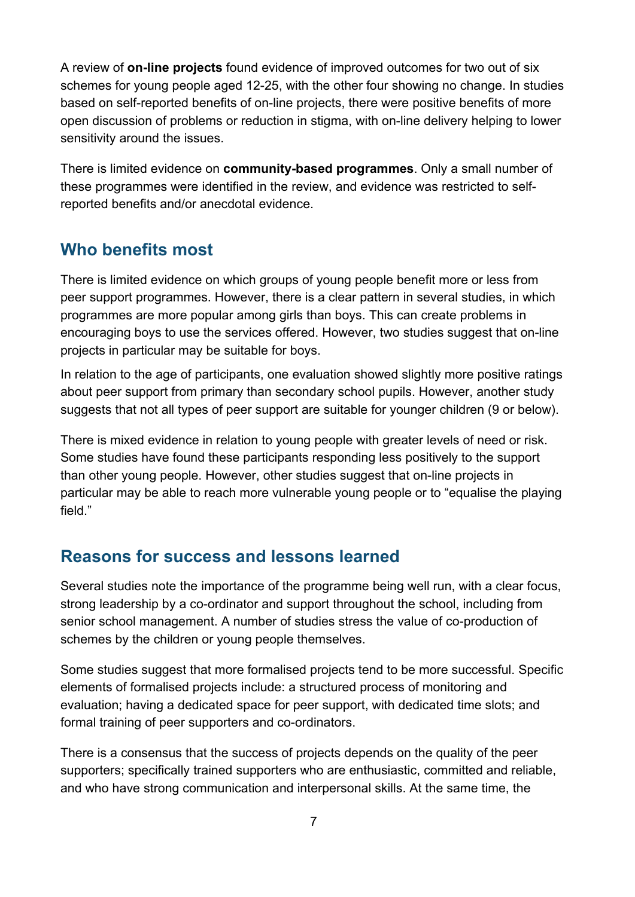A review of **on-line projects** found evidence of improved outcomes for two out of six schemes for young people aged 12-25, with the other four showing no change. In studies based on self-reported benefits of on-line projects, there were positive benefits of more open discussion of problems or reduction in stigma, with on-line delivery helping to lower sensitivity around the issues.

There is limited evidence on **community-based programmes**. Only a small number of these programmes were identified in the review, and evidence was restricted to self-reported benefits and/or anecdotal evidence.

## Who benefits most

There is limited evidence on which groups of young people benefit more or less from peer support programmes. However, there is a clear pattern in several studies, in which programmes are more popular among girls than boys. This can create problems in encouraging boys to use the services offered. However, two studies suggest that on-line projects in particular may be suitable for boys.

In relation to the age of participants, one evaluation showed slightly more positive ratings about peer support from primary than secondary school pupils. However, another study suggests that not all types of peer support are suitable for younger children (9 or below).

There is mixed evidence in relation to young people with greater levels of need or risk. Some studies have found these participants responding less positively to the support than other young people. However, other studies suggest that on-line projects in particular may be able to reach more vulnerable young people or to "equalise the playing field."

## Reasons for success and lessons learned

Several studies note the importance of the programme being well run, with a clear focus, strong leadership by a co-ordinator and support throughout the school, including from senior school management. A number of studies stress the value of co-production of schemes by the children or young people themselves.

Some studies suggest that more formalised projects tend to be more successful. Specific elements of formalised projects include: a structured process of monitoring and evaluation; having a dedicated space for peer support, with dedicated time slots; and formal training of peer supporters and co-ordinators.

There is a consensus that the success of projects depends on the quality of the peer supporters; specifically trained supporters who are enthusiastic, committed and reliable, and who have strong communication and interpersonal skills. At the same time, the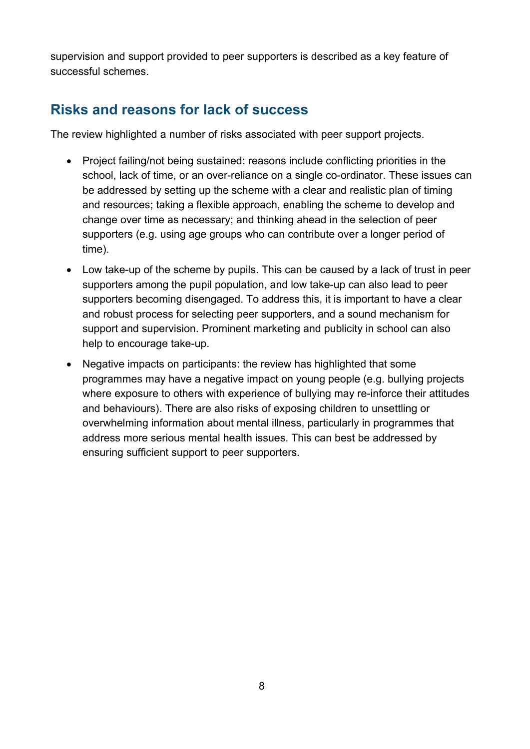supervision and support provided to peer supporters is described as a key feature of successful schemes.

## Risks and reasons for lack of success

The review highlighted a number of risks associated with peer support projects.

- Project failing/not being sustained: reasons include conflicting priorities in the school, lack of time, or an over-reliance on a single co-ordinator. These issues can be addressed by setting up the scheme with a clear and realistic plan of timing and resources; taking a flexible approach, enabling the scheme to develop and change over time as necessary; and thinking ahead in the selection of peer supporters (e.g. using age groups who can contribute over a longer period of time).
- Low take-up of the scheme by pupils. This can be caused by a lack of trust in peer supporters among the pupil population, and low take-up can also lead to peer supporters becoming disengaged. To address this, it is important to have a clear and robust process for selecting peer supporters, and a sound mechanism for support and supervision. Prominent marketing and publicity in school can also help to encourage take-up.
- Negative impacts on participants: the review has highlighted that some programmes may have a negative impact on young people (e.g. bullying projects where exposure to others with experience of bullying may re-inforce their attitudes and behaviours). There are also risks of exposing children to unsettling or overwhelming information about mental illness, particularly in programmes that address more serious mental health issues. This can best be addressed by ensuring sufficient support to peer supporters.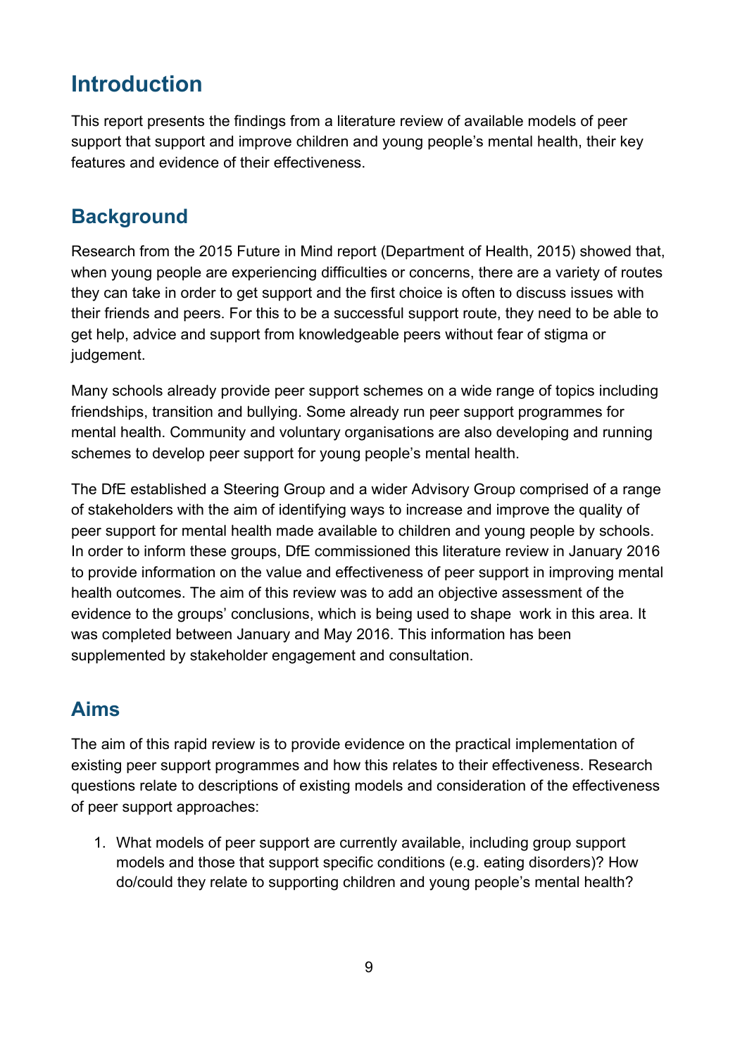# Introduction

This report presents the findings from a literature review of available models of peer support that support and improve children and young people's mental health, their key features and evidence of their effectiveness.

## Background

Research from the 2015 Future in Mind report (Department of Health, 2015) showed that, when young people are experiencing difficulties or concerns, there are a variety of routes they can take in order to get support and the first choice is often to discuss issues with their friends and peers. For this to be a successful support route, they need to be able to get help, advice and support from knowledgeable peers without fear of stigma or judgement.

Many schools already provide peer support schemes on a wide range of topics including friendships, transition and bullying. Some already run peer support programmes for mental health. Community and voluntary organisations are also developing and running schemes to develop peer support for young people's mental health.

The DfE established a Steering Group and a wider Advisory Group comprised of a range of stakeholders with the aim of identifying ways to increase and improve the quality of peer support for mental health made available to children and young people by schools. In order to inform these groups, DfE commissioned this literature review in January 2016 to provide information on the value and effectiveness of peer support in improving mental health outcomes. The aim of this review was to add an objective assessment of the evidence to the groups' conclusions, which is being used to shape work in this area. It was completed between January and May 2016. This information has been supplemented by stakeholder engagement and consultation.

## Aims

The aim of this rapid review is to provide evidence on the practical implementation of existing peer support programmes and how this relates to their effectiveness. Research questions relate to descriptions of existing models and consideration of the effectiveness of peer support approaches:

1. What models of peer support are currently available, including group support models and those that support specific conditions (e.g. eating disorders)? How do/could they relate to supporting children and young people's mental health?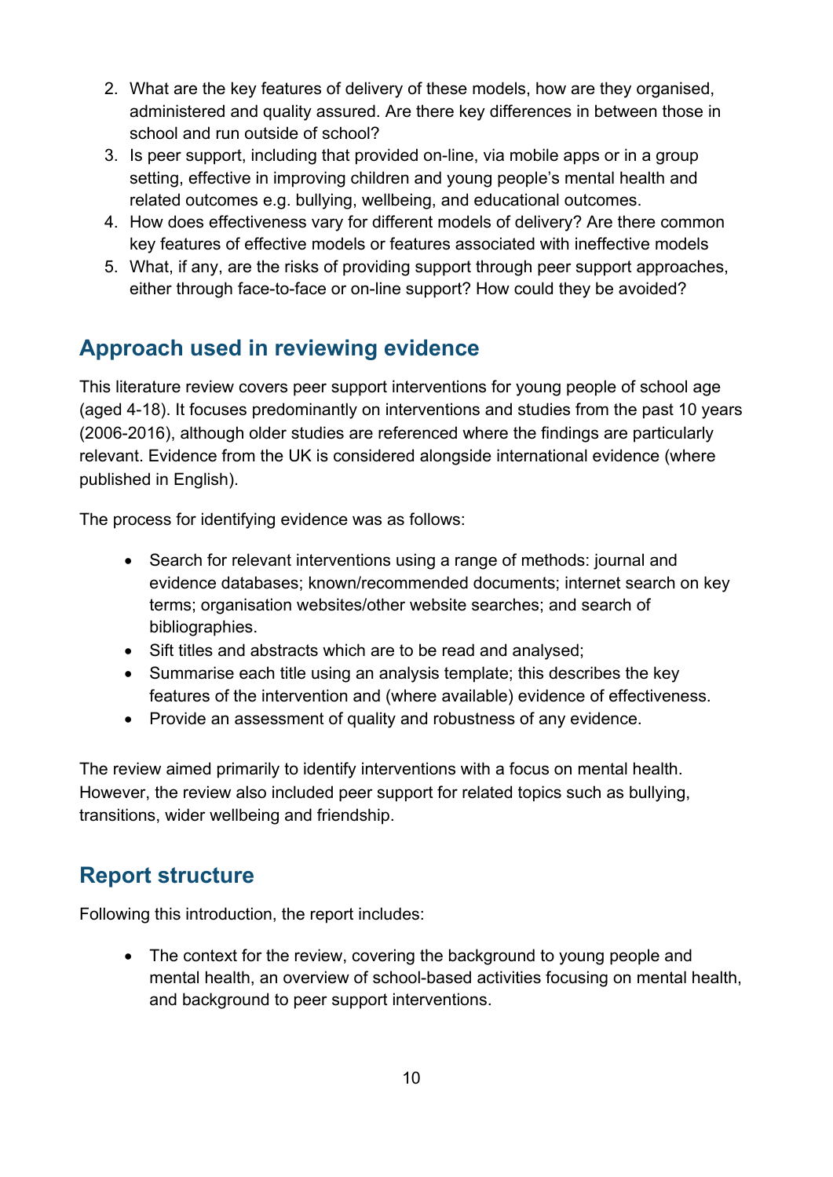2. What are the key features of delivery of these models, how are they organised, administered and quality assured. Are there key differences in between those in school and run outside of school?
3. Is peer support, including that provided on-line, via mobile apps or in a group setting, effective in improving children and young people's mental health and related outcomes e.g. bullying, wellbeing, and educational outcomes.
4. How does effectiveness vary for different models of delivery? Are there common key features of effective models or features associated with ineffective models
5. What, if any, are the risks of providing support through peer support approaches, either through face-to-face or on-line support? How could they be avoided?

## Approach used in reviewing evidence

This literature review covers peer support interventions for young people of school age (aged 4-18). It focuses predominantly on interventions and studies from the past 10 years (2006-2016), although older studies are referenced where the findings are particularly relevant. Evidence from the UK is considered alongside international evidence (where published in English).

The process for identifying evidence was as follows:

- Search for relevant interventions using a range of methods: journal and evidence databases; known/recommended documents; internet search on key terms; organisation websites/other website searches; and search of bibliographies.
- Sift titles and abstracts which are to be read and analysed;
- Summarise each title using an analysis template; this describes the key features of the intervention and (where available) evidence of effectiveness.
- Provide an assessment of quality and robustness of any evidence.

The review aimed primarily to identify interventions with a focus on mental health. However, the review also included peer support for related topics such as bullying, transitions, wider wellbeing and friendship.

## Report structure

Following this introduction, the report includes:

- The context for the review, covering the background to young people and mental health, an overview of school-based activities focusing on mental health, and background to peer support interventions.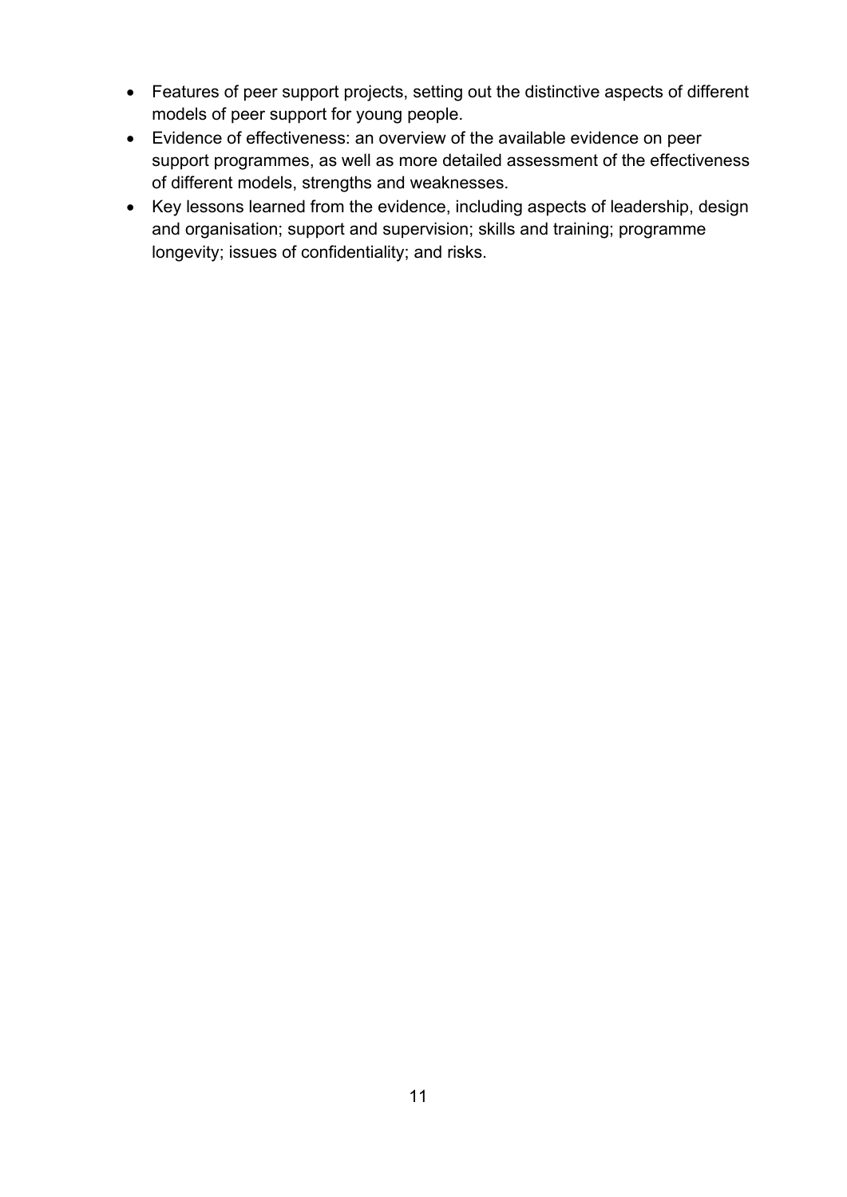- Features of peer support projects, setting out the distinctive aspects of different models of peer support for young people.
- Evidence of effectiveness: an overview of the available evidence on peer support programmes, as well as more detailed assessment of the effectiveness of different models, strengths and weaknesses.
- Key lessons learned from the evidence, including aspects of leadership, design and organisation; support and supervision; skills and training; programme longevity; issues of confidentiality; and risks.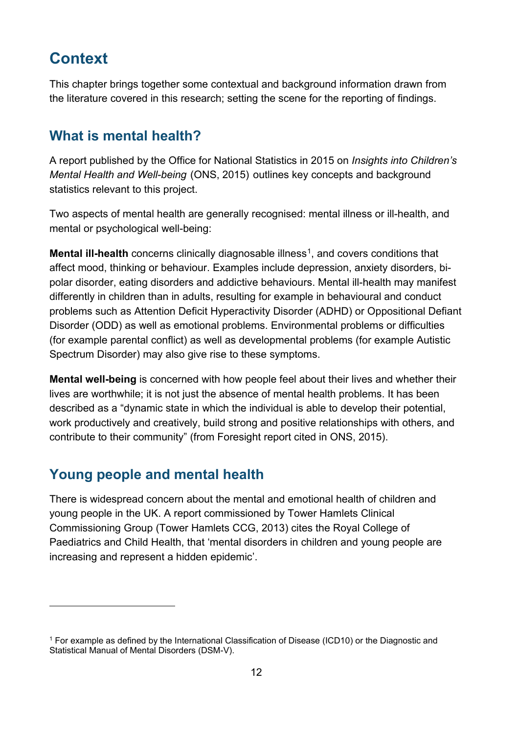# Context

This chapter brings together some contextual and background information drawn from the literature covered in this research; setting the scene for the reporting of findings.

## What is mental health?

A report published by the Office for National Statistics in 2015 on *Insights into Children's Mental Health and Well-being* (ONS, 2015) outlines key concepts and background statistics relevant to this project.

Two aspects of mental health are generally recognised: mental illness or ill-health, and mental or psychological well-being:

**Mental ill-health** concerns clinically diagnosable illness[1], and covers conditions that affect mood, thinking or behaviour. Examples include depression, anxiety disorders, bi-polar disorder, eating disorders and addictive behaviours. Mental ill-health may manifest differently in children than in adults, resulting for example in behavioural and conduct problems such as Attention Deficit Hyperactivity Disorder (ADHD) or Oppositional Defiant Disorder (ODD) as well as emotional problems. Environmental problems or difficulties (for example parental conflict) as well as developmental problems (for example Autistic Spectrum Disorder) may also give rise to these symptoms.

**Mental well-being** is concerned with how people feel about their lives and whether their lives are worthwhile; it is not just the absence of mental health problems. It has been described as a "dynamic state in which the individual is able to develop their potential, work productively and creatively, build strong and positive relationships with others, and contribute to their community" (from Foresight report cited in ONS, 2015).

## Young people and mental health

There is widespread concern about the mental and emotional health of children and young people in the UK. A report commissioned by Tower Hamlets Clinical Commissioning Group (Tower Hamlets CCG, 2013) cites the Royal College of Paediatrics and Child Health, that 'mental disorders in children and young people are increasing and represent a hidden epidemic'.

---

[1] For example as defined by the International Classification of Disease (ICD10) or the Diagnostic and Statistical Manual of Mental Disorders (DSM-V).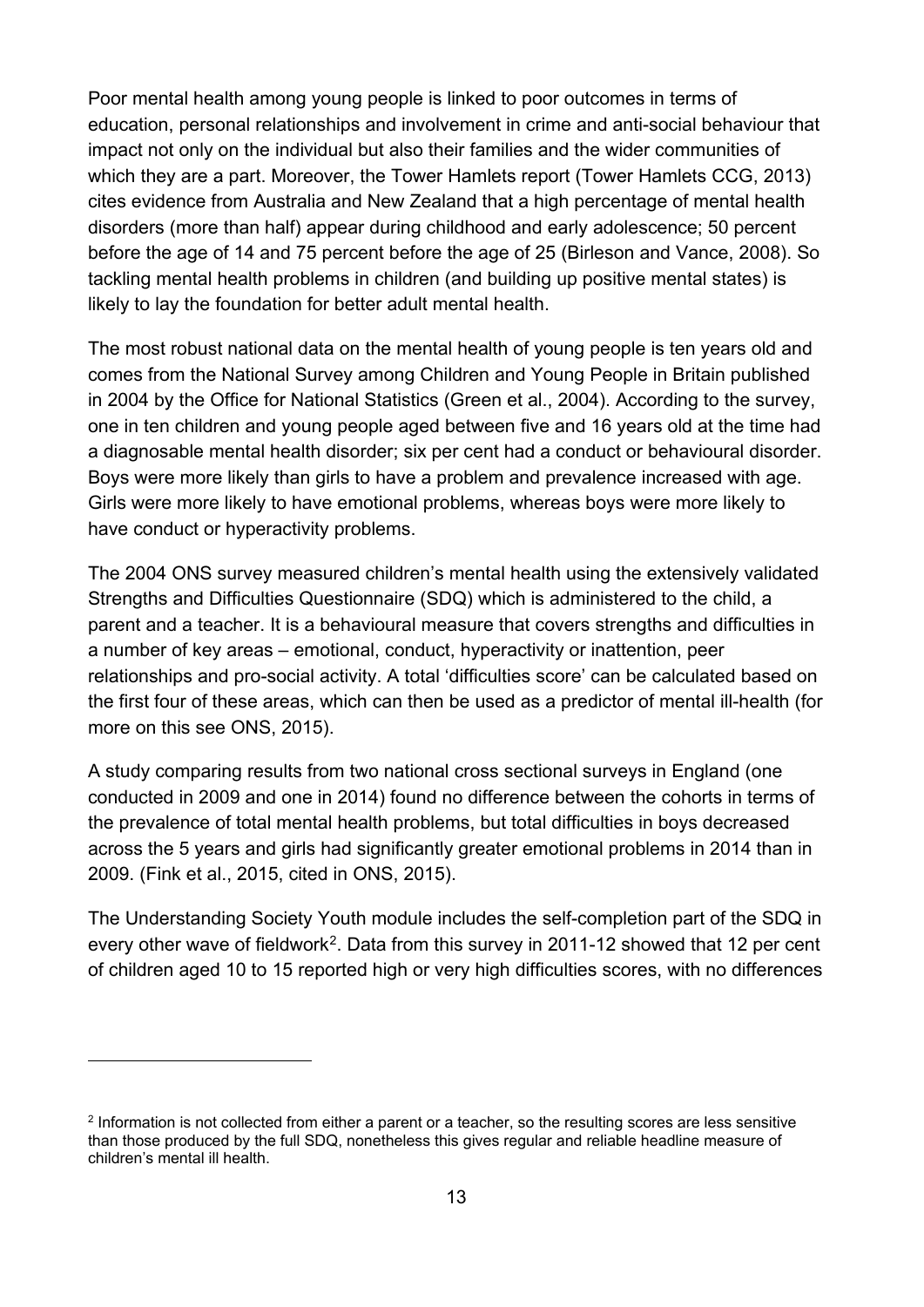Poor mental health among young people is linked to poor outcomes in terms of education, personal relationships and involvement in crime and anti-social behaviour that impact not only on the individual but also their families and the wider communities of which they are a part. Moreover, the Tower Hamlets report (Tower Hamlets CCG, 2013) cites evidence from Australia and New Zealand that a high percentage of mental health disorders (more than half) appear during childhood and early adolescence; 50 percent before the age of 14 and 75 percent before the age of 25 (Birleson and Vance, 2008). So tackling mental health problems in children (and building up positive mental states) is likely to lay the foundation for better adult mental health.

The most robust national data on the mental health of young people is ten years old and comes from the National Survey among Children and Young People in Britain published in 2004 by the Office for National Statistics (Green et al., 2004). According to the survey, one in ten children and young people aged between five and 16 years old at the time had a diagnosable mental health disorder; six per cent had a conduct or behavioural disorder. Boys were more likely than girls to have a problem and prevalence increased with age. Girls were more likely to have emotional problems, whereas boys were more likely to have conduct or hyperactivity problems.

The 2004 ONS survey measured children's mental health using the extensively validated Strengths and Difficulties Questionnaire (SDQ) which is administered to the child, a parent and a teacher. It is a behavioural measure that covers strengths and difficulties in a number of key areas – emotional, conduct, hyperactivity or inattention, peer relationships and pro-social activity. A total 'difficulties score' can be calculated based on the first four of these areas, which can then be used as a predictor of mental ill-health (for more on this see ONS, 2015).

A study comparing results from two national cross sectional surveys in England (one conducted in 2009 and one in 2014) found no difference between the cohorts in terms of the prevalence of total mental health problems, but total difficulties in boys decreased across the 5 years and girls had significantly greater emotional problems in 2014 than in 2009. (Fink et al., 2015, cited in ONS, 2015).

The Understanding Society Youth module includes the self-completion part of the SDQ in every other wave of fieldwork[2]. Data from this survey in 2011-12 showed that 12 per cent of children aged 10 to 15 reported high or very high difficulties scores, with no differences

[2] Information is not collected from either a parent or a teacher, so the resulting scores are less sensitive than those produced by the full SDQ, nonetheless this gives regular and reliable headline measure of children's mental ill health.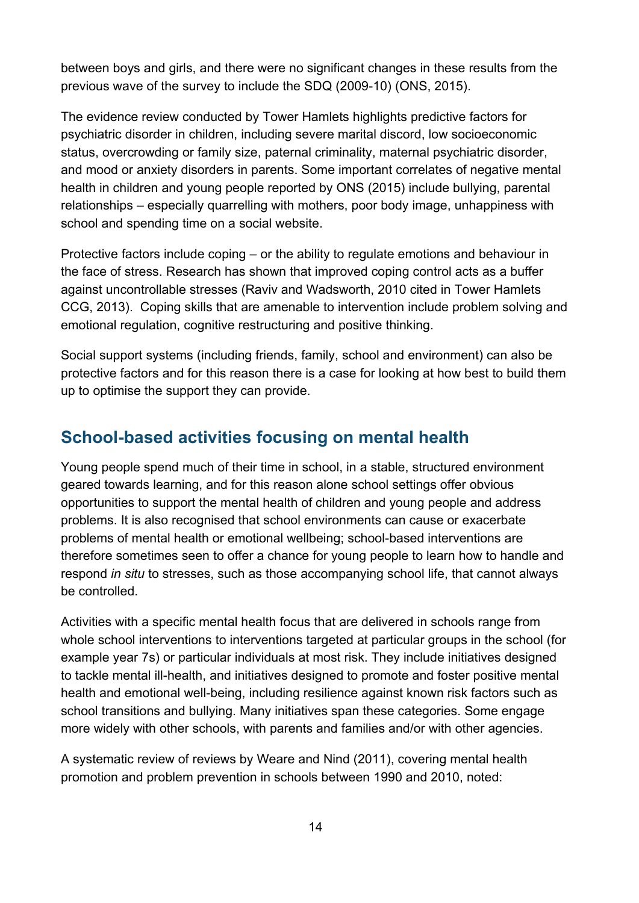between boys and girls, and there were no significant changes in these results from the previous wave of the survey to include the SDQ (2009-10) (ONS, 2015).

The evidence review conducted by Tower Hamlets highlights predictive factors for psychiatric disorder in children, including severe marital discord, low socioeconomic status, overcrowding or family size, paternal criminality, maternal psychiatric disorder, and mood or anxiety disorders in parents. Some important correlates of negative mental health in children and young people reported by ONS (2015) include bullying, parental relationships – especially quarrelling with mothers, poor body image, unhappiness with school and spending time on a social website.

Protective factors include coping – or the ability to regulate emotions and behaviour in the face of stress. Research has shown that improved coping control acts as a buffer against uncontrollable stresses (Raviv and Wadsworth, 2010 cited in Tower Hamlets CCG, 2013). Coping skills that are amenable to intervention include problem solving and emotional regulation, cognitive restructuring and positive thinking.

Social support systems (including friends, family, school and environment) can also be protective factors and for this reason there is a case for looking at how best to build them up to optimise the support they can provide.

## School-based activities focusing on mental health

Young people spend much of their time in school, in a stable, structured environment geared towards learning, and for this reason alone school settings offer obvious opportunities to support the mental health of children and young people and address problems. It is also recognised that school environments can cause or exacerbate problems of mental health or emotional wellbeing; school-based interventions are therefore sometimes seen to offer a chance for young people to learn how to handle and respond *in situ* to stresses, such as those accompanying school life, that cannot always be controlled.

Activities with a specific mental health focus that are delivered in schools range from whole school interventions to interventions targeted at particular groups in the school (for example year 7s) or particular individuals at most risk. They include initiatives designed to tackle mental ill-health, and initiatives designed to promote and foster positive mental health and emotional well-being, including resilience against known risk factors such as school transitions and bullying. Many initiatives span these categories. Some engage more widely with other schools, with parents and families and/or with other agencies.

A systematic review of reviews by Weare and Nind (2011), covering mental health promotion and problem prevention in schools between 1990 and 2010, noted: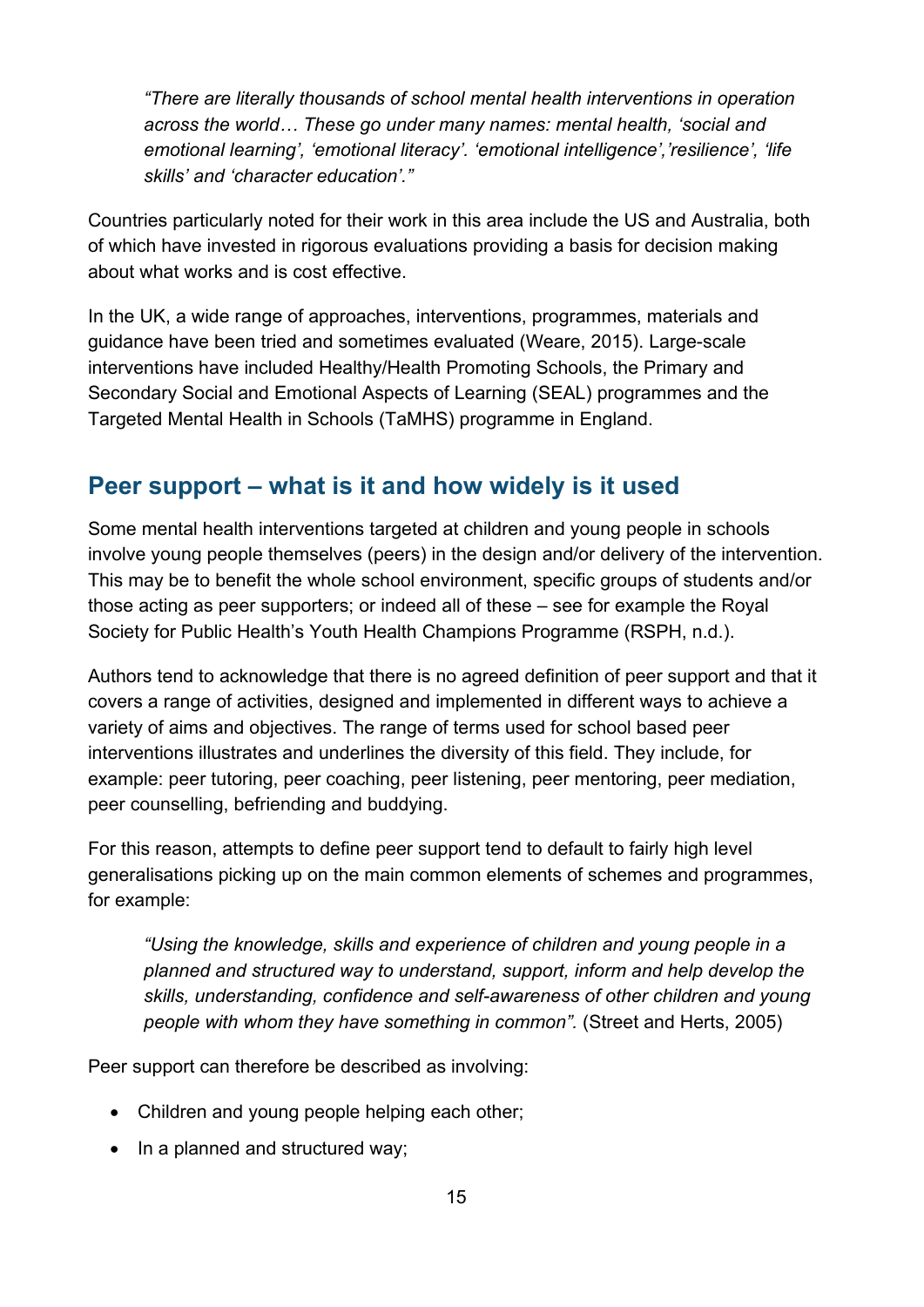> *"There are literally thousands of school mental health interventions in operation across the world… These go under many names: mental health, 'social and emotional learning', 'emotional literacy'. 'emotional intelligence','resilience', 'life skills' and 'character education'."*

Countries particularly noted for their work in this area include the US and Australia, both of which have invested in rigorous evaluations providing a basis for decision making about what works and is cost effective.

In the UK, a wide range of approaches, interventions, programmes, materials and guidance have been tried and sometimes evaluated (Weare, 2015). Large-scale interventions have included Healthy/Health Promoting Schools, the Primary and Secondary Social and Emotional Aspects of Learning (SEAL) programmes and the Targeted Mental Health in Schools (TaMHS) programme in England.

## Peer support – what is it and how widely is it used

Some mental health interventions targeted at children and young people in schools involve young people themselves (peers) in the design and/or delivery of the intervention. This may be to benefit the whole school environment, specific groups of students and/or those acting as peer supporters; or indeed all of these – see for example the Royal Society for Public Health's Youth Health Champions Programme (RSPH, n.d.).

Authors tend to acknowledge that there is no agreed definition of peer support and that it covers a range of activities, designed and implemented in different ways to achieve a variety of aims and objectives. The range of terms used for school based peer interventions illustrates and underlines the diversity of this field. They include, for example: peer tutoring, peer coaching, peer listening, peer mentoring, peer mediation, peer counselling, befriending and buddying.

For this reason, attempts to define peer support tend to default to fairly high level generalisations picking up on the main common elements of schemes and programmes, for example:

> *"Using the knowledge, skills and experience of children and young people in a planned and structured way to understand, support, inform and help develop the skills, understanding, confidence and self-awareness of other children and young people with whom they have something in common".* (Street and Herts, 2005)

Peer support can therefore be described as involving:

- Children and young people helping each other;
- In a planned and structured way;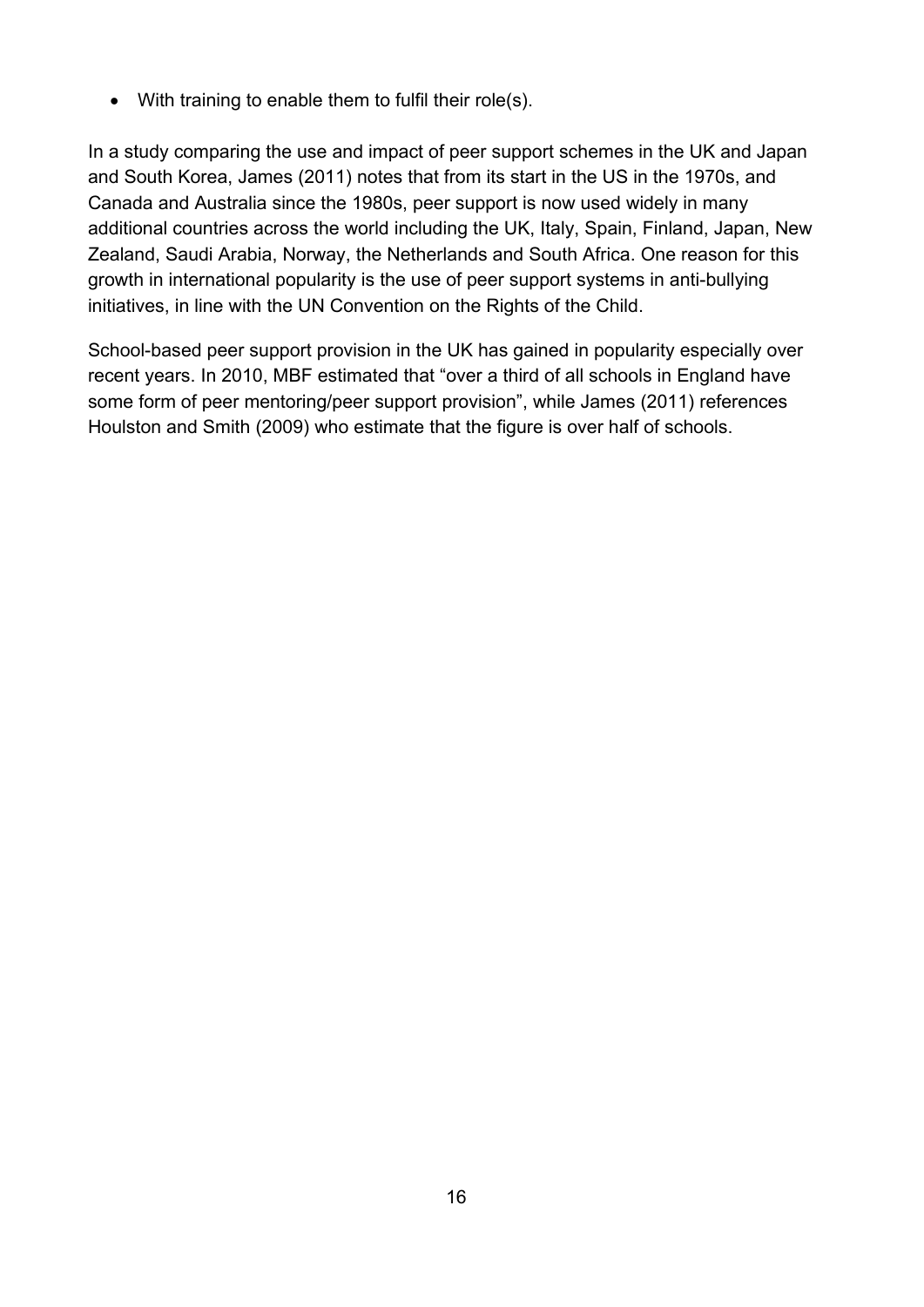- With training to enable them to fulfil their role(s).

In a study comparing the use and impact of peer support schemes in the UK and Japan and South Korea, James (2011) notes that from its start in the US in the 1970s, and Canada and Australia since the 1980s, peer support is now used widely in many additional countries across the world including the UK, Italy, Spain, Finland, Japan, New Zealand, Saudi Arabia, Norway, the Netherlands and South Africa. One reason for this growth in international popularity is the use of peer support systems in anti-bullying initiatives, in line with the UN Convention on the Rights of the Child.

School-based peer support provision in the UK has gained in popularity especially over recent years. In 2010, MBF estimated that "over a third of all schools in England have some form of peer mentoring/peer support provision", while James (2011) references Houlston and Smith (2009) who estimate that the figure is over half of schools.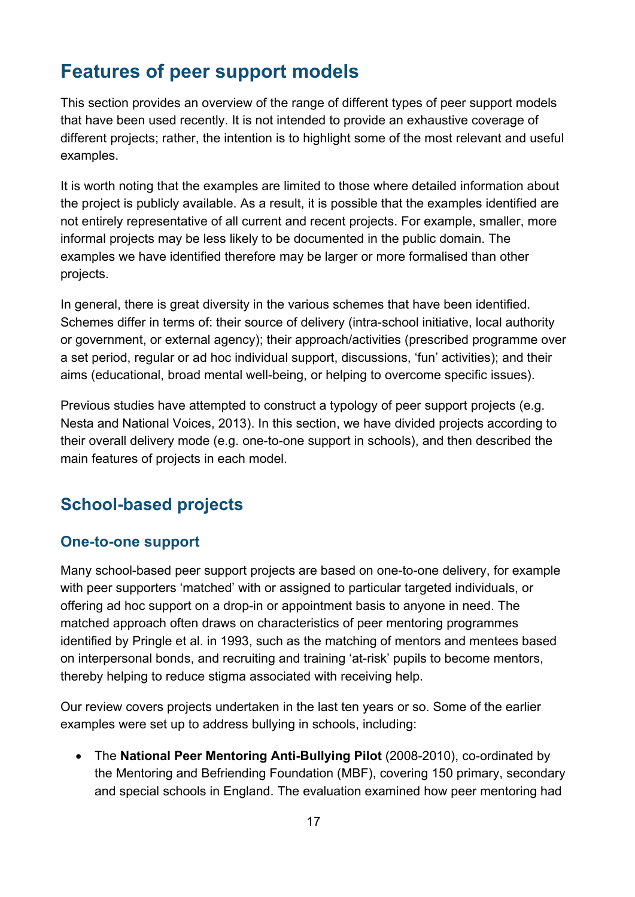## Features of peer support models

This section provides an overview of the range of different types of peer support models that have been used recently. It is not intended to provide an exhaustive coverage of different projects; rather, the intention is to highlight some of the most relevant and useful examples.

It is worth noting that the examples are limited to those where detailed information about the project is publicly available. As a result, it is possible that the examples identified are not entirely representative of all current and recent projects. For example, smaller, more informal projects may be less likely to be documented in the public domain. The examples we have identified therefore may be larger or more formalised than other projects.

In general, there is great diversity in the various schemes that have been identified. Schemes differ in terms of: their source of delivery (intra-school initiative, local authority or government, or external agency); their approach/activities (prescribed programme over a set period, regular or ad hoc individual support, discussions, 'fun' activities); and their aims (educational, broad mental well-being, or helping to overcome specific issues).

Previous studies have attempted to construct a typology of peer support projects (e.g. Nesta and National Voices, 2013). In this section, we have divided projects according to their overall delivery mode (e.g. one-to-one support in schools), and then described the main features of projects in each model.

## School-based projects

### One-to-one support

Many school-based peer support projects are based on one-to-one delivery, for example with peer supporters 'matched' with or assigned to particular targeted individuals, or offering ad hoc support on a drop-in or appointment basis to anyone in need. The matched approach often draws on characteristics of peer mentoring programmes identified by Pringle et al. in 1993, such as the matching of mentors and mentees based on interpersonal bonds, and recruiting and training 'at-risk' pupils to become mentors, thereby helping to reduce stigma associated with receiving help.

Our review covers projects undertaken in the last ten years or so. Some of the earlier examples were set up to address bullying in schools, including:

- The **National Peer Mentoring Anti-Bullying Pilot** (2008-2010), co-ordinated by the Mentoring and Befriending Foundation (MBF), covering 150 primary, secondary and special schools in England. The evaluation examined how peer mentoring had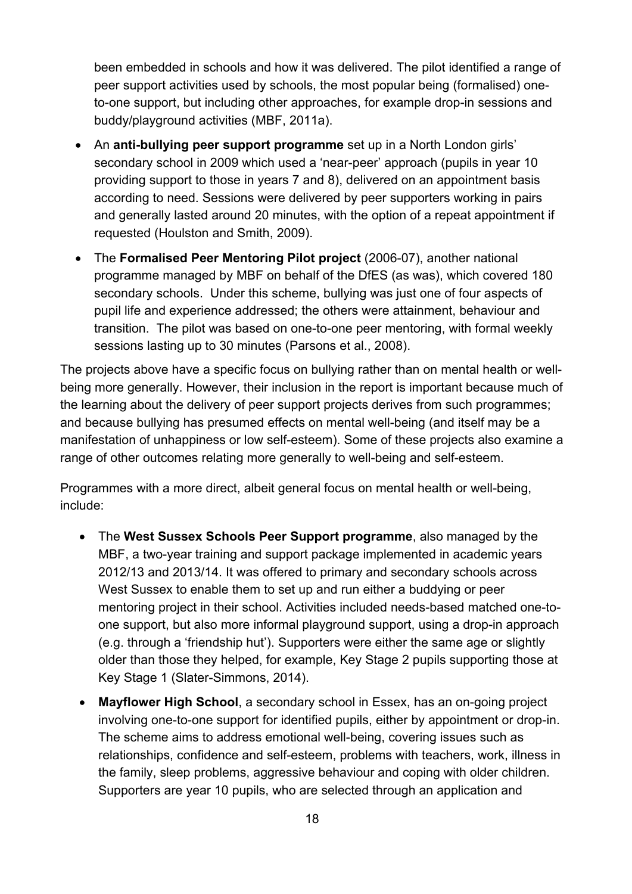been embedded in schools and how it was delivered. The pilot identified a range of peer support activities used by schools, the most popular being (formalised) one-to-one support, but including other approaches, for example drop-in sessions and buddy/playground activities (MBF, 2011a).

- An **anti-bullying peer support programme** set up in a North London girls' secondary school in 2009 which used a 'near-peer' approach (pupils in year 10 providing support to those in years 7 and 8), delivered on an appointment basis according to need. Sessions were delivered by peer supporters working in pairs and generally lasted around 20 minutes, with the option of a repeat appointment if requested (Houlston and Smith, 2009).
- The **Formalised Peer Mentoring Pilot project** (2006-07), another national programme managed by MBF on behalf of the DfES (as was), which covered 180 secondary schools. Under this scheme, bullying was just one of four aspects of pupil life and experience addressed; the others were attainment, behaviour and transition. The pilot was based on one-to-one peer mentoring, with formal weekly sessions lasting up to 30 minutes (Parsons et al., 2008).

The projects above have a specific focus on bullying rather than on mental health or well-being more generally. However, their inclusion in the report is important because much of the learning about the delivery of peer support projects derives from such programmes; and because bullying has presumed effects on mental well-being (and itself may be a manifestation of unhappiness or low self-esteem). Some of these projects also examine a range of other outcomes relating more generally to well-being and self-esteem.

Programmes with a more direct, albeit general focus on mental health or well-being, include:

- The **West Sussex Schools Peer Support programme**, also managed by the MBF, a two-year training and support package implemented in academic years 2012/13 and 2013/14. It was offered to primary and secondary schools across West Sussex to enable them to set up and run either a buddying or peer mentoring project in their school. Activities included needs-based matched one-to-one support, but also more informal playground support, using a drop-in approach (e.g. through a 'friendship hut'). Supporters were either the same age or slightly older than those they helped, for example, Key Stage 2 pupils supporting those at Key Stage 1 (Slater-Simmons, 2014).
- **Mayflower High School**, a secondary school in Essex, has an on-going project involving one-to-one support for identified pupils, either by appointment or drop-in. The scheme aims to address emotional well-being, covering issues such as relationships, confidence and self-esteem, problems with teachers, work, illness in the family, sleep problems, aggressive behaviour and coping with older children. Supporters are year 10 pupils, who are selected through an application and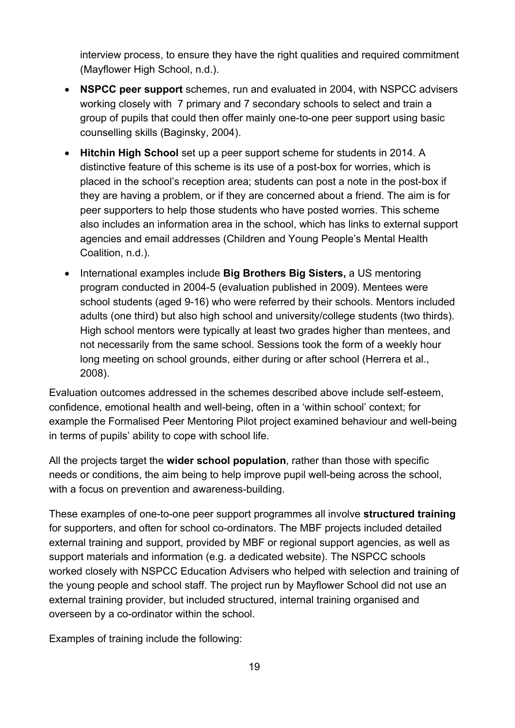interview process, to ensure they have the right qualities and required commitment (Mayflower High School, n.d.).

- **NSPCC peer support** schemes, run and evaluated in 2004, with NSPCC advisers working closely with 7 primary and 7 secondary schools to select and train a group of pupils that could then offer mainly one-to-one peer support using basic counselling skills (Baginsky, 2004).
- **Hitchin High School** set up a peer support scheme for students in 2014. A distinctive feature of this scheme is its use of a post-box for worries, which is placed in the school's reception area; students can post a note in the post-box if they are having a problem, or if they are concerned about a friend. The aim is for peer supporters to help those students who have posted worries. This scheme also includes an information area in the school, which has links to external support agencies and email addresses (Children and Young People's Mental Health Coalition, n.d.).
- International examples include **Big Brothers Big Sisters,** a US mentoring program conducted in 2004-5 (evaluation published in 2009). Mentees were school students (aged 9-16) who were referred by their schools. Mentors included adults (one third) but also high school and university/college students (two thirds). High school mentors were typically at least two grades higher than mentees, and not necessarily from the same school. Sessions took the form of a weekly hour long meeting on school grounds, either during or after school (Herrera et al., 2008).

Evaluation outcomes addressed in the schemes described above include self-esteem, confidence, emotional health and well-being, often in a 'within school' context; for example the Formalised Peer Mentoring Pilot project examined behaviour and well-being in terms of pupils' ability to cope with school life.

All the projects target the **wider school population**, rather than those with specific needs or conditions, the aim being to help improve pupil well-being across the school, with a focus on prevention and awareness-building.

These examples of one-to-one peer support programmes all involve **structured training** for supporters, and often for school co-ordinators. The MBF projects included detailed external training and support, provided by MBF or regional support agencies, as well as support materials and information (e.g. a dedicated website). The NSPCC schools worked closely with NSPCC Education Advisers who helped with selection and training of the young people and school staff. The project run by Mayflower School did not use an external training provider, but included structured, internal training organised and overseen by a co-ordinator within the school.

Examples of training include the following: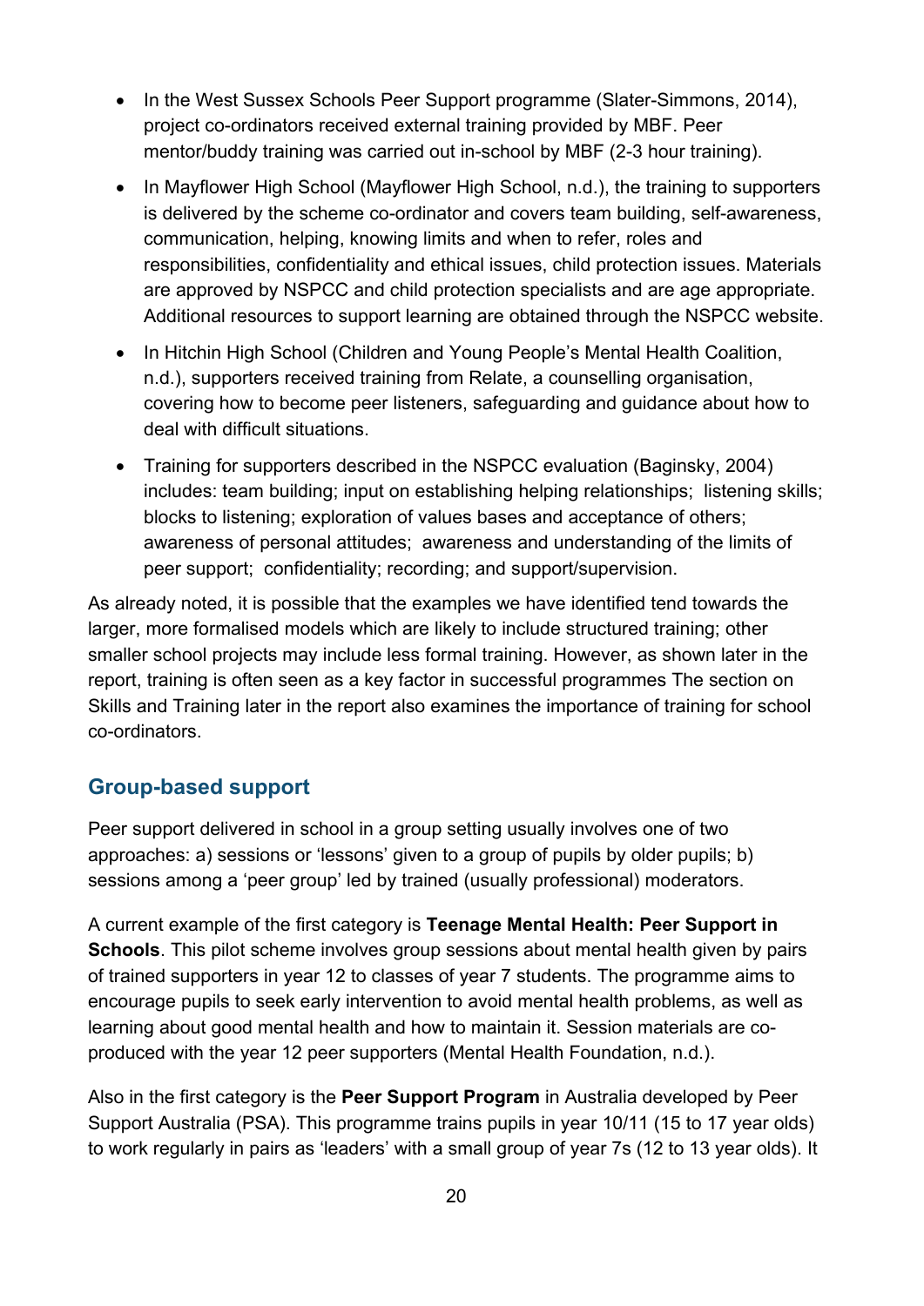- In the West Sussex Schools Peer Support programme (Slater-Simmons, 2014), project co-ordinators received external training provided by MBF. Peer mentor/buddy training was carried out in-school by MBF (2-3 hour training).
- In Mayflower High School (Mayflower High School, n.d.), the training to supporters is delivered by the scheme co-ordinator and covers team building, self-awareness, communication, helping, knowing limits and when to refer, roles and responsibilities, confidentiality and ethical issues, child protection issues. Materials are approved by NSPCC and child protection specialists and are age appropriate. Additional resources to support learning are obtained through the NSPCC website.
- In Hitchin High School (Children and Young People's Mental Health Coalition, n.d.), supporters received training from Relate, a counselling organisation, covering how to become peer listeners, safeguarding and guidance about how to deal with difficult situations.
- Training for supporters described in the NSPCC evaluation (Baginsky, 2004) includes: team building; input on establishing helping relationships; listening skills; blocks to listening; exploration of values bases and acceptance of others; awareness of personal attitudes; awareness and understanding of the limits of peer support; confidentiality; recording; and support/supervision.

As already noted, it is possible that the examples we have identified tend towards the larger, more formalised models which are likely to include structured training; other smaller school projects may include less formal training. However, as shown later in the report, training is often seen as a key factor in successful programmes The section on Skills and Training later in the report also examines the importance of training for school co-ordinators.

## Group-based support

Peer support delivered in school in a group setting usually involves one of two approaches: a) sessions or 'lessons' given to a group of pupils by older pupils; b) sessions among a 'peer group' led by trained (usually professional) moderators.

A current example of the first category is **Teenage Mental Health: Peer Support in Schools**. This pilot scheme involves group sessions about mental health given by pairs of trained supporters in year 12 to classes of year 7 students. The programme aims to encourage pupils to seek early intervention to avoid mental health problems, as well as learning about good mental health and how to maintain it. Session materials are co-produced with the year 12 peer supporters (Mental Health Foundation, n.d.).

Also in the first category is the **Peer Support Program** in Australia developed by Peer Support Australia (PSA). This programme trains pupils in year 10/11 (15 to 17 year olds) to work regularly in pairs as 'leaders' with a small group of year 7s (12 to 13 year olds). It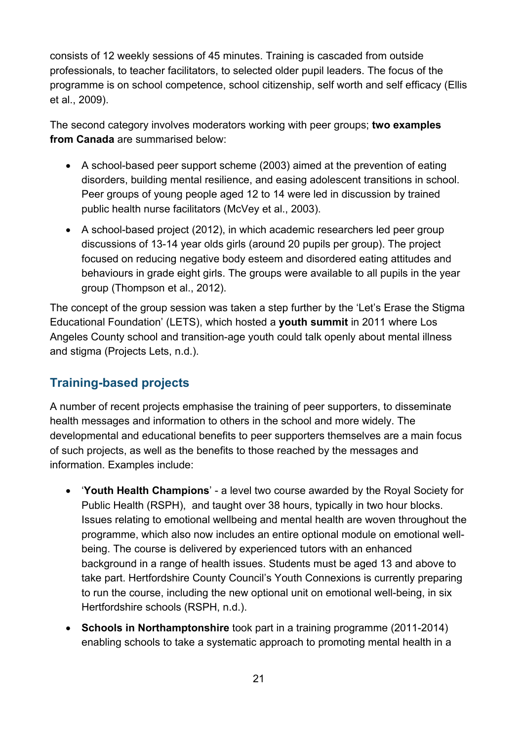consists of 12 weekly sessions of 45 minutes. Training is cascaded from outside professionals, to teacher facilitators, to selected older pupil leaders. The focus of the programme is on school competence, school citizenship, self worth and self efficacy (Ellis et al., 2009).

The second category involves moderators working with peer groups; **two examples from Canada** are summarised below:

- A school-based peer support scheme (2003) aimed at the prevention of eating disorders, building mental resilience, and easing adolescent transitions in school. Peer groups of young people aged 12 to 14 were led in discussion by trained public health nurse facilitators (McVey et al., 2003).
- A school-based project (2012), in which academic researchers led peer group discussions of 13-14 year olds girls (around 20 pupils per group). The project focused on reducing negative body esteem and disordered eating attitudes and behaviours in grade eight girls. The groups were available to all pupils in the year group (Thompson et al., 2012).

The concept of the group session was taken a step further by the 'Let's Erase the Stigma Educational Foundation' (LETS), which hosted a **youth summit** in 2011 where Los Angeles County school and transition-age youth could talk openly about mental illness and stigma (Projects Lets, n.d.).

## Training-based projects

A number of recent projects emphasise the training of peer supporters, to disseminate health messages and information to others in the school and more widely. The developmental and educational benefits to peer supporters themselves are a main focus of such projects, as well as the benefits to those reached by the messages and information. Examples include:

- '**Youth Health Champions**' - a level two course awarded by the Royal Society for Public Health (RSPH), and taught over 38 hours, typically in two hour blocks. Issues relating to emotional wellbeing and mental health are woven throughout the programme, which also now includes an entire optional module on emotional well-being. The course is delivered by experienced tutors with an enhanced background in a range of health issues. Students must be aged 13 and above to take part. Hertfordshire County Council's Youth Connexions is currently preparing to run the course, including the new optional unit on emotional well-being, in six Hertfordshire schools (RSPH, n.d.).
- **Schools in Northamptonshire** took part in a training programme (2011-2014) enabling schools to take a systematic approach to promoting mental health in a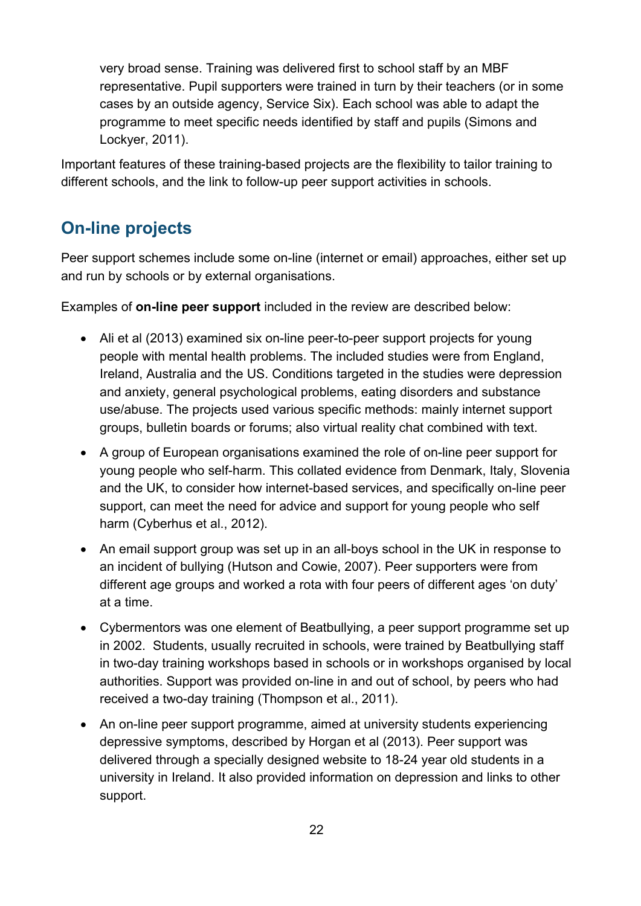very broad sense. Training was delivered first to school staff by an MBF representative. Pupil supporters were trained in turn by their teachers (or in some cases by an outside agency, Service Six). Each school was able to adapt the programme to meet specific needs identified by staff and pupils (Simons and Lockyer, 2011).

Important features of these training-based projects are the flexibility to tailor training to different schools, and the link to follow-up peer support activities in schools.

## On-line projects

Peer support schemes include some on-line (internet or email) approaches, either set up and run by schools or by external organisations.

Examples of **on-line peer support** included in the review are described below:

- Ali et al (2013) examined six on-line peer-to-peer support projects for young people with mental health problems. The included studies were from England, Ireland, Australia and the US. Conditions targeted in the studies were depression and anxiety, general psychological problems, eating disorders and substance use/abuse. The projects used various specific methods: mainly internet support groups, bulletin boards or forums; also virtual reality chat combined with text.
- A group of European organisations examined the role of on-line peer support for young people who self-harm. This collated evidence from Denmark, Italy, Slovenia and the UK, to consider how internet-based services, and specifically on-line peer support, can meet the need for advice and support for young people who self harm (Cyberhus et al., 2012).
- An email support group was set up in an all-boys school in the UK in response to an incident of bullying (Hutson and Cowie, 2007). Peer supporters were from different age groups and worked a rota with four peers of different ages 'on duty' at a time.
- Cybermentors was one element of Beatbullying, a peer support programme set up in 2002. Students, usually recruited in schools, were trained by Beatbullying staff in two-day training workshops based in schools or in workshops organised by local authorities. Support was provided on-line in and out of school, by peers who had received a two-day training (Thompson et al., 2011).
- An on-line peer support programme, aimed at university students experiencing depressive symptoms, described by Horgan et al (2013). Peer support was delivered through a specially designed website to 18-24 year old students in a university in Ireland. It also provided information on depression and links to other support.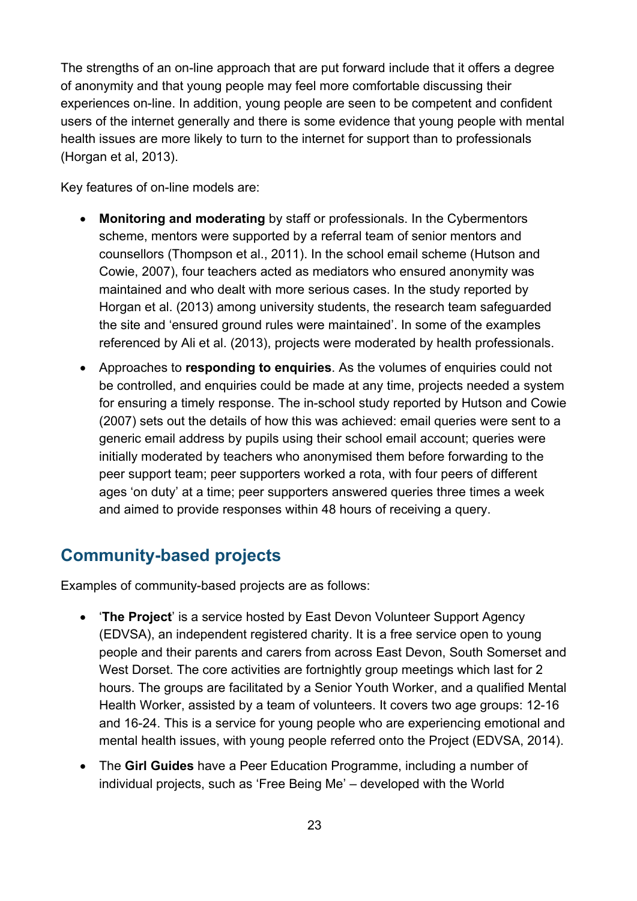The strengths of an on-line approach that are put forward include that it offers a degree of anonymity and that young people may feel more comfortable discussing their experiences on-line. In addition, young people are seen to be competent and confident users of the internet generally and there is some evidence that young people with mental health issues are more likely to turn to the internet for support than to professionals (Horgan et al, 2013).

Key features of on-line models are:

- **Monitoring and moderating** by staff or professionals. In the Cybermentors scheme, mentors were supported by a referral team of senior mentors and counsellors (Thompson et al., 2011). In the school email scheme (Hutson and Cowie, 2007), four teachers acted as mediators who ensured anonymity was maintained and who dealt with more serious cases. In the study reported by Horgan et al. (2013) among university students, the research team safeguarded the site and 'ensured ground rules were maintained'. In some of the examples referenced by Ali et al. (2013), projects were moderated by health professionals.
- Approaches to **responding to enquiries**. As the volumes of enquiries could not be controlled, and enquiries could be made at any time, projects needed a system for ensuring a timely response. The in-school study reported by Hutson and Cowie (2007) sets out the details of how this was achieved: email queries were sent to a generic email address by pupils using their school email account; queries were initially moderated by teachers who anonymised them before forwarding to the peer support team; peer supporters worked a rota, with four peers of different ages 'on duty' at a time; peer supporters answered queries three times a week and aimed to provide responses within 48 hours of receiving a query.

## Community-based projects

Examples of community-based projects are as follows:

- '**The Project**' is a service hosted by East Devon Volunteer Support Agency (EDVSA), an independent registered charity. It is a free service open to young people and their parents and carers from across East Devon, South Somerset and West Dorset. The core activities are fortnightly group meetings which last for 2 hours. The groups are facilitated by a Senior Youth Worker, and a qualified Mental Health Worker, assisted by a team of volunteers. It covers two age groups: 12-16 and 16-24. This is a service for young people who are experiencing emotional and mental health issues, with young people referred onto the Project (EDVSA, 2014).
- The **Girl Guides** have a Peer Education Programme, including a number of individual projects, such as 'Free Being Me' – developed with the World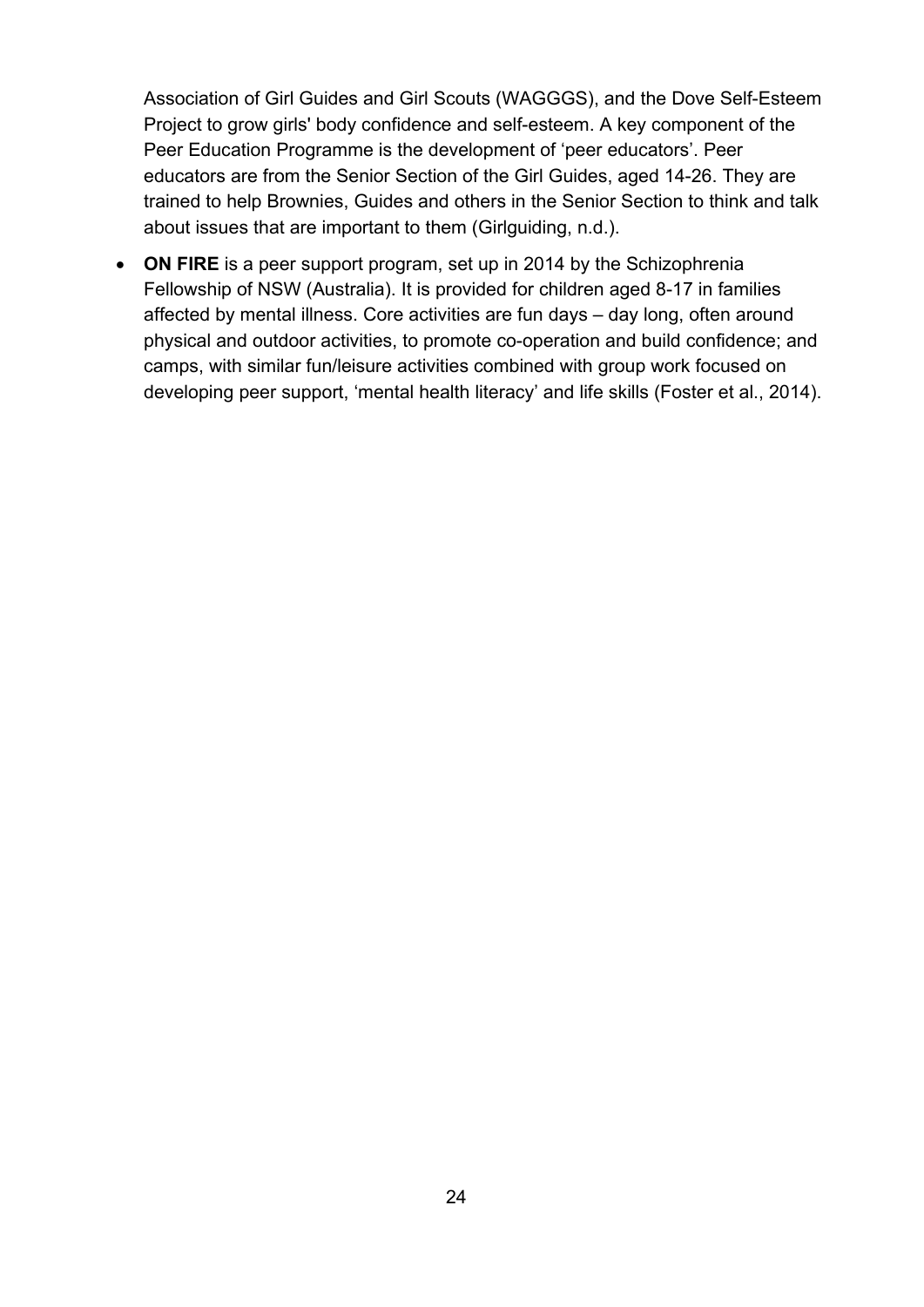Association of Girl Guides and Girl Scouts (WAGGGS), and the Dove Self-Esteem Project to grow girls' body confidence and self-esteem. A key component of the Peer Education Programme is the development of 'peer educators'. Peer educators are from the Senior Section of the Girl Guides, aged 14-26. They are trained to help Brownies, Guides and others in the Senior Section to think and talk about issues that are important to them (Girlguiding, n.d.).

- **ON FIRE** is a peer support program, set up in 2014 by the Schizophrenia Fellowship of NSW (Australia). It is provided for children aged 8-17 in families affected by mental illness. Core activities are fun days – day long, often around physical and outdoor activities, to promote co-operation and build confidence; and camps, with similar fun/leisure activities combined with group work focused on developing peer support, 'mental health literacy' and life skills (Foster et al., 2014).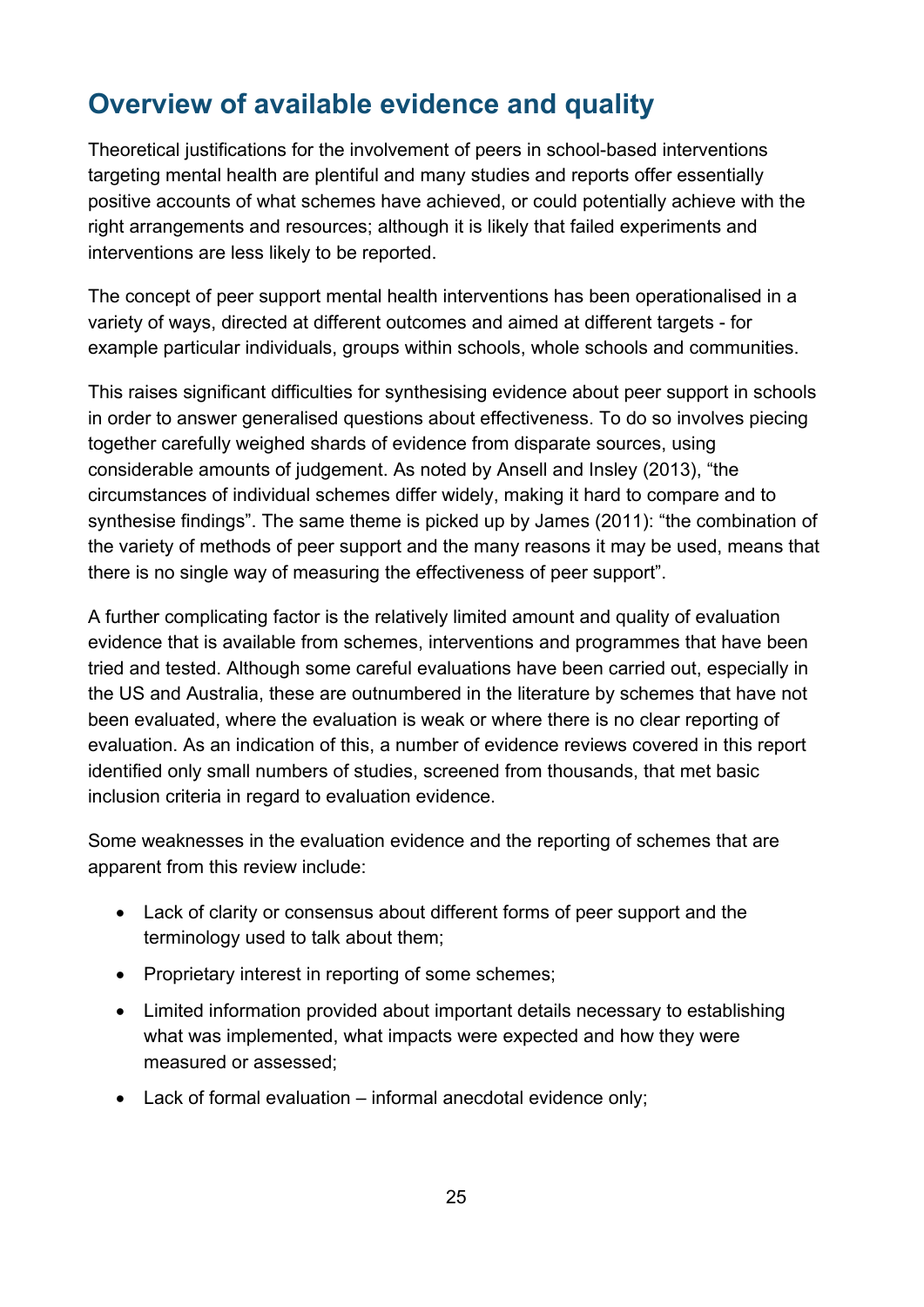## Overview of available evidence and quality

Theoretical justifications for the involvement of peers in school-based interventions targeting mental health are plentiful and many studies and reports offer essentially positive accounts of what schemes have achieved, or could potentially achieve with the right arrangements and resources; although it is likely that failed experiments and interventions are less likely to be reported.

The concept of peer support mental health interventions has been operationalised in a variety of ways, directed at different outcomes and aimed at different targets - for example particular individuals, groups within schools, whole schools and communities.

This raises significant difficulties for synthesising evidence about peer support in schools in order to answer generalised questions about effectiveness. To do so involves piecing together carefully weighed shards of evidence from disparate sources, using considerable amounts of judgement. As noted by Ansell and Insley (2013), "the circumstances of individual schemes differ widely, making it hard to compare and to synthesise findings". The same theme is picked up by James (2011): "the combination of the variety of methods of peer support and the many reasons it may be used, means that there is no single way of measuring the effectiveness of peer support".

A further complicating factor is the relatively limited amount and quality of evaluation evidence that is available from schemes, interventions and programmes that have been tried and tested. Although some careful evaluations have been carried out, especially in the US and Australia, these are outnumbered in the literature by schemes that have not been evaluated, where the evaluation is weak or where there is no clear reporting of evaluation. As an indication of this, a number of evidence reviews covered in this report identified only small numbers of studies, screened from thousands, that met basic inclusion criteria in regard to evaluation evidence.

Some weaknesses in the evaluation evidence and the reporting of schemes that are apparent from this review include:

- Lack of clarity or consensus about different forms of peer support and the terminology used to talk about them;
- Proprietary interest in reporting of some schemes;
- Limited information provided about important details necessary to establishing what was implemented, what impacts were expected and how they were measured or assessed;
- Lack of formal evaluation – informal anecdotal evidence only;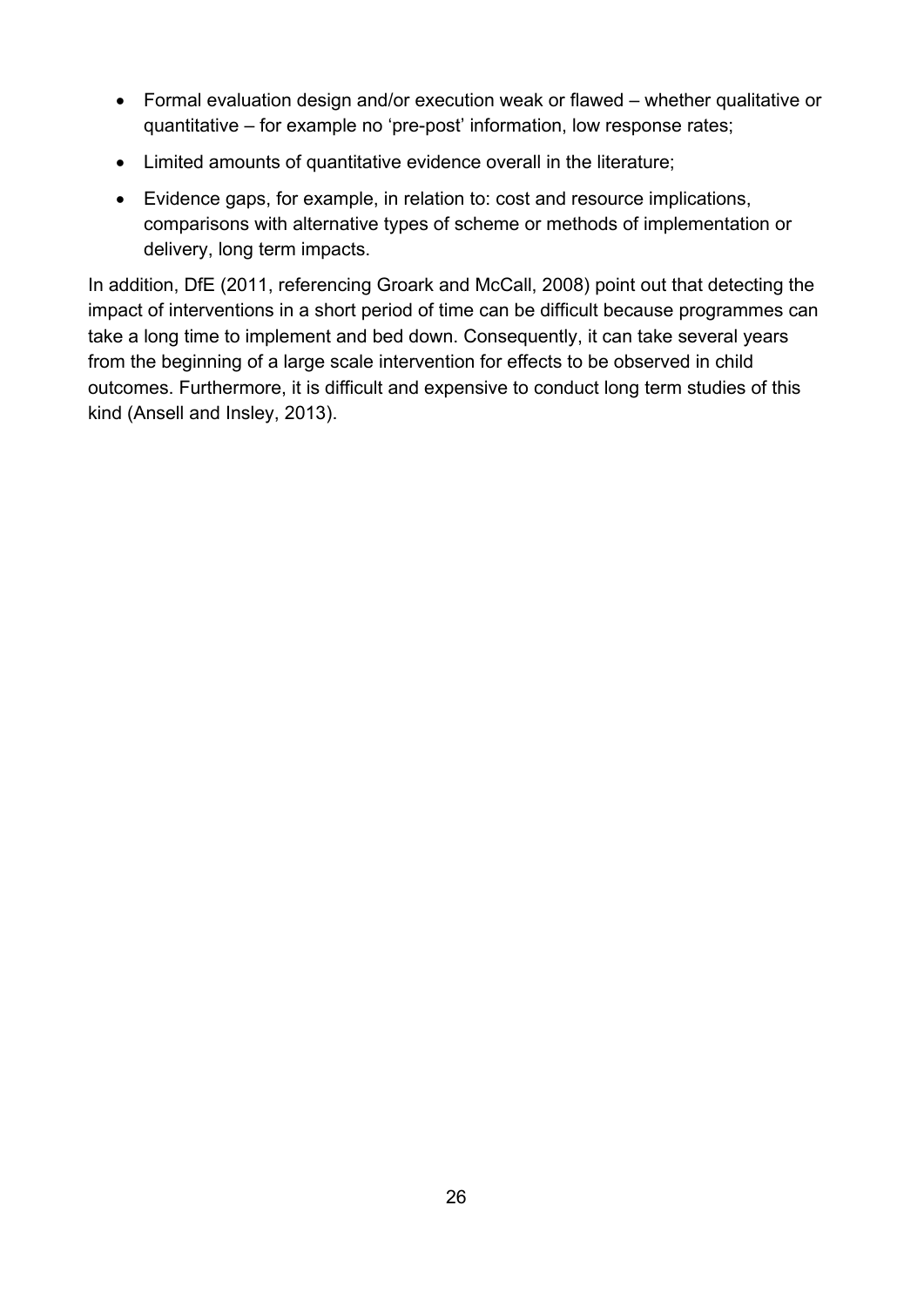- Formal evaluation design and/or execution weak or flawed – whether qualitative or quantitative – for example no 'pre-post' information, low response rates;
- Limited amounts of quantitative evidence overall in the literature;
- Evidence gaps, for example, in relation to: cost and resource implications, comparisons with alternative types of scheme or methods of implementation or delivery, long term impacts.

In addition, DfE (2011, referencing Groark and McCall, 2008) point out that detecting the impact of interventions in a short period of time can be difficult because programmes can take a long time to implement and bed down. Consequently, it can take several years from the beginning of a large scale intervention for effects to be observed in child outcomes. Furthermore, it is difficult and expensive to conduct long term studies of this kind (Ansell and Insley, 2013).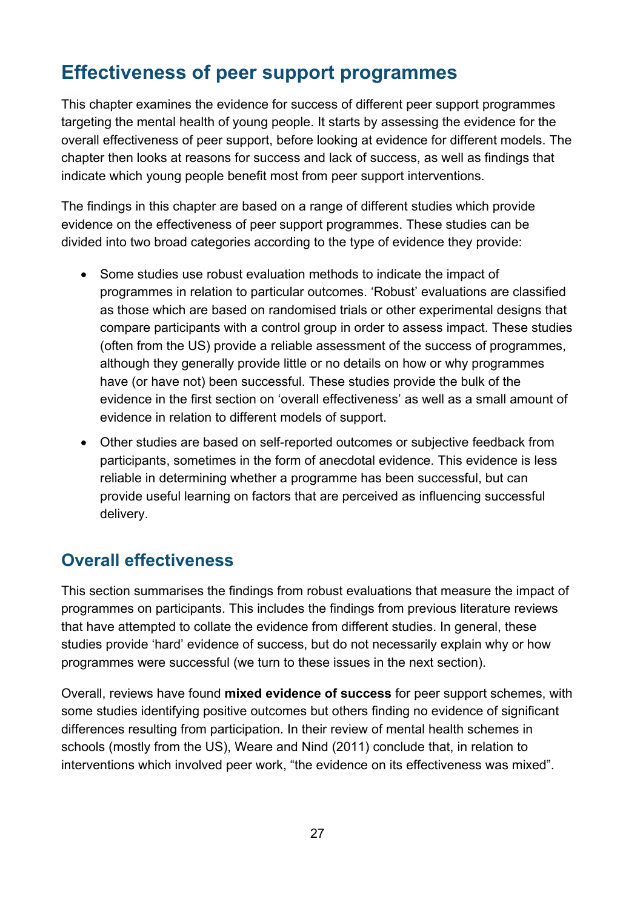## Effectiveness of peer support programmes

This chapter examines the evidence for success of different peer support programmes targeting the mental health of young people. It starts by assessing the evidence for the overall effectiveness of peer support, before looking at evidence for different models. The chapter then looks at reasons for success and lack of success, as well as findings that indicate which young people benefit most from peer support interventions.

The findings in this chapter are based on a range of different studies which provide evidence on the effectiveness of peer support programmes. These studies can be divided into two broad categories according to the type of evidence they provide:

- Some studies use robust evaluation methods to indicate the impact of programmes in relation to particular outcomes. 'Robust' evaluations are classified as those which are based on randomised trials or other experimental designs that compare participants with a control group in order to assess impact. These studies (often from the US) provide a reliable assessment of the success of programmes, although they generally provide little or no details on how or why programmes have (or have not) been successful. These studies provide the bulk of the evidence in the first section on 'overall effectiveness' as well as a small amount of evidence in relation to different models of support.
- Other studies are based on self-reported outcomes or subjective feedback from participants, sometimes in the form of anecdotal evidence. This evidence is less reliable in determining whether a programme has been successful, but can provide useful learning on factors that are perceived as influencing successful delivery.

### Overall effectiveness

This section summarises the findings from robust evaluations that measure the impact of programmes on participants. This includes the findings from previous literature reviews that have attempted to collate the evidence from different studies. In general, these studies provide 'hard' evidence of success, but do not necessarily explain why or how programmes were successful (we turn to these issues in the next section).

Overall, reviews have found **mixed evidence of success** for peer support schemes, with some studies identifying positive outcomes but others finding no evidence of significant differences resulting from participation. In their review of mental health schemes in schools (mostly from the US), Weare and Nind (2011) conclude that, in relation to interventions which involved peer work, "the evidence on its effectiveness was mixed".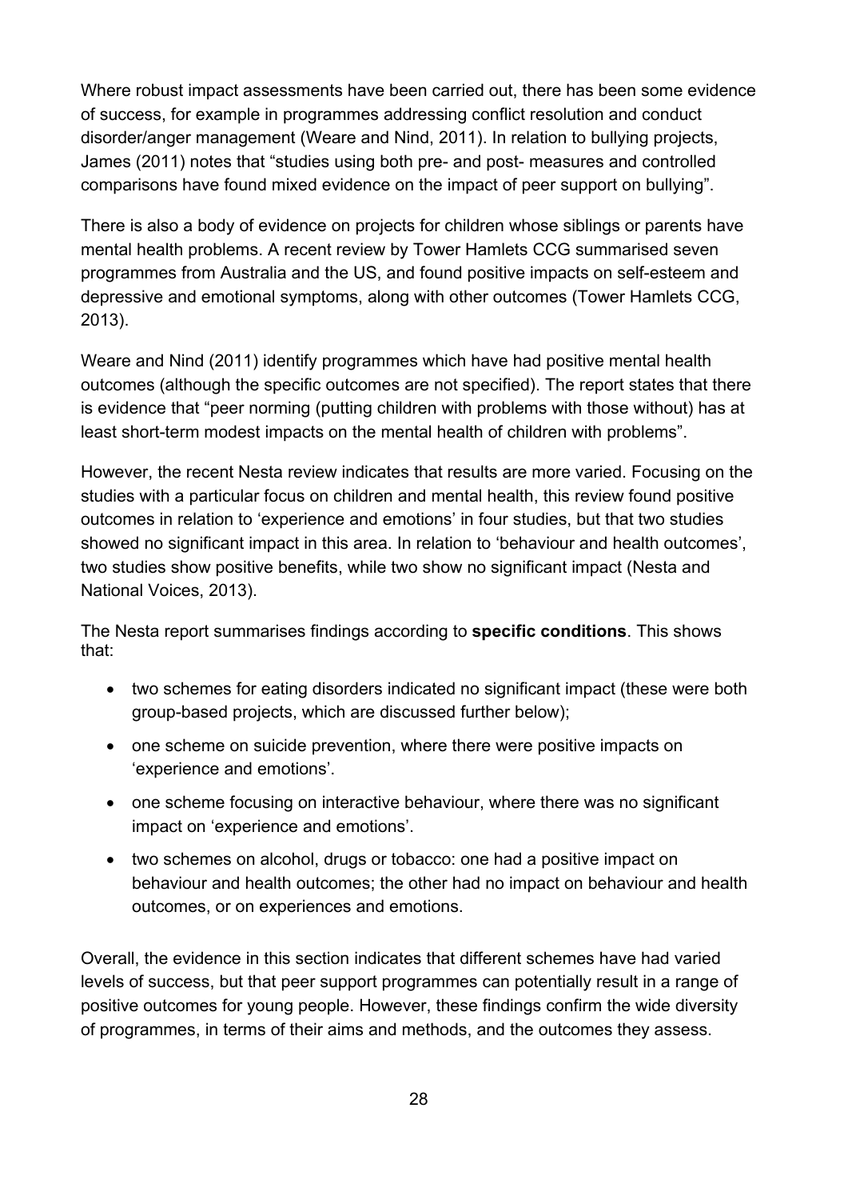Where robust impact assessments have been carried out, there has been some evidence of success, for example in programmes addressing conflict resolution and conduct disorder/anger management (Weare and Nind, 2011). In relation to bullying projects, James (2011) notes that "studies using both pre- and post- measures and controlled comparisons have found mixed evidence on the impact of peer support on bullying".

There is also a body of evidence on projects for children whose siblings or parents have mental health problems. A recent review by Tower Hamlets CCG summarised seven programmes from Australia and the US, and found positive impacts on self-esteem and depressive and emotional symptoms, along with other outcomes (Tower Hamlets CCG, 2013).

Weare and Nind (2011) identify programmes which have had positive mental health outcomes (although the specific outcomes are not specified). The report states that there is evidence that "peer norming (putting children with problems with those without) has at least short-term modest impacts on the mental health of children with problems".

However, the recent Nesta review indicates that results are more varied. Focusing on the studies with a particular focus on children and mental health, this review found positive outcomes in relation to 'experience and emotions' in four studies, but that two studies showed no significant impact in this area. In relation to 'behaviour and health outcomes', two studies show positive benefits, while two show no significant impact (Nesta and National Voices, 2013).

The Nesta report summarises findings according to **specific conditions**. This shows that:

- two schemes for eating disorders indicated no significant impact (these were both group-based projects, which are discussed further below);
- one scheme on suicide prevention, where there were positive impacts on 'experience and emotions'.
- one scheme focusing on interactive behaviour, where there was no significant impact on 'experience and emotions'.
- two schemes on alcohol, drugs or tobacco: one had a positive impact on behaviour and health outcomes; the other had no impact on behaviour and health outcomes, or on experiences and emotions.

Overall, the evidence in this section indicates that different schemes have had varied levels of success, but that peer support programmes can potentially result in a range of positive outcomes for young people. However, these findings confirm the wide diversity of programmes, in terms of their aims and methods, and the outcomes they assess.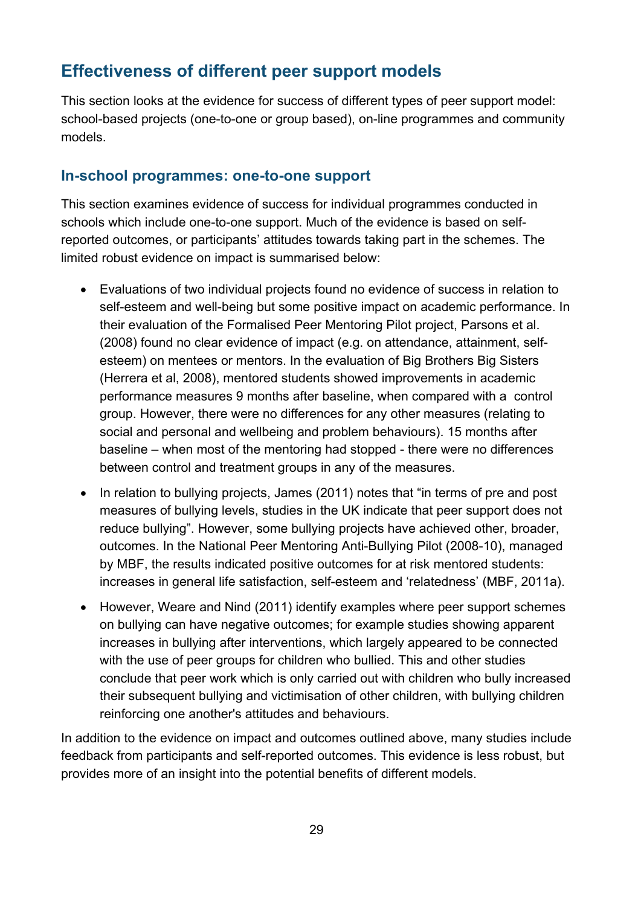## Effectiveness of different peer support models

This section looks at the evidence for success of different types of peer support model: school-based projects (one-to-one or group based), on-line programmes and community models.

### In-school programmes: one-to-one support

This section examines evidence of success for individual programmes conducted in schools which include one-to-one support. Much of the evidence is based on self-reported outcomes, or participants' attitudes towards taking part in the schemes. The limited robust evidence on impact is summarised below:

- Evaluations of two individual projects found no evidence of success in relation to self-esteem and well-being but some positive impact on academic performance. In their evaluation of the Formalised Peer Mentoring Pilot project, Parsons et al. (2008) found no clear evidence of impact (e.g. on attendance, attainment, self-esteem) on mentees or mentors. In the evaluation of Big Brothers Big Sisters (Herrera et al, 2008), mentored students showed improvements in academic performance measures 9 months after baseline, when compared with a control group. However, there were no differences for any other measures (relating to social and personal and wellbeing and problem behaviours). 15 months after baseline – when most of the mentoring had stopped - there were no differences between control and treatment groups in any of the measures.
- In relation to bullying projects, James (2011) notes that "in terms of pre and post measures of bullying levels, studies in the UK indicate that peer support does not reduce bullying". However, some bullying projects have achieved other, broader, outcomes. In the National Peer Mentoring Anti-Bullying Pilot (2008-10), managed by MBF, the results indicated positive outcomes for at risk mentored students: increases in general life satisfaction, self-esteem and 'relatedness' (MBF, 2011a).
- However, Weare and Nind (2011) identify examples where peer support schemes on bullying can have negative outcomes; for example studies showing apparent increases in bullying after interventions, which largely appeared to be connected with the use of peer groups for children who bullied. This and other studies conclude that peer work which is only carried out with children who bully increased their subsequent bullying and victimisation of other children, with bullying children reinforcing one another's attitudes and behaviours.

In addition to the evidence on impact and outcomes outlined above, many studies include feedback from participants and self-reported outcomes. This evidence is less robust, but provides more of an insight into the potential benefits of different models.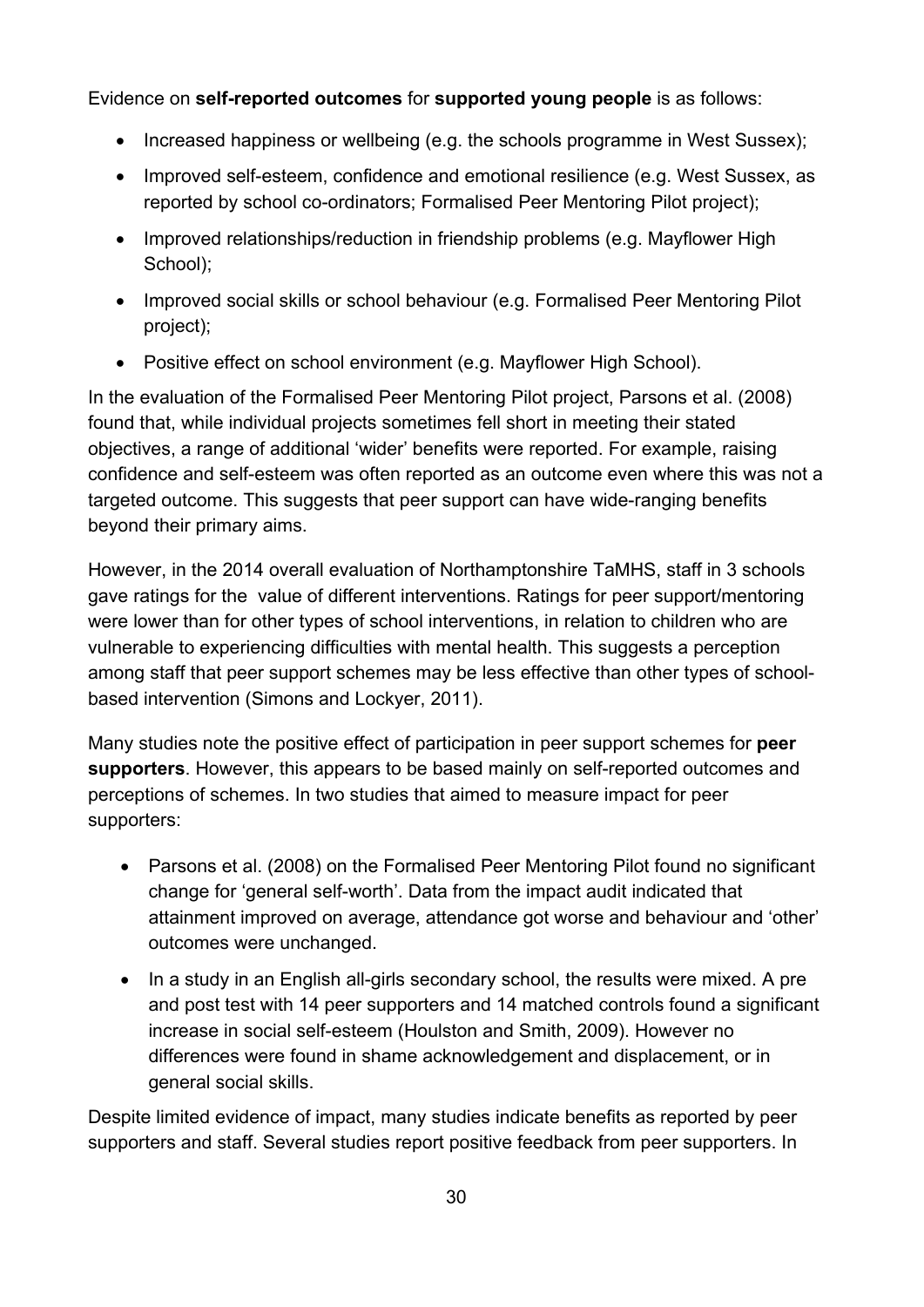Evidence on **self-reported outcomes** for **supported young people** is as follows:

- Increased happiness or wellbeing (e.g. the schools programme in West Sussex);
- Improved self-esteem, confidence and emotional resilience (e.g. West Sussex, as reported by school co-ordinators; Formalised Peer Mentoring Pilot project);
- Improved relationships/reduction in friendship problems (e.g. Mayflower High School);
- Improved social skills or school behaviour (e.g. Formalised Peer Mentoring Pilot project);
- Positive effect on school environment (e.g. Mayflower High School).

In the evaluation of the Formalised Peer Mentoring Pilot project, Parsons et al. (2008) found that, while individual projects sometimes fell short in meeting their stated objectives, a range of additional 'wider' benefits were reported. For example, raising confidence and self-esteem was often reported as an outcome even where this was not a targeted outcome. This suggests that peer support can have wide-ranging benefits beyond their primary aims.

However, in the 2014 overall evaluation of Northamptonshire TaMHS, staff in 3 schools gave ratings for the value of different interventions. Ratings for peer support/mentoring were lower than for other types of school interventions, in relation to children who are vulnerable to experiencing difficulties with mental health. This suggests a perception among staff that peer support schemes may be less effective than other types of school-based intervention (Simons and Lockyer, 2011).

Many studies note the positive effect of participation in peer support schemes for **peer supporters**. However, this appears to be based mainly on self-reported outcomes and perceptions of schemes. In two studies that aimed to measure impact for peer supporters:

- Parsons et al. (2008) on the Formalised Peer Mentoring Pilot found no significant change for 'general self-worth'. Data from the impact audit indicated that attainment improved on average, attendance got worse and behaviour and 'other' outcomes were unchanged.
- In a study in an English all-girls secondary school, the results were mixed. A pre and post test with 14 peer supporters and 14 matched controls found a significant increase in social self-esteem (Houlston and Smith, 2009). However no differences were found in shame acknowledgement and displacement, or in general social skills.

Despite limited evidence of impact, many studies indicate benefits as reported by peer supporters and staff. Several studies report positive feedback from peer supporters. In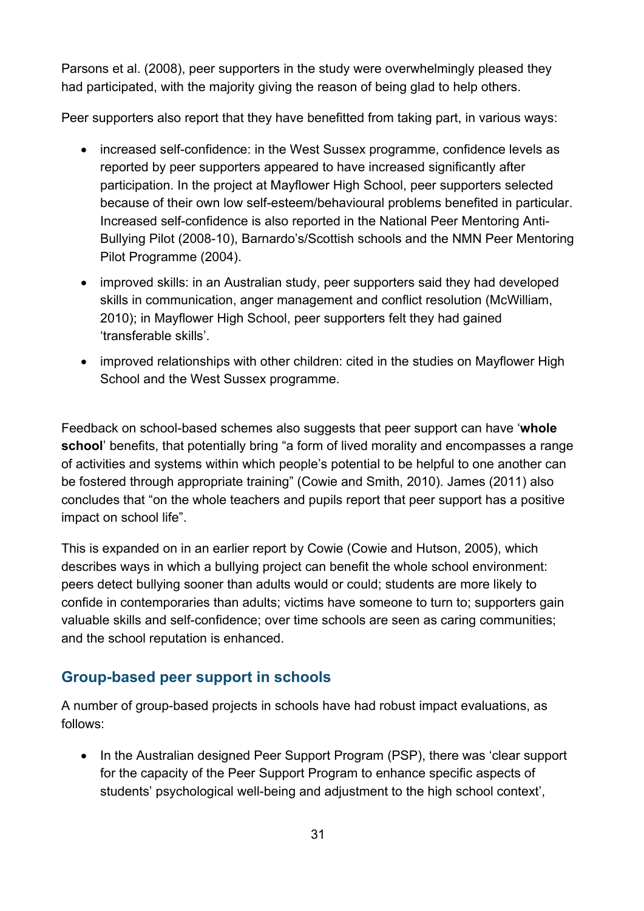Parsons et al. (2008), peer supporters in the study were overwhelmingly pleased they had participated, with the majority giving the reason of being glad to help others.

Peer supporters also report that they have benefitted from taking part, in various ways:

- increased self-confidence: in the West Sussex programme, confidence levels as reported by peer supporters appeared to have increased significantly after participation. In the project at Mayflower High School, peer supporters selected because of their own low self-esteem/behavioural problems benefited in particular. Increased self-confidence is also reported in the National Peer Mentoring Anti-Bullying Pilot (2008-10), Barnardo's/Scottish schools and the NMN Peer Mentoring Pilot Programme (2004).
- improved skills: in an Australian study, peer supporters said they had developed skills in communication, anger management and conflict resolution (McWilliam, 2010); in Mayflower High School, peer supporters felt they had gained 'transferable skills'.
- improved relationships with other children: cited in the studies on Mayflower High School and the West Sussex programme.

Feedback on school-based schemes also suggests that peer support can have '**whole school**' benefits, that potentially bring "a form of lived morality and encompasses a range of activities and systems within which people's potential to be helpful to one another can be fostered through appropriate training" (Cowie and Smith, 2010). James (2011) also concludes that "on the whole teachers and pupils report that peer support has a positive impact on school life".

This is expanded on in an earlier report by Cowie (Cowie and Hutson, 2005), which describes ways in which a bullying project can benefit the whole school environment: peers detect bullying sooner than adults would or could; students are more likely to confide in contemporaries than adults; victims have someone to turn to; supporters gain valuable skills and self-confidence; over time schools are seen as caring communities; and the school reputation is enhanced.

## Group-based peer support in schools

A number of group-based projects in schools have had robust impact evaluations, as follows:

- In the Australian designed Peer Support Program (PSP), there was 'clear support for the capacity of the Peer Support Program to enhance specific aspects of students' psychological well-being and adjustment to the high school context',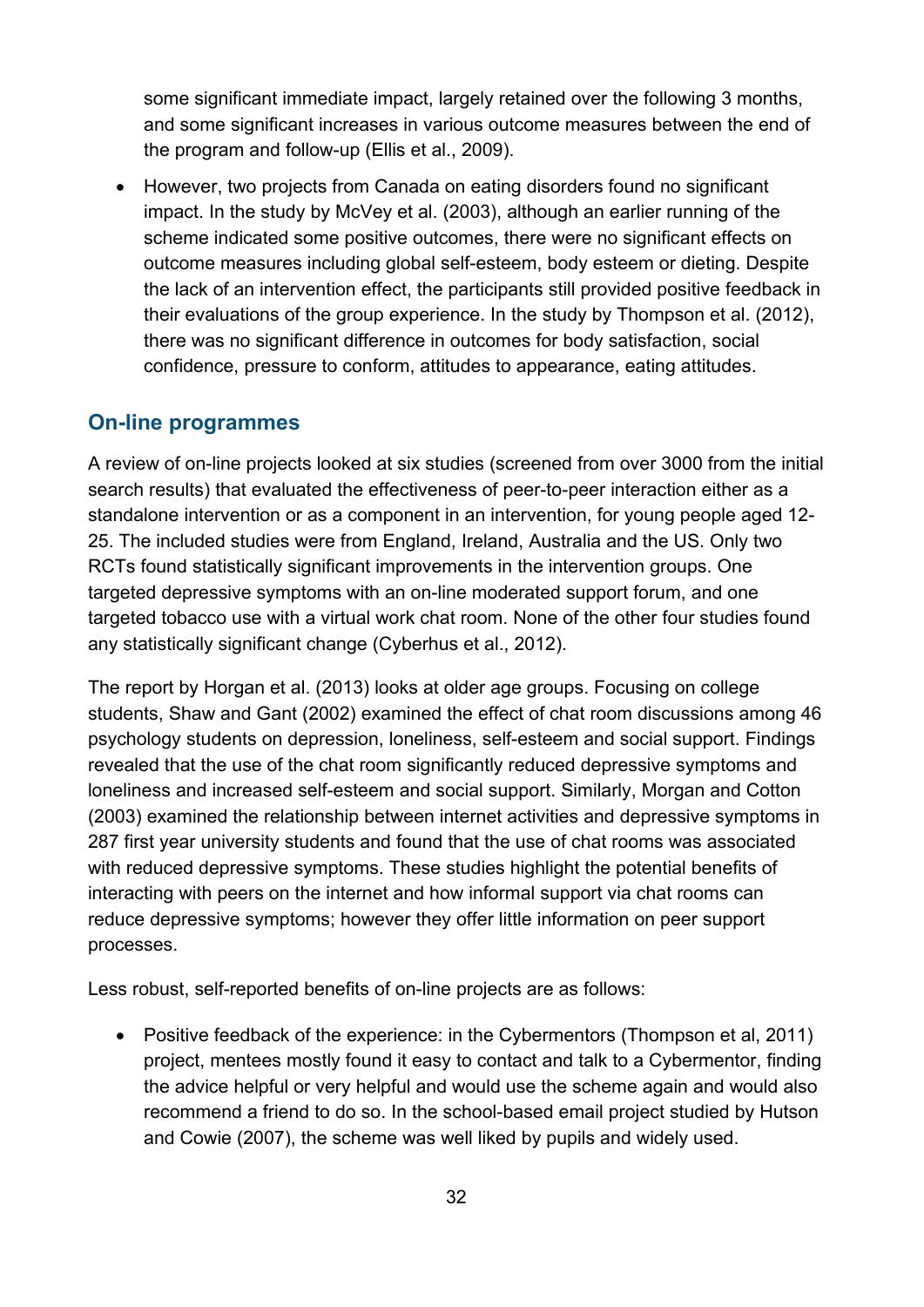some significant immediate impact, largely retained over the following 3 months, and some significant increases in various outcome measures between the end of the program and follow-up (Ellis et al., 2009).

- However, two projects from Canada on eating disorders found no significant impact. In the study by McVey et al. (2003), although an earlier running of the scheme indicated some positive outcomes, there were no significant effects on outcome measures including global self-esteem, body esteem or dieting. Despite the lack of an intervention effect, the participants still provided positive feedback in their evaluations of the group experience. In the study by Thompson et al. (2012), there was no significant difference in outcomes for body satisfaction, social confidence, pressure to conform, attitudes to appearance, eating attitudes.

## On-line programmes

A review of on-line projects looked at six studies (screened from over 3000 from the initial search results) that evaluated the effectiveness of peer-to-peer interaction either as a standalone intervention or as a component in an intervention, for young people aged 12-25. The included studies were from England, Ireland, Australia and the US. Only two RCTs found statistically significant improvements in the intervention groups. One targeted depressive symptoms with an on-line moderated support forum, and one targeted tobacco use with a virtual work chat room. None of the other four studies found any statistically significant change (Cyberhus et al., 2012).

The report by Horgan et al. (2013) looks at older age groups. Focusing on college students, Shaw and Gant (2002) examined the effect of chat room discussions among 46 psychology students on depression, loneliness, self-esteem and social support. Findings revealed that the use of the chat room significantly reduced depressive symptoms and loneliness and increased self-esteem and social support. Similarly, Morgan and Cotton (2003) examined the relationship between internet activities and depressive symptoms in 287 first year university students and found that the use of chat rooms was associated with reduced depressive symptoms. These studies highlight the potential benefits of interacting with peers on the internet and how informal support via chat rooms can reduce depressive symptoms; however they offer little information on peer support processes.

Less robust, self-reported benefits of on-line projects are as follows:

- Positive feedback of the experience: in the Cybermentors (Thompson et al, 2011) project, mentees mostly found it easy to contact and talk to a Cybermentor, finding the advice helpful or very helpful and would use the scheme again and would also recommend a friend to do so. In the school-based email project studied by Hutson and Cowie (2007), the scheme was well liked by pupils and widely used.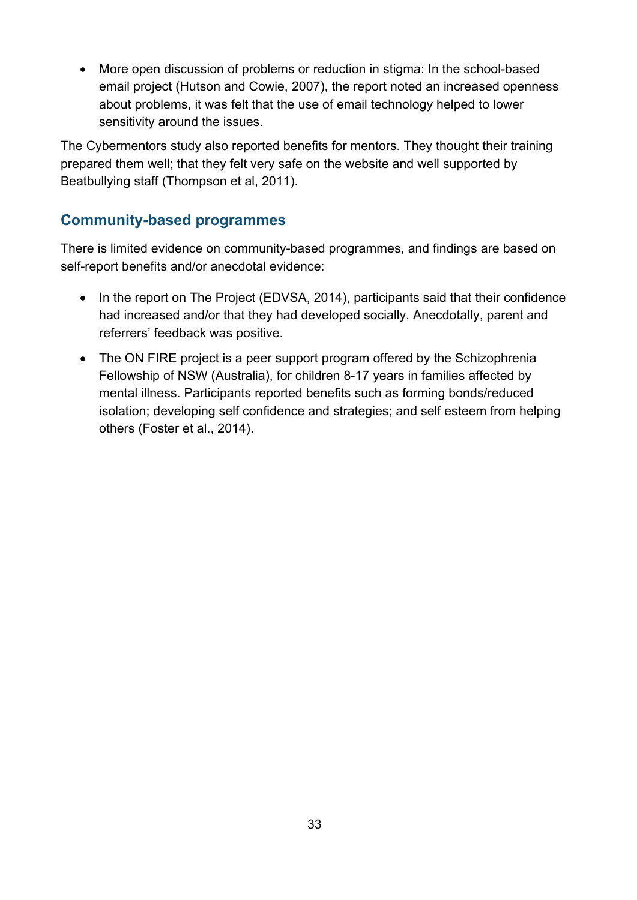- More open discussion of problems or reduction in stigma: In the school-based email project (Hutson and Cowie, 2007), the report noted an increased openness about problems, it was felt that the use of email technology helped to lower sensitivity around the issues.

The Cybermentors study also reported benefits for mentors. They thought their training prepared them well; that they felt very safe on the website and well supported by Beatbullying staff (Thompson et al, 2011).

### Community-based programmes

There is limited evidence on community-based programmes, and findings are based on self-report benefits and/or anecdotal evidence:

- In the report on The Project (EDVSA, 2014), participants said that their confidence had increased and/or that they had developed socially. Anecdotally, parent and referrers' feedback was positive.
- The ON FIRE project is a peer support program offered by the Schizophrenia Fellowship of NSW (Australia), for children 8-17 years in families affected by mental illness. Participants reported benefits such as forming bonds/reduced isolation; developing self confidence and strategies; and self esteem from helping others (Foster et al., 2014).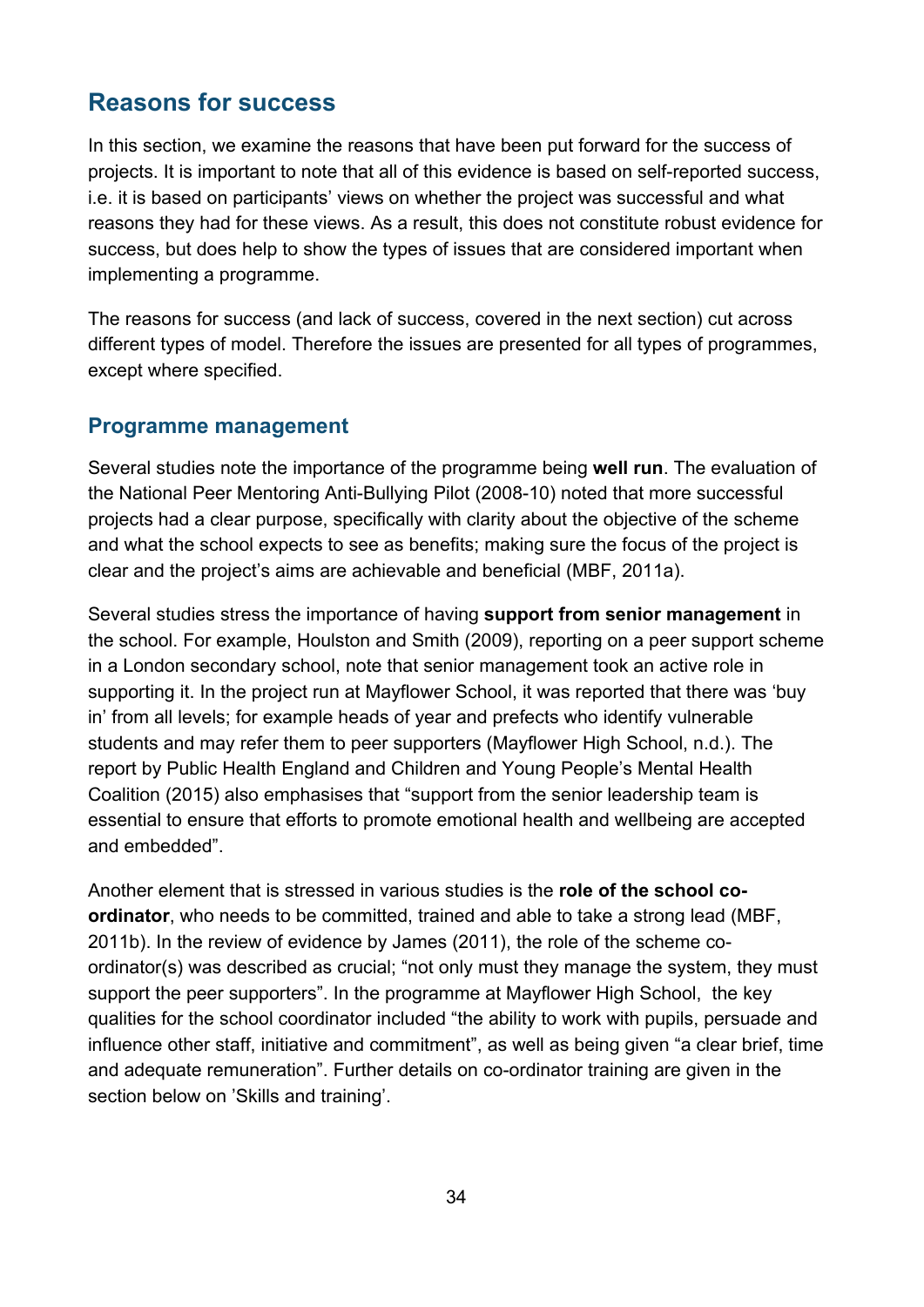## Reasons for success

In this section, we examine the reasons that have been put forward for the success of projects. It is important to note that all of this evidence is based on self-reported success, i.e. it is based on participants' views on whether the project was successful and what reasons they had for these views. As a result, this does not constitute robust evidence for success, but does help to show the types of issues that are considered important when implementing a programme.

The reasons for success (and lack of success, covered in the next section) cut across different types of model. Therefore the issues are presented for all types of programmes, except where specified.

### Programme management

Several studies note the importance of the programme being **well run**. The evaluation of the National Peer Mentoring Anti-Bullying Pilot (2008-10) noted that more successful projects had a clear purpose, specifically with clarity about the objective of the scheme and what the school expects to see as benefits; making sure the focus of the project is clear and the project's aims are achievable and beneficial (MBF, 2011a).

Several studies stress the importance of having **support from senior management** in the school. For example, Houlston and Smith (2009), reporting on a peer support scheme in a London secondary school, note that senior management took an active role in supporting it. In the project run at Mayflower School, it was reported that there was 'buy in' from all levels; for example heads of year and prefects who identify vulnerable students and may refer them to peer supporters (Mayflower High School, n.d.). The report by Public Health England and Children and Young People's Mental Health Coalition (2015) also emphasises that "support from the senior leadership team is essential to ensure that efforts to promote emotional health and wellbeing are accepted and embedded".

Another element that is stressed in various studies is the **role of the school co-ordinator**, who needs to be committed, trained and able to take a strong lead (MBF, 2011b). In the review of evidence by James (2011), the role of the scheme co-ordinator(s) was described as crucial; "not only must they manage the system, they must support the peer supporters". In the programme at Mayflower High School, the key qualities for the school coordinator included "the ability to work with pupils, persuade and influence other staff, initiative and commitment", as well as being given "a clear brief, time and adequate remuneration". Further details on co-ordinator training are given in the section below on 'Skills and training'.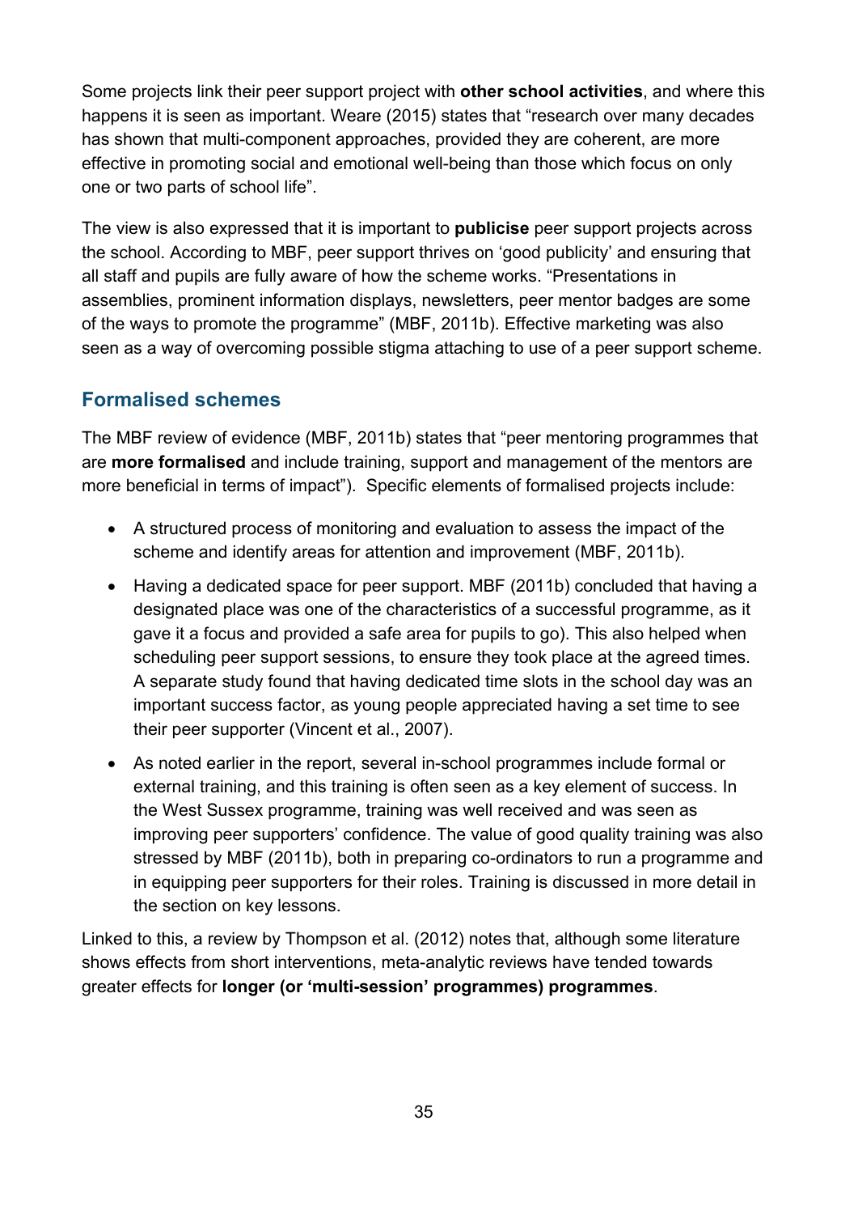Some projects link their peer support project with **other school activities**, and where this happens it is seen as important. Weare (2015) states that "research over many decades has shown that multi-component approaches, provided they are coherent, are more effective in promoting social and emotional well-being than those which focus on only one or two parts of school life".

The view is also expressed that it is important to **publicise** peer support projects across the school. According to MBF, peer support thrives on 'good publicity' and ensuring that all staff and pupils are fully aware of how the scheme works. "Presentations in assemblies, prominent information displays, newsletters, peer mentor badges are some of the ways to promote the programme" (MBF, 2011b). Effective marketing was also seen as a way of overcoming possible stigma attaching to use of a peer support scheme.

## Formalised schemes

The MBF review of evidence (MBF, 2011b) states that "peer mentoring programmes that are **more formalised** and include training, support and management of the mentors are more beneficial in terms of impact"). Specific elements of formalised projects include:

- A structured process of monitoring and evaluation to assess the impact of the scheme and identify areas for attention and improvement (MBF, 2011b).
- Having a dedicated space for peer support. MBF (2011b) concluded that having a designated place was one of the characteristics of a successful programme, as it gave it a focus and provided a safe area for pupils to go). This also helped when scheduling peer support sessions, to ensure they took place at the agreed times. A separate study found that having dedicated time slots in the school day was an important success factor, as young people appreciated having a set time to see their peer supporter (Vincent et al., 2007).
- As noted earlier in the report, several in-school programmes include formal or external training, and this training is often seen as a key element of success. In the West Sussex programme, training was well received and was seen as improving peer supporters' confidence. The value of good quality training was also stressed by MBF (2011b), both in preparing co-ordinators to run a programme and in equipping peer supporters for their roles. Training is discussed in more detail in the section on key lessons.

Linked to this, a review by Thompson et al. (2012) notes that, although some literature shows effects from short interventions, meta-analytic reviews have tended towards greater effects for **longer (or 'multi-session' programmes) programmes**.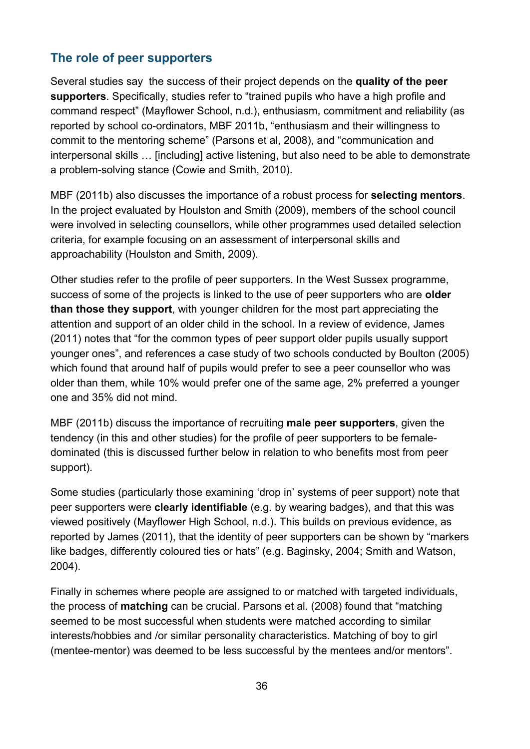## The role of peer supporters

Several studies say  the success of their project depends on the **quality of the peer supporters**. Specifically, studies refer to "trained pupils who have a high profile and command respect" (Mayflower School, n.d.), enthusiasm, commitment and reliability (as reported by school co-ordinators, MBF 2011b, "enthusiasm and their willingness to commit to the mentoring scheme" (Parsons et al, 2008), and "communication and interpersonal skills … [including] active listening, but also need to be able to demonstrate a problem-solving stance (Cowie and Smith, 2010).

MBF (2011b) also discusses the importance of a robust process for **selecting mentors**. In the project evaluated by Houlston and Smith (2009), members of the school council were involved in selecting counsellors, while other programmes used detailed selection criteria, for example focusing on an assessment of interpersonal skills and approachability (Houlston and Smith, 2009).

Other studies refer to the profile of peer supporters. In the West Sussex programme, success of some of the projects is linked to the use of peer supporters who are **older than those they support**, with younger children for the most part appreciating the attention and support of an older child in the school. In a review of evidence, James (2011) notes that "for the common types of peer support older pupils usually support younger ones", and references a case study of two schools conducted by Boulton (2005) which found that around half of pupils would prefer to see a peer counsellor who was older than them, while 10% would prefer one of the same age, 2% preferred a younger one and 35% did not mind.

MBF (2011b) discuss the importance of recruiting **male peer supporters**, given the tendency (in this and other studies) for the profile of peer supporters to be female-dominated (this is discussed further below in relation to who benefits most from peer support).

Some studies (particularly those examining 'drop in' systems of peer support) note that peer supporters were **clearly identifiable** (e.g. by wearing badges), and that this was viewed positively (Mayflower High School, n.d.). This builds on previous evidence, as reported by James (2011), that the identity of peer supporters can be shown by "markers like badges, differently coloured ties or hats" (e.g. Baginsky, 2004; Smith and Watson, 2004).

Finally in schemes where people are assigned to or matched with targeted individuals, the process of **matching** can be crucial. Parsons et al. (2008) found that "matching seemed to be most successful when students were matched according to similar interests/hobbies and /or similar personality characteristics. Matching of boy to girl (mentee-mentor) was deemed to be less successful by the mentees and/or mentors".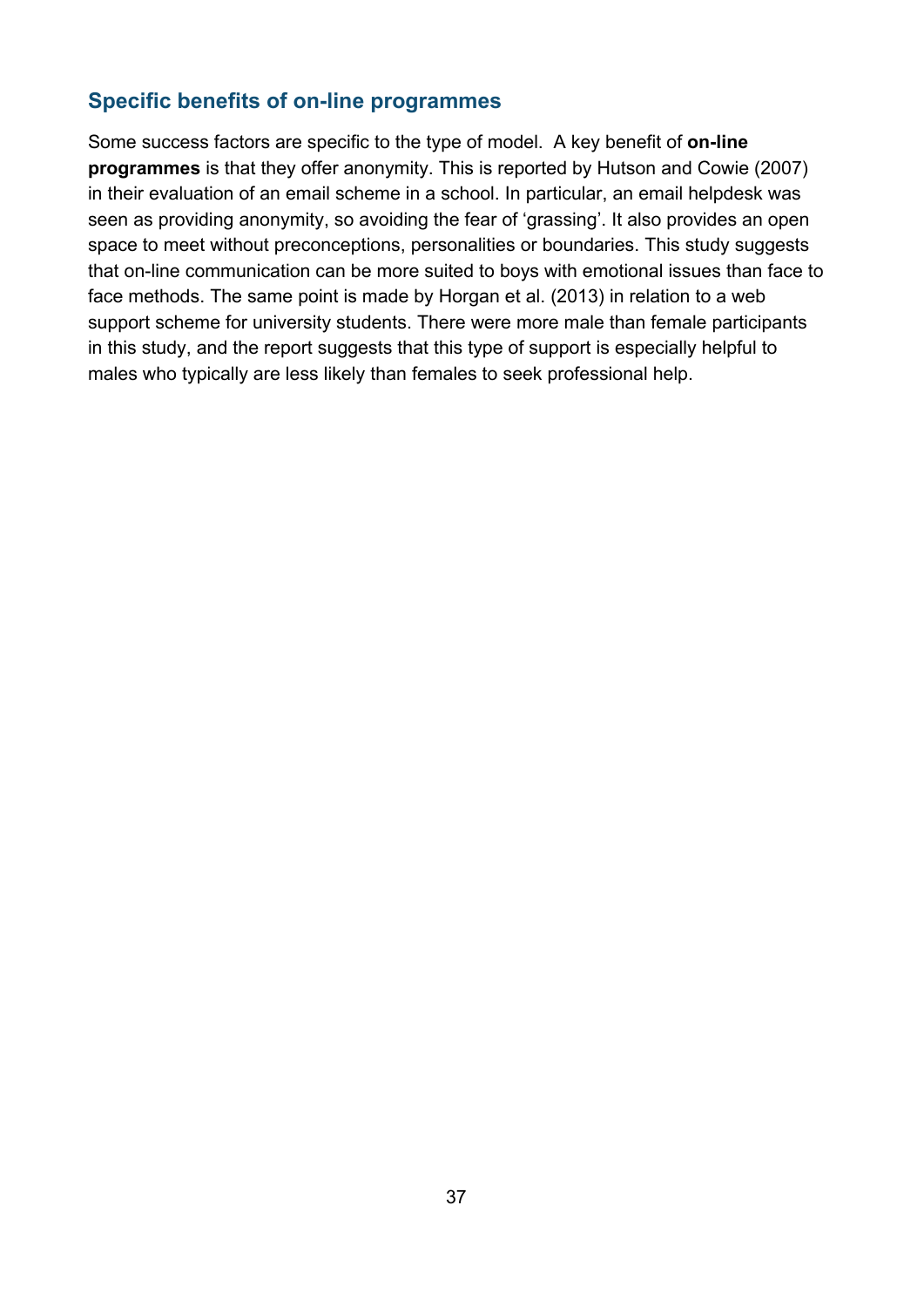### Specific benefits of on-line programmes

Some success factors are specific to the type of model. A key benefit of **on-line programmes** is that they offer anonymity. This is reported by Hutson and Cowie (2007) in their evaluation of an email scheme in a school. In particular, an email helpdesk was seen as providing anonymity, so avoiding the fear of 'grassing'. It also provides an open space to meet without preconceptions, personalities or boundaries. This study suggests that on-line communication can be more suited to boys with emotional issues than face to face methods. The same point is made by Horgan et al. (2013) in relation to a web support scheme for university students. There were more male than female participants in this study, and the report suggests that this type of support is especially helpful to males who typically are less likely than females to seek professional help.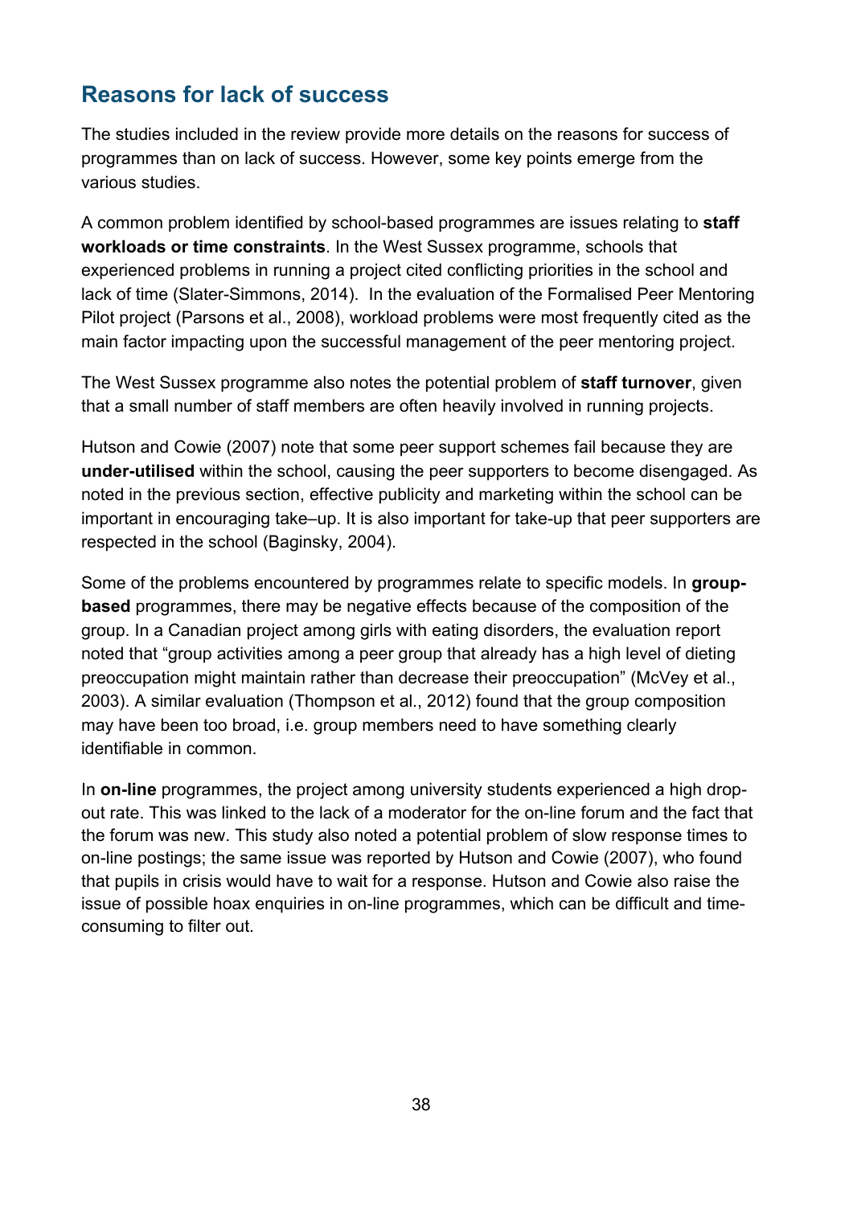## Reasons for lack of success

The studies included in the review provide more details on the reasons for success of programmes than on lack of success. However, some key points emerge from the various studies.

A common problem identified by school-based programmes are issues relating to **staff workloads or time constraints**. In the West Sussex programme, schools that experienced problems in running a project cited conflicting priorities in the school and lack of time (Slater-Simmons, 2014). In the evaluation of the Formalised Peer Mentoring Pilot project (Parsons et al., 2008), workload problems were most frequently cited as the main factor impacting upon the successful management of the peer mentoring project.

The West Sussex programme also notes the potential problem of **staff turnover**, given that a small number of staff members are often heavily involved in running projects.

Hutson and Cowie (2007) note that some peer support schemes fail because they are **under-utilised** within the school, causing the peer supporters to become disengaged. As noted in the previous section, effective publicity and marketing within the school can be important in encouraging take–up. It is also important for take-up that peer supporters are respected in the school (Baginsky, 2004).

Some of the problems encountered by programmes relate to specific models. In **group-based** programmes, there may be negative effects because of the composition of the group. In a Canadian project among girls with eating disorders, the evaluation report noted that "group activities among a peer group that already has a high level of dieting preoccupation might maintain rather than decrease their preoccupation" (McVey et al., 2003). A similar evaluation (Thompson et al., 2012) found that the group composition may have been too broad, i.e. group members need to have something clearly identifiable in common.

In **on-line** programmes, the project among university students experienced a high drop-out rate. This was linked to the lack of a moderator for the on-line forum and the fact that the forum was new. This study also noted a potential problem of slow response times to on-line postings; the same issue was reported by Hutson and Cowie (2007), who found that pupils in crisis would have to wait for a response. Hutson and Cowie also raise the issue of possible hoax enquiries in on-line programmes, which can be difficult and time-consuming to filter out.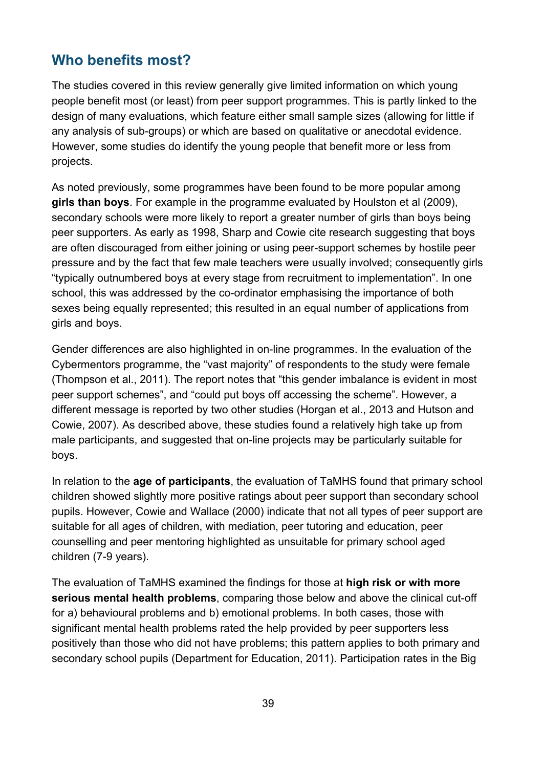## Who benefits most?

The studies covered in this review generally give limited information on which young people benefit most (or least) from peer support programmes. This is partly linked to the design of many evaluations, which feature either small sample sizes (allowing for little if any analysis of sub-groups) or which are based on qualitative or anecdotal evidence. However, some studies do identify the young people that benefit more or less from projects.

As noted previously, some programmes have been found to be more popular among **girls than boys**. For example in the programme evaluated by Houlston et al (2009), secondary schools were more likely to report a greater number of girls than boys being peer supporters. As early as 1998, Sharp and Cowie cite research suggesting that boys are often discouraged from either joining or using peer-support schemes by hostile peer pressure and by the fact that few male teachers were usually involved; consequently girls "typically outnumbered boys at every stage from recruitment to implementation". In one school, this was addressed by the co-ordinator emphasising the importance of both sexes being equally represented; this resulted in an equal number of applications from girls and boys.

Gender differences are also highlighted in on-line programmes. In the evaluation of the Cybermentors programme, the "vast majority" of respondents to the study were female (Thompson et al., 2011). The report notes that "this gender imbalance is evident in most peer support schemes", and "could put boys off accessing the scheme". However, a different message is reported by two other studies (Horgan et al., 2013 and Hutson and Cowie, 2007). As described above, these studies found a relatively high take up from male participants, and suggested that on-line projects may be particularly suitable for boys.

In relation to the **age of participants**, the evaluation of TaMHS found that primary school children showed slightly more positive ratings about peer support than secondary school pupils. However, Cowie and Wallace (2000) indicate that not all types of peer support are suitable for all ages of children, with mediation, peer tutoring and education, peer counselling and peer mentoring highlighted as unsuitable for primary school aged children (7-9 years).

The evaluation of TaMHS examined the findings for those at **high risk or with more serious mental health problems**, comparing those below and above the clinical cut-off for a) behavioural problems and b) emotional problems. In both cases, those with significant mental health problems rated the help provided by peer supporters less positively than those who did not have problems; this pattern applies to both primary and secondary school pupils (Department for Education, 2011). Participation rates in the Big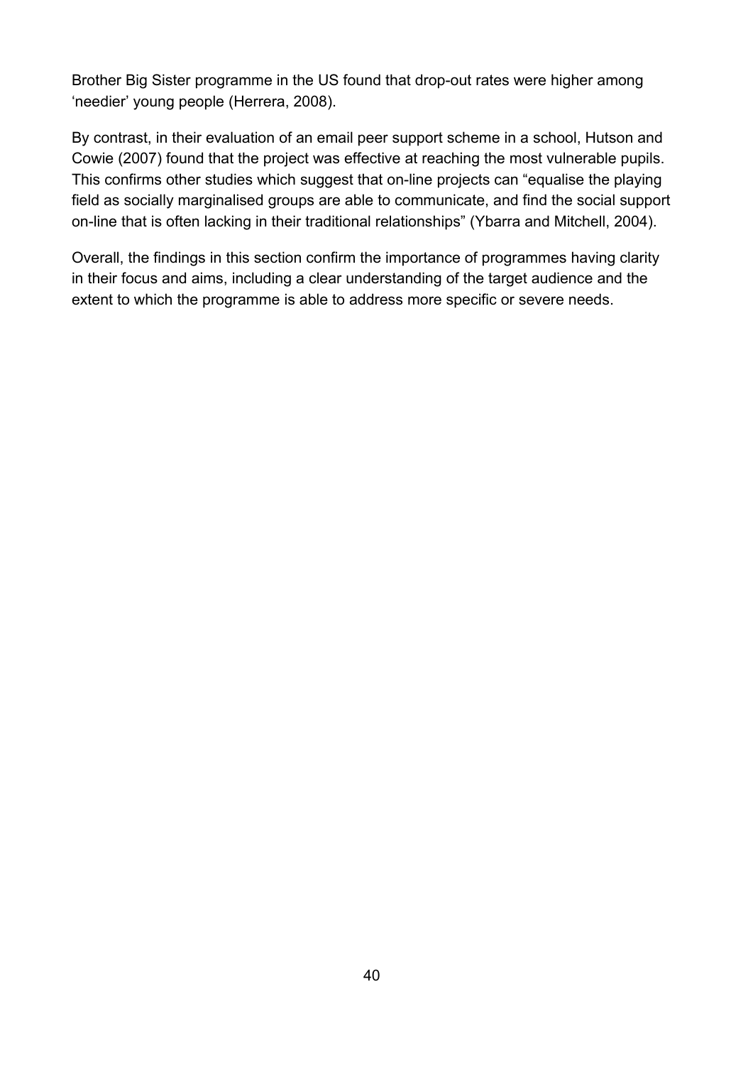Brother Big Sister programme in the US found that drop-out rates were higher among 'needier' young people (Herrera, 2008).

By contrast, in their evaluation of an email peer support scheme in a school, Hutson and Cowie (2007) found that the project was effective at reaching the most vulnerable pupils. This confirms other studies which suggest that on-line projects can "equalise the playing field as socially marginalised groups are able to communicate, and find the social support on-line that is often lacking in their traditional relationships" (Ybarra and Mitchell, 2004).

Overall, the findings in this section confirm the importance of programmes having clarity in their focus and aims, including a clear understanding of the target audience and the extent to which the programme is able to address more specific or severe needs.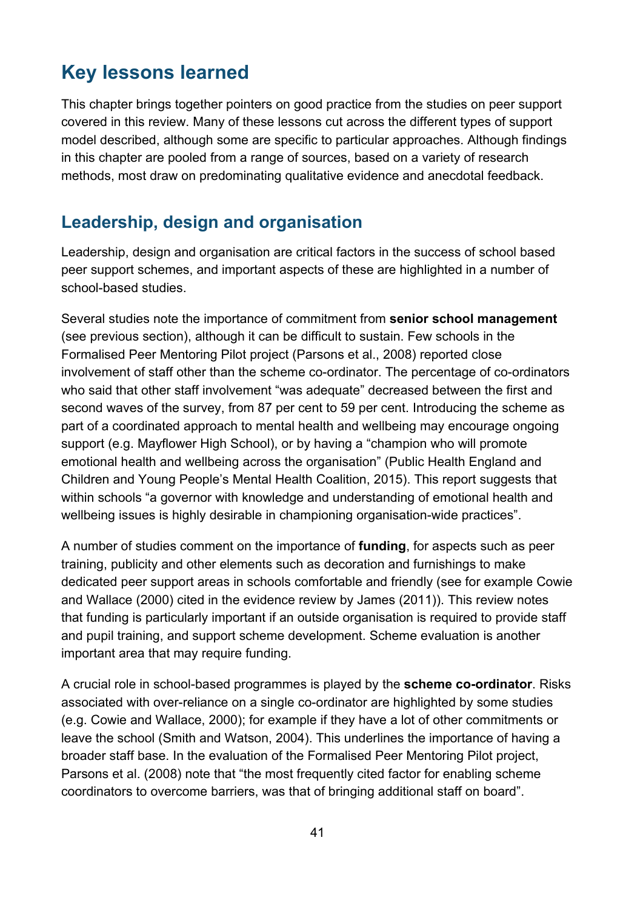# Key lessons learned

This chapter brings together pointers on good practice from the studies on peer support covered in this review. Many of these lessons cut across the different types of support model described, although some are specific to particular approaches. Although findings in this chapter are pooled from a range of sources, based on a variety of research methods, most draw on predominating qualitative evidence and anecdotal feedback.

## Leadership, design and organisation

Leadership, design and organisation are critical factors in the success of school based peer support schemes, and important aspects of these are highlighted in a number of school-based studies.

Several studies note the importance of commitment from **senior school management** (see previous section), although it can be difficult to sustain. Few schools in the Formalised Peer Mentoring Pilot project (Parsons et al., 2008) reported close involvement of staff other than the scheme co-ordinator. The percentage of co-ordinators who said that other staff involvement "was adequate" decreased between the first and second waves of the survey, from 87 per cent to 59 per cent. Introducing the scheme as part of a coordinated approach to mental health and wellbeing may encourage ongoing support (e.g. Mayflower High School), or by having a "champion who will promote emotional health and wellbeing across the organisation" (Public Health England and Children and Young People's Mental Health Coalition, 2015). This report suggests that within schools "a governor with knowledge and understanding of emotional health and wellbeing issues is highly desirable in championing organisation-wide practices".

A number of studies comment on the importance of **funding**, for aspects such as peer training, publicity and other elements such as decoration and furnishings to make dedicated peer support areas in schools comfortable and friendly (see for example Cowie and Wallace (2000) cited in the evidence review by James (2011)). This review notes that funding is particularly important if an outside organisation is required to provide staff and pupil training, and support scheme development. Scheme evaluation is another important area that may require funding.

A crucial role in school-based programmes is played by the **scheme co-ordinator**. Risks associated with over-reliance on a single co-ordinator are highlighted by some studies (e.g. Cowie and Wallace, 2000); for example if they have a lot of other commitments or leave the school (Smith and Watson, 2004). This underlines the importance of having a broader staff base. In the evaluation of the Formalised Peer Mentoring Pilot project, Parsons et al. (2008) note that "the most frequently cited factor for enabling scheme coordinators to overcome barriers, was that of bringing additional staff on board".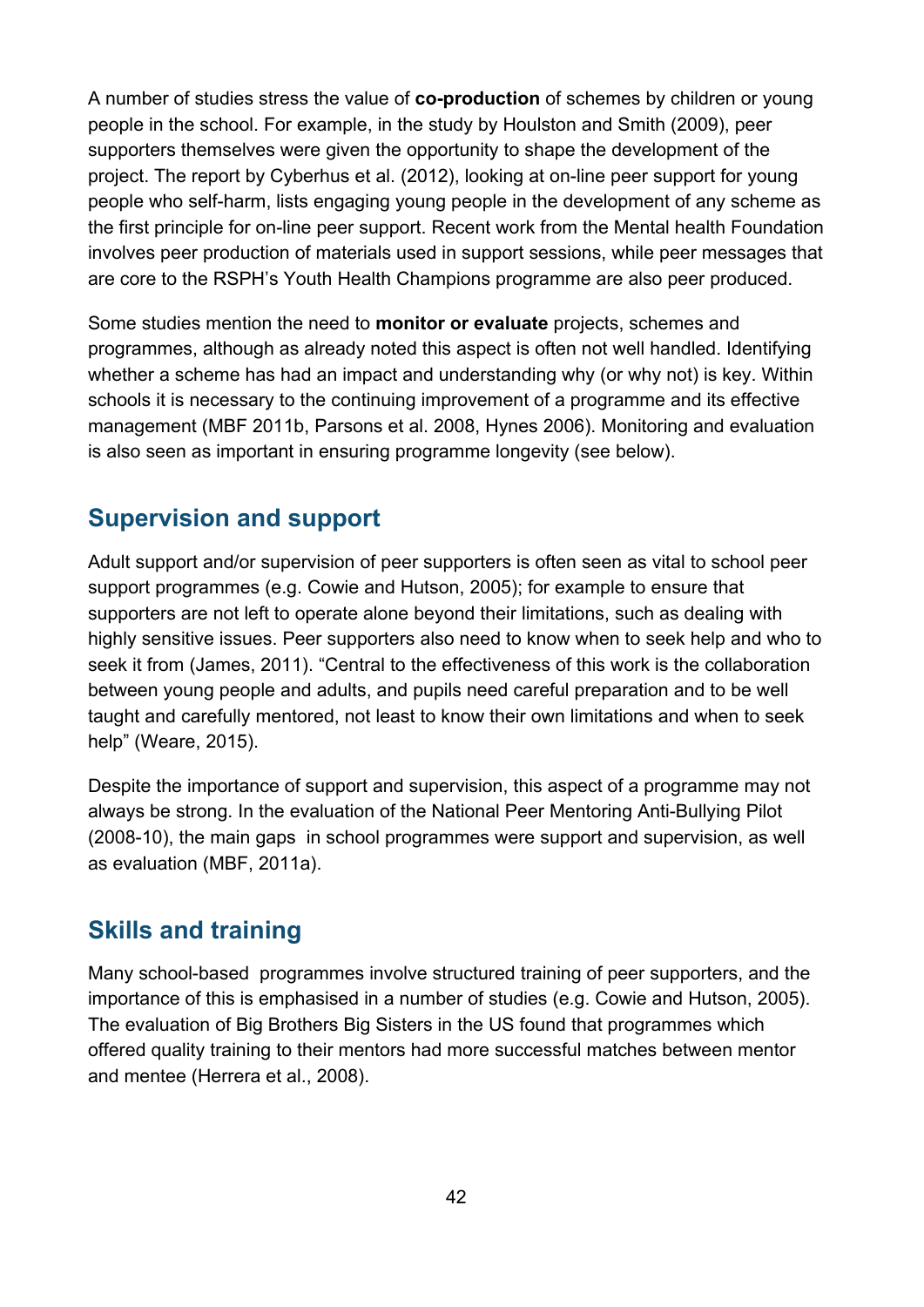A number of studies stress the value of **co-production** of schemes by children or young people in the school. For example, in the study by Houlston and Smith (2009), peer supporters themselves were given the opportunity to shape the development of the project. The report by Cyberhus et al. (2012), looking at on-line peer support for young people who self-harm, lists engaging young people in the development of any scheme as the first principle for on-line peer support. Recent work from the Mental health Foundation involves peer production of materials used in support sessions, while peer messages that are core to the RSPH's Youth Health Champions programme are also peer produced.

Some studies mention the need to **monitor or evaluate** projects, schemes and programmes, although as already noted this aspect is often not well handled. Identifying whether a scheme has had an impact and understanding why (or why not) is key. Within schools it is necessary to the continuing improvement of a programme and its effective management (MBF 2011b, Parsons et al. 2008, Hynes 2006). Monitoring and evaluation is also seen as important in ensuring programme longevity (see below).

## Supervision and support

Adult support and/or supervision of peer supporters is often seen as vital to school peer support programmes (e.g. Cowie and Hutson, 2005); for example to ensure that supporters are not left to operate alone beyond their limitations, such as dealing with highly sensitive issues. Peer supporters also need to know when to seek help and who to seek it from (James, 2011). "Central to the effectiveness of this work is the collaboration between young people and adults, and pupils need careful preparation and to be well taught and carefully mentored, not least to know their own limitations and when to seek help" (Weare, 2015).

Despite the importance of support and supervision, this aspect of a programme may not always be strong. In the evaluation of the National Peer Mentoring Anti-Bullying Pilot (2008-10), the main gaps in school programmes were support and supervision, as well as evaluation (MBF, 2011a).

## Skills and training

Many school-based programmes involve structured training of peer supporters, and the importance of this is emphasised in a number of studies (e.g. Cowie and Hutson, 2005). The evaluation of Big Brothers Big Sisters in the US found that programmes which offered quality training to their mentors had more successful matches between mentor and mentee (Herrera et al., 2008).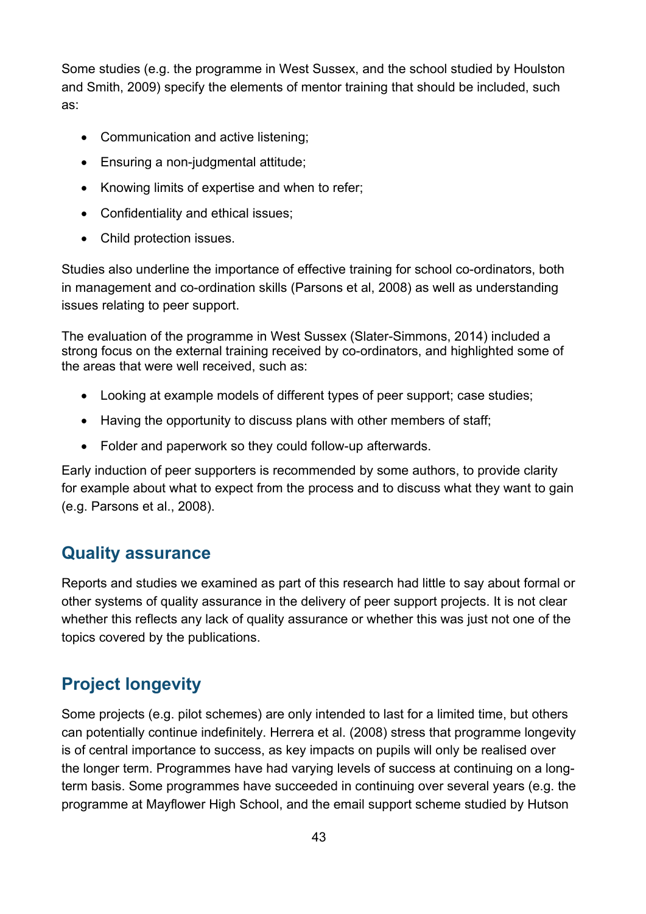Some studies (e.g. the programme in West Sussex, and the school studied by Houlston and Smith, 2009) specify the elements of mentor training that should be included, such as:

- Communication and active listening;
- Ensuring a non-judgmental attitude;
- Knowing limits of expertise and when to refer;
- Confidentiality and ethical issues;
- Child protection issues.

Studies also underline the importance of effective training for school co-ordinators, both in management and co-ordination skills (Parsons et al, 2008) as well as understanding issues relating to peer support.

The evaluation of the programme in West Sussex (Slater-Simmons, 2014) included a strong focus on the external training received by co-ordinators, and highlighted some of the areas that were well received, such as:

- Looking at example models of different types of peer support; case studies;
- Having the opportunity to discuss plans with other members of staff;
- Folder and paperwork so they could follow-up afterwards.

Early induction of peer supporters is recommended by some authors, to provide clarity for example about what to expect from the process and to discuss what they want to gain (e.g. Parsons et al., 2008).

## Quality assurance

Reports and studies we examined as part of this research had little to say about formal or other systems of quality assurance in the delivery of peer support projects. It is not clear whether this reflects any lack of quality assurance or whether this was just not one of the topics covered by the publications.

## Project longevity

Some projects (e.g. pilot schemes) are only intended to last for a limited time, but others can potentially continue indefinitely. Herrera et al. (2008) stress that programme longevity is of central importance to success, as key impacts on pupils will only be realised over the longer term. Programmes have had varying levels of success at continuing on a long-term basis. Some programmes have succeeded in continuing over several years (e.g. the programme at Mayflower High School, and the email support scheme studied by Hutson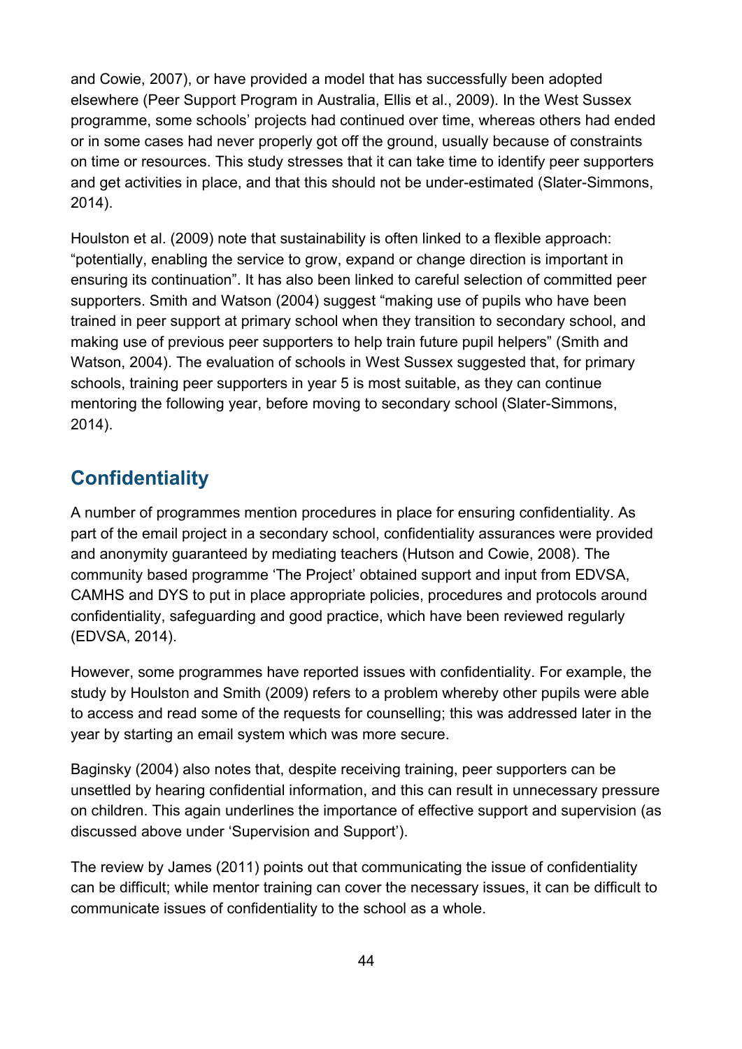and Cowie, 2007), or have provided a model that has successfully been adopted elsewhere (Peer Support Program in Australia, Ellis et al., 2009). In the West Sussex programme, some schools' projects had continued over time, whereas others had ended or in some cases had never properly got off the ground, usually because of constraints on time or resources. This study stresses that it can take time to identify peer supporters and get activities in place, and that this should not be under-estimated (Slater-Simmons, 2014).

Houlston et al. (2009) note that sustainability is often linked to a flexible approach: "potentially, enabling the service to grow, expand or change direction is important in ensuring its continuation". It has also been linked to careful selection of committed peer supporters. Smith and Watson (2004) suggest "making use of pupils who have been trained in peer support at primary school when they transition to secondary school, and making use of previous peer supporters to help train future pupil helpers" (Smith and Watson, 2004). The evaluation of schools in West Sussex suggested that, for primary schools, training peer supporters in year 5 is most suitable, as they can continue mentoring the following year, before moving to secondary school (Slater-Simmons, 2014).

## Confidentiality

A number of programmes mention procedures in place for ensuring confidentiality. As part of the email project in a secondary school, confidentiality assurances were provided and anonymity guaranteed by mediating teachers (Hutson and Cowie, 2008). The community based programme 'The Project' obtained support and input from EDVSA, CAMHS and DYS to put in place appropriate policies, procedures and protocols around confidentiality, safeguarding and good practice, which have been reviewed regularly (EDVSA, 2014).

However, some programmes have reported issues with confidentiality. For example, the study by Houlston and Smith (2009) refers to a problem whereby other pupils were able to access and read some of the requests for counselling; this was addressed later in the year by starting an email system which was more secure.

Baginsky (2004) also notes that, despite receiving training, peer supporters can be unsettled by hearing confidential information, and this can result in unnecessary pressure on children. This again underlines the importance of effective support and supervision (as discussed above under 'Supervision and Support').

The review by James (2011) points out that communicating the issue of confidentiality can be difficult; while mentor training can cover the necessary issues, it can be difficult to communicate issues of confidentiality to the school as a whole.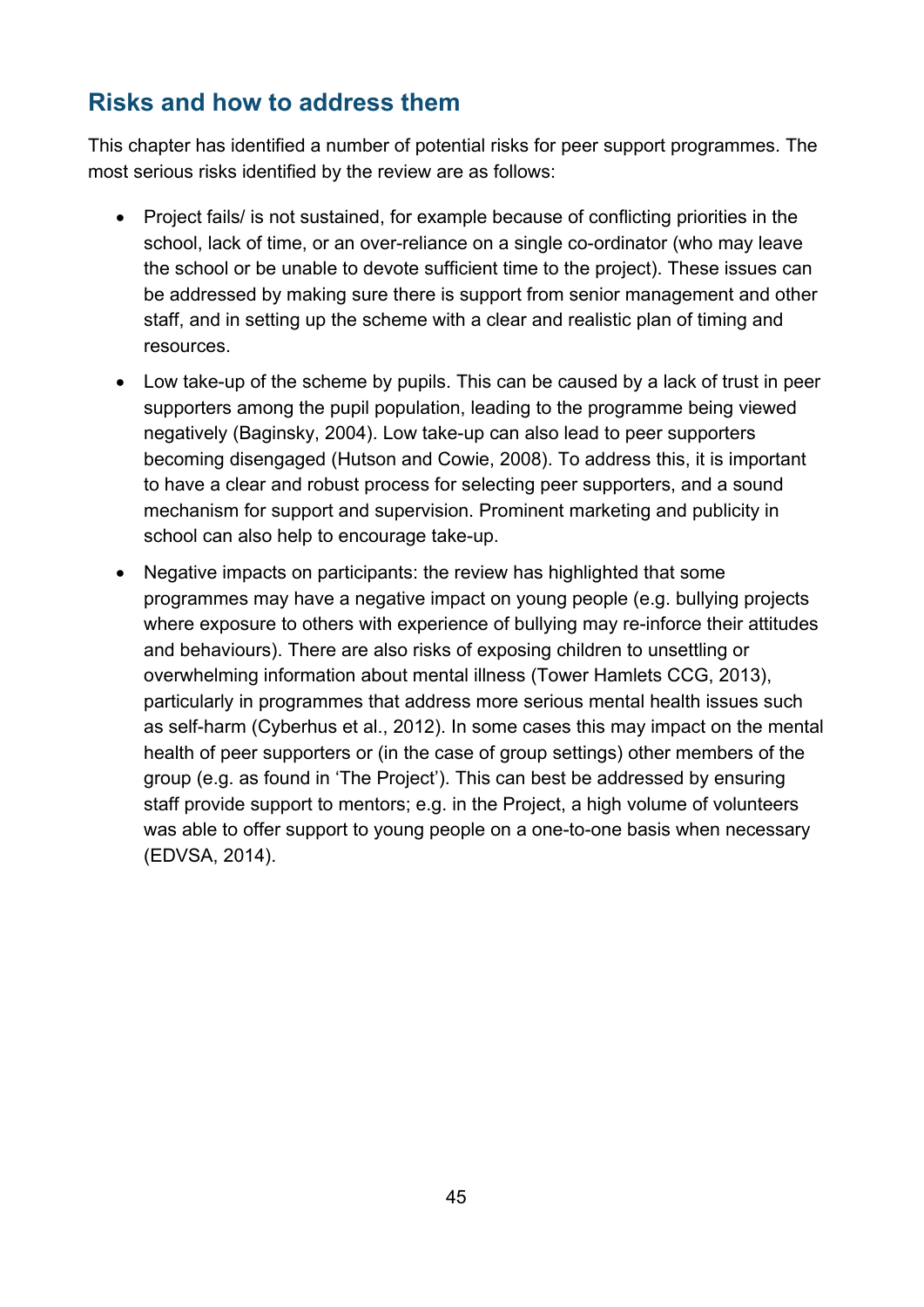## Risks and how to address them

This chapter has identified a number of potential risks for peer support programmes. The most serious risks identified by the review are as follows:

- Project fails/ is not sustained, for example because of conflicting priorities in the school, lack of time, or an over-reliance on a single co-ordinator (who may leave the school or be unable to devote sufficient time to the project). These issues can be addressed by making sure there is support from senior management and other staff, and in setting up the scheme with a clear and realistic plan of timing and resources.
- Low take-up of the scheme by pupils. This can be caused by a lack of trust in peer supporters among the pupil population, leading to the programme being viewed negatively (Baginsky, 2004). Low take-up can also lead to peer supporters becoming disengaged (Hutson and Cowie, 2008). To address this, it is important to have a clear and robust process for selecting peer supporters, and a sound mechanism for support and supervision. Prominent marketing and publicity in school can also help to encourage take-up.
- Negative impacts on participants: the review has highlighted that some programmes may have a negative impact on young people (e.g. bullying projects where exposure to others with experience of bullying may re-inforce their attitudes and behaviours). There are also risks of exposing children to unsettling or overwhelming information about mental illness (Tower Hamlets CCG, 2013), particularly in programmes that address more serious mental health issues such as self-harm (Cyberhus et al., 2012). In some cases this may impact on the mental health of peer supporters or (in the case of group settings) other members of the group (e.g. as found in 'The Project'). This can best be addressed by ensuring staff provide support to mentors; e.g. in the Project, a high volume of volunteers was able to offer support to young people on a one-to-one basis when necessary (EDVSA, 2014).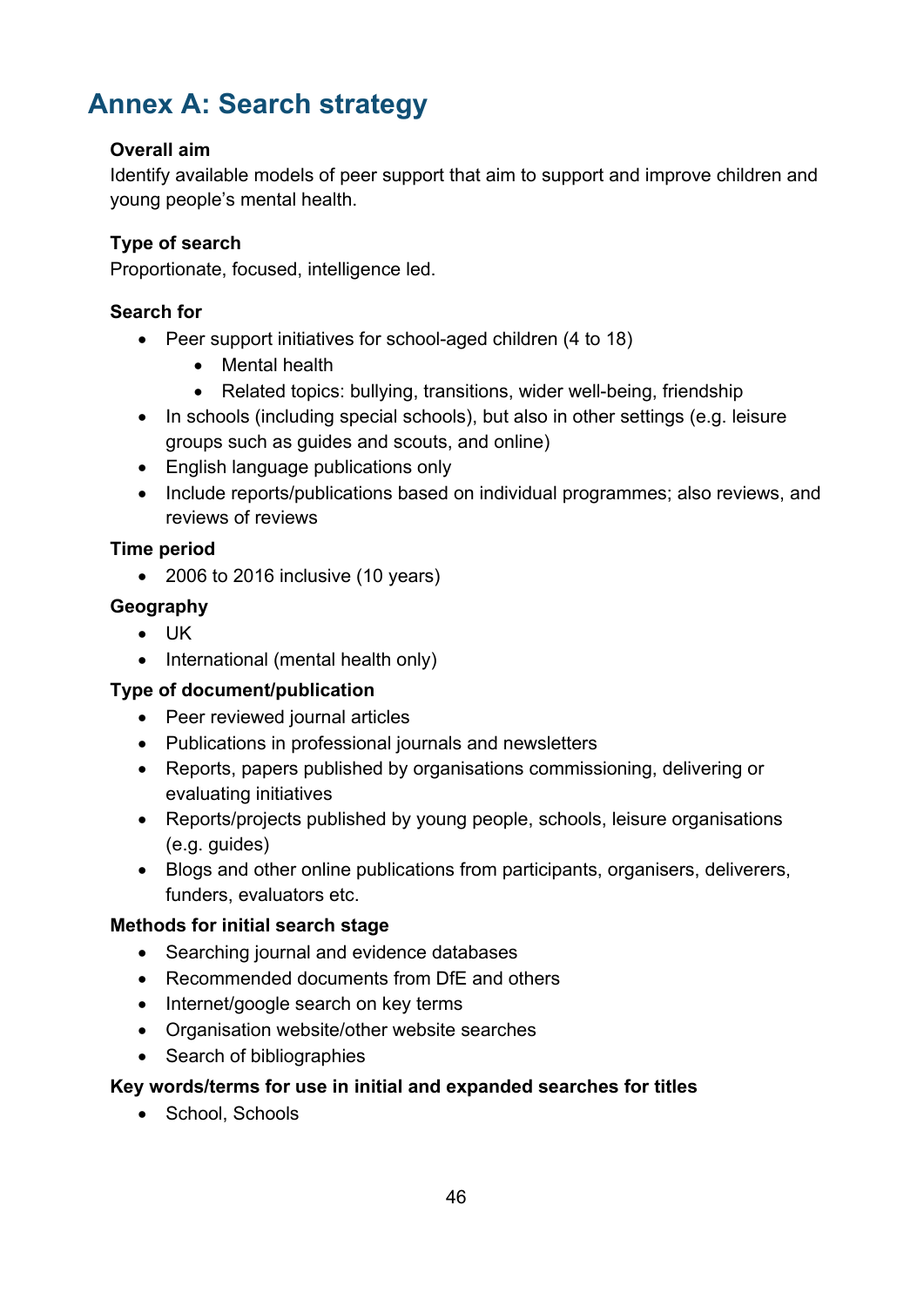# Annex A: Search strategy

**Overall aim**

Identify available models of peer support that aim to support and improve children and young people's mental health.

**Type of search**

Proportionate, focused, intelligence led.

**Search for**

- Peer support initiatives for school-aged children (4 to 18)
  - Mental health
  - Related topics: bullying, transitions, wider well-being, friendship
- In schools (including special schools), but also in other settings (e.g. leisure groups such as guides and scouts, and online)
- English language publications only
- Include reports/publications based on individual programmes; also reviews, and reviews of reviews

**Time period**

- 2006 to 2016 inclusive (10 years)

**Geography**

- UK
- International (mental health only)

**Type of document/publication**

- Peer reviewed journal articles
- Publications in professional journals and newsletters
- Reports, papers published by organisations commissioning, delivering or evaluating initiatives
- Reports/projects published by young people, schools, leisure organisations (e.g. guides)
- Blogs and other online publications from participants, organisers, deliverers, funders, evaluators etc.

**Methods for initial search stage**

- Searching journal and evidence databases
- Recommended documents from DfE and others
- Internet/google search on key terms
- Organisation website/other website searches
- Search of bibliographies

**Key words/terms for use in initial and expanded searches for titles**

- School, Schools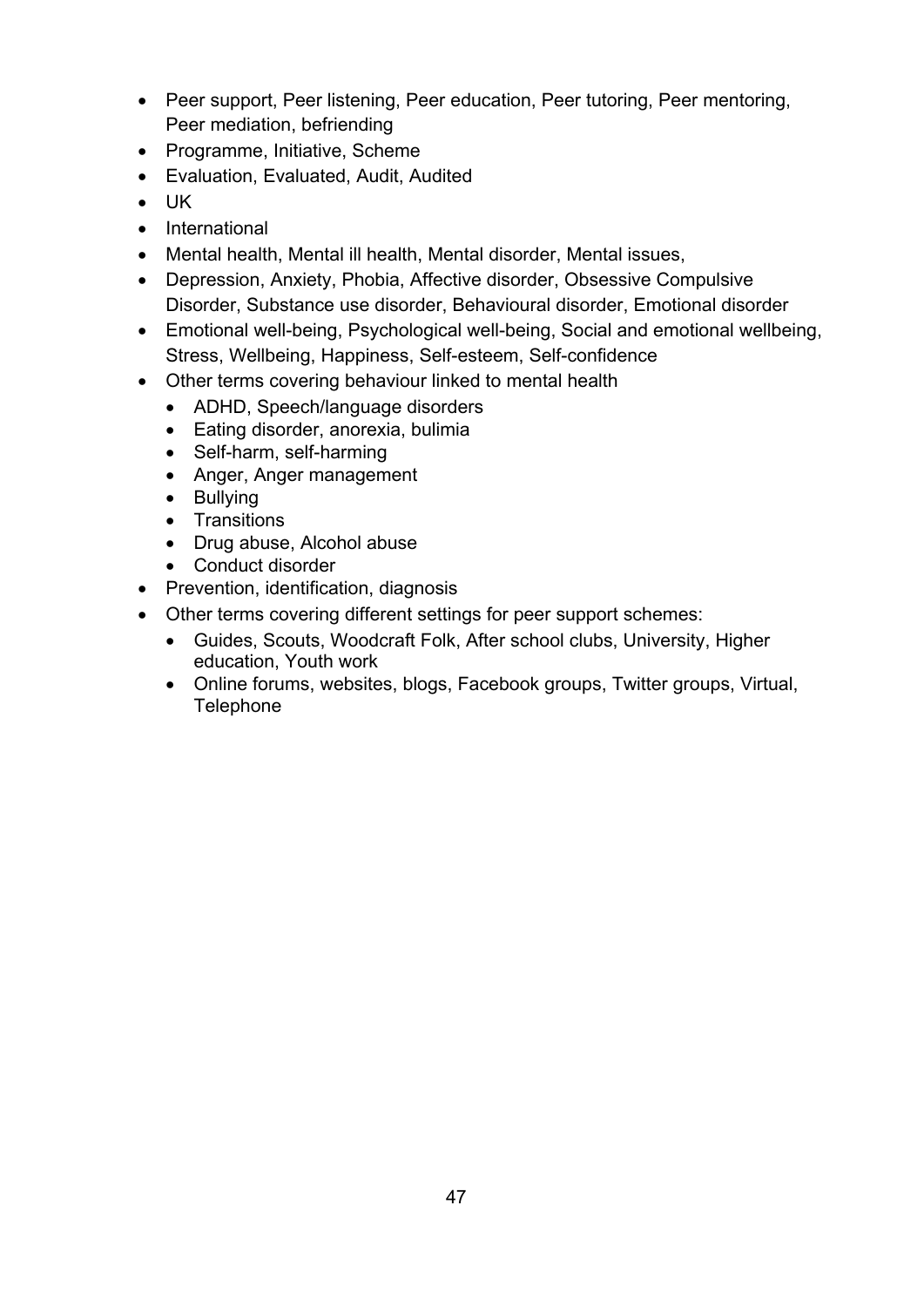- Peer support, Peer listening, Peer education, Peer tutoring, Peer mentoring, Peer mediation, befriending
- Programme, Initiative, Scheme
- Evaluation, Evaluated, Audit, Audited
- UK
- International
- Mental health, Mental ill health, Mental disorder, Mental issues,
- Depression, Anxiety, Phobia, Affective disorder, Obsessive Compulsive Disorder, Substance use disorder, Behavioural disorder, Emotional disorder
- Emotional well-being, Psychological well-being, Social and emotional wellbeing, Stress, Wellbeing, Happiness, Self-esteem, Self-confidence
- Other terms covering behaviour linked to mental health
    - ADHD, Speech/language disorders
    - Eating disorder, anorexia, bulimia
    - Self-harm, self-harming
    - Anger, Anger management
    - Bullying
    - Transitions
    - Drug abuse, Alcohol abuse
    - Conduct disorder
- Prevention, identification, diagnosis
- Other terms covering different settings for peer support schemes:
    - Guides, Scouts, Woodcraft Folk, After school clubs, University, Higher education, Youth work
    - Online forums, websites, blogs, Facebook groups, Twitter groups, Virtual, Telephone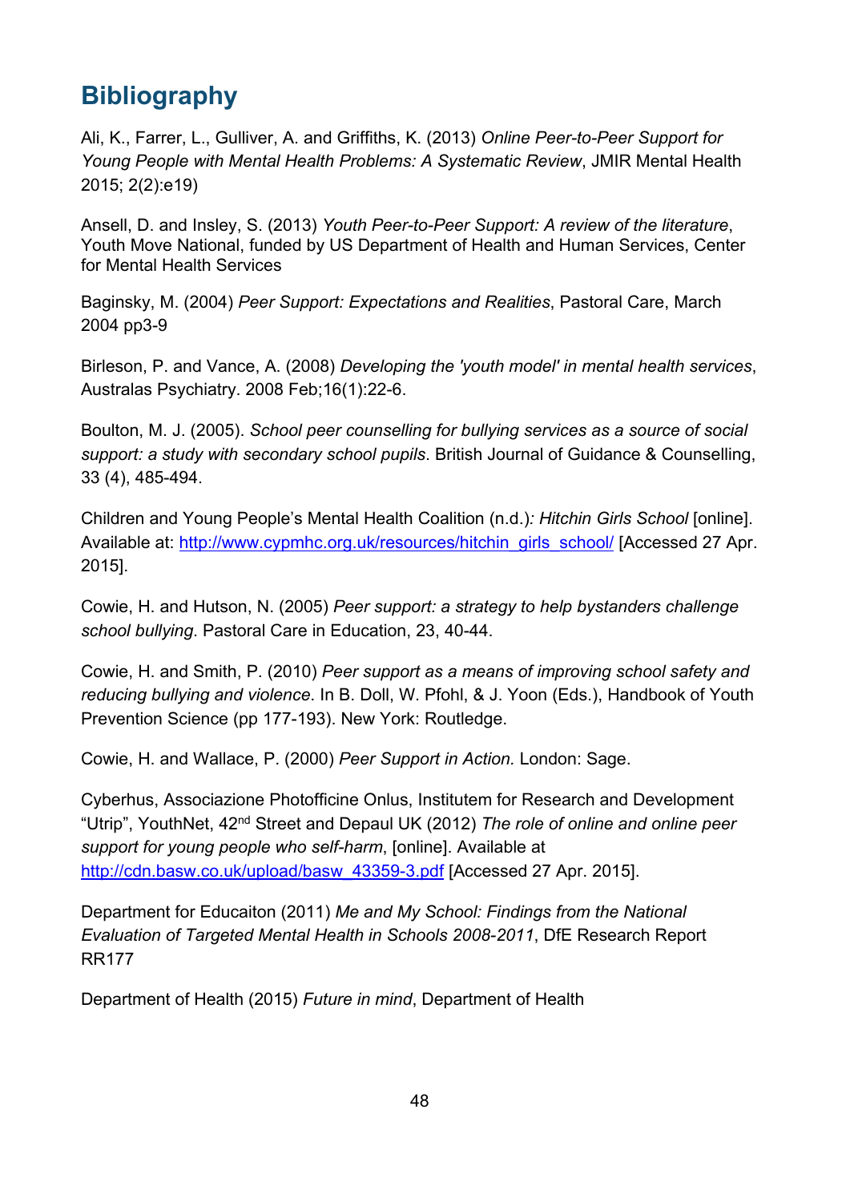## Bibliography

Ali, K., Farrer, L., Gulliver, A. and Griffiths, K. (2013) *Online Peer-to-Peer Support for Young People with Mental Health Problems: A Systematic Review*, JMIR Mental Health 2015; 2(2):e19)

Ansell, D. and Insley, S. (2013) *Youth Peer-to-Peer Support: A review of the literature*, Youth Move National, funded by US Department of Health and Human Services, Center for Mental Health Services

Baginsky, M. (2004) *Peer Support: Expectations and Realities*, Pastoral Care, March 2004 pp3-9

Birleson, P. and Vance, A. (2008) *Developing the 'youth model' in mental health services*, Australas Psychiatry. 2008 Feb;16(1):22-6.

Boulton, M. J. (2005). *School peer counselling for bullying services as a source of social support: a study with secondary school pupils*. British Journal of Guidance & Counselling, 33 (4), 485-494.

Children and Young People's Mental Health Coalition (n.d.)*: Hitchin Girls School* [online]. Available at: http://www.cypmhc.org.uk/resources/hitchin_girls_school/ [Accessed 27 Apr. 2015].

Cowie, H. and Hutson, N. (2005) *Peer support: a strategy to help bystanders challenge school bullying*. Pastoral Care in Education, 23, 40-44.

Cowie, H. and Smith, P. (2010) *Peer support as a means of improving school safety and reducing bullying and violence*. In B. Doll, W. Pfohl, & J. Yoon (Eds.), Handbook of Youth Prevention Science (pp 177-193). New York: Routledge.

Cowie, H. and Wallace, P. (2000) *Peer Support in Action.* London: Sage.

Cyberhus, Associazione Photofficine Onlus, Institutem for Research and Development "Utrip", YouthNet, 42nd Street and Depaul UK (2012) *The role of online and online peer support for young people who self-harm*, [online]. Available at http://cdn.basw.co.uk/upload/basw_43359-3.pdf [Accessed 27 Apr. 2015].

Department for Educaiton (2011) *Me and My School: Findings from the National Evaluation of Targeted Mental Health in Schools 2008-2011*, DfE Research Report RR177

Department of Health (2015) *Future in mind*, Department of Health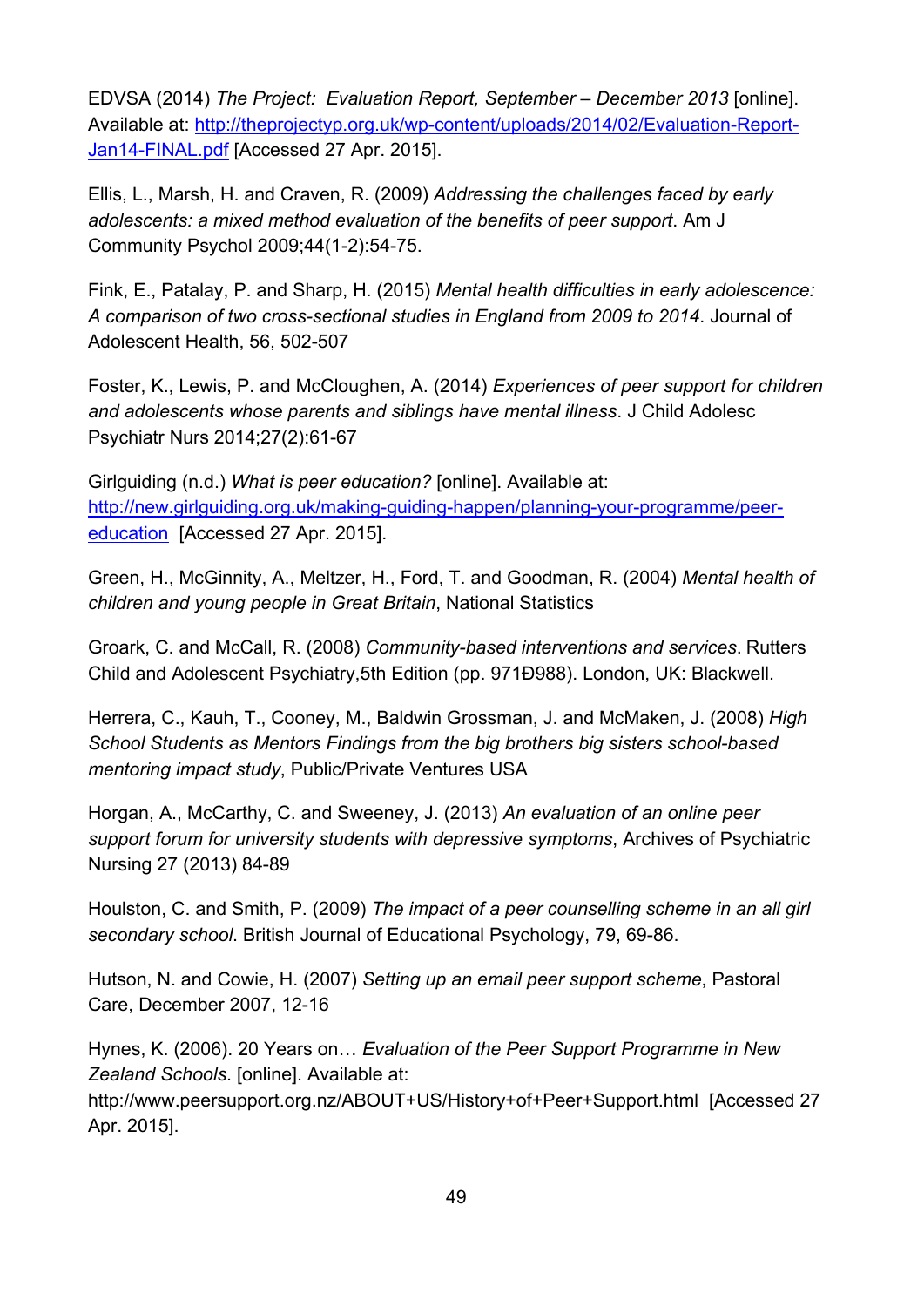EDVSA (2014) *The Project: Evaluation Report, September – December 2013* [online]. Available at: [http://theprojectyp.org.uk/wp-content/uploads/2014/02/Evaluation-Report-Jan14-FINAL.pdf](http://theprojectyp.org.uk/wp-content/uploads/2014/02/Evaluation-Report-Jan14-FINAL.pdf) [Accessed 27 Apr. 2015].

Ellis, L., Marsh, H. and Craven, R. (2009) *Addressing the challenges faced by early adolescents: a mixed method evaluation of the benefits of peer support*. Am J Community Psychol 2009;44(1-2):54-75.

Fink, E., Patalay, P. and Sharp, H. (2015) *Mental health difficulties in early adolescence: A comparison of two cross-sectional studies in England from 2009 to 2014*. Journal of Adolescent Health, 56, 502-507

Foster, K., Lewis, P. and McCloughen, A. (2014) *Experiences of peer support for children and adolescents whose parents and siblings have mental illness*. J Child Adolesc Psychiatr Nurs 2014;27(2):61-67

Girlguiding (n.d.) *What is peer education?* [online]. Available at: [http://new.girlguiding.org.uk/making-guiding-happen/planning-your-programme/peer-education](http://new.girlguiding.org.uk/making-guiding-happen/planning-your-programme/peer-education) [Accessed 27 Apr. 2015].

Green, H., McGinnity, A., Meltzer, H., Ford, T. and Goodman, R. (2004) *Mental health of children and young people in Great Britain*, National Statistics

Groark, C. and McCall, R. (2008) *Community-based interventions and services*. Rutters Child and Adolescent Psychiatry,5th Edition (pp. 971Ð988). London, UK: Blackwell.

Herrera, C., Kauh, T., Cooney, M., Baldwin Grossman, J. and McMaken, J. (2008) *High School Students as Mentors Findings from the big brothers big sisters school-based mentoring impact study*, Public/Private Ventures USA

Horgan, A., McCarthy, C. and Sweeney, J. (2013) *An evaluation of an online peer support forum for university students with depressive symptoms*, Archives of Psychiatric Nursing 27 (2013) 84-89

Houlston, C. and Smith, P. (2009) *The impact of a peer counselling scheme in an all girl secondary school*. British Journal of Educational Psychology, 79, 69-86.

Hutson, N. and Cowie, H. (2007) *Setting up an email peer support scheme*, Pastoral Care, December 2007, 12-16

Hynes, K. (2006). 20 Years on… *Evaluation of the Peer Support Programme in New Zealand Schools*. [online]. Available at: http://www.peersupport.org.nz/ABOUT+US/History+of+Peer+Support.html [Accessed 27 Apr. 2015].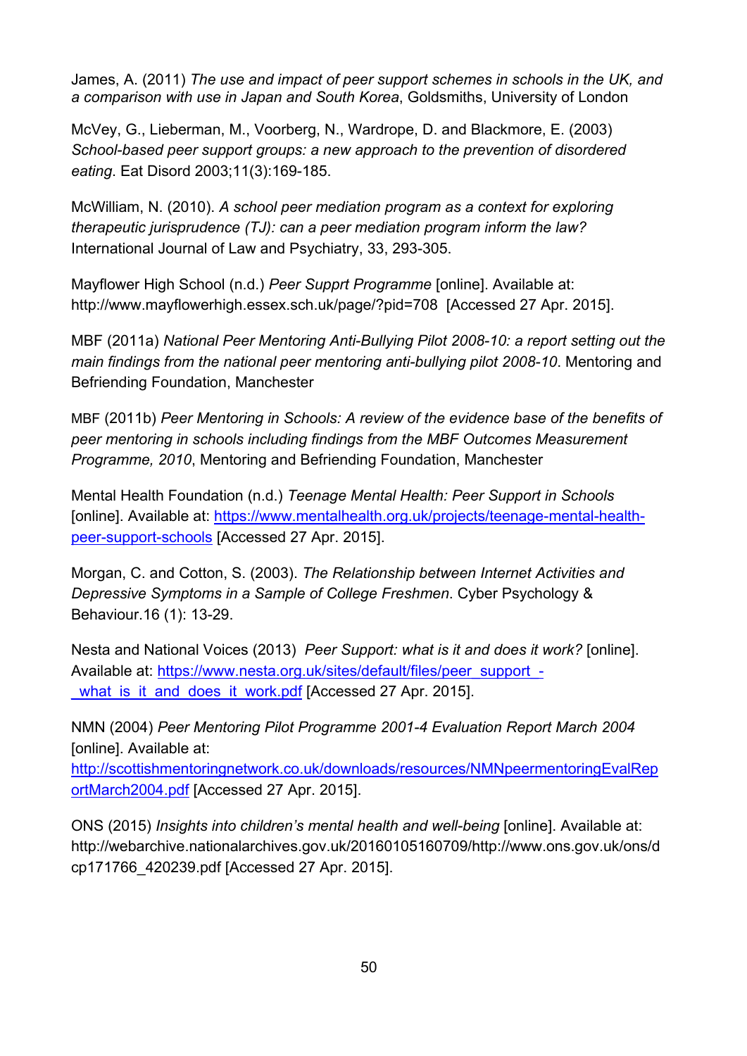James, A. (2011) *The use and impact of peer support schemes in schools in the UK, and a comparison with use in Japan and South Korea*, Goldsmiths, University of London

McVey, G., Lieberman, M., Voorberg, N., Wardrope, D. and Blackmore, E. (2003) *School-based peer support groups: a new approach to the prevention of disordered eating*. Eat Disord 2003;11(3):169-185.

McWilliam, N. (2010). *A school peer mediation program as a context for exploring therapeutic jurisprudence (TJ): can a peer mediation program inform the law?* International Journal of Law and Psychiatry, 33, 293-305.

Mayflower High School (n.d.) *Peer Supprt Programme* [online]. Available at: http://www.mayflowerhigh.essex.sch.uk/page/?pid=708 [Accessed 27 Apr. 2015].

MBF (2011a) *National Peer Mentoring Anti-Bullying Pilot 2008-10: a report setting out the main findings from the national peer mentoring anti-bullying pilot 2008-10*. Mentoring and Befriending Foundation, Manchester

MBF (2011b) *Peer Mentoring in Schools: A review of the evidence base of the benefits of peer mentoring in schools including findings from the MBF Outcomes Measurement Programme, 2010*, Mentoring and Befriending Foundation, Manchester

Mental Health Foundation (n.d.) *Teenage Mental Health: Peer Support in Schools* [online]. Available at: https://www.mentalhealth.org.uk/projects/teenage-mental-health-peer-support-schools [Accessed 27 Apr. 2015].

Morgan, C. and Cotton, S. (2003). *The Relationship between Internet Activities and Depressive Symptoms in a Sample of College Freshmen*. Cyber Psychology & Behaviour.16 (1): 13-29.

Nesta and National Voices (2013) *Peer Support: what is it and does it work?* [online]. Available at: https://www.nesta.org.uk/sites/default/files/peer_support_-_what_is_it_and_does_it_work.pdf [Accessed 27 Apr. 2015].

NMN (2004) *Peer Mentoring Pilot Programme 2001-4 Evaluation Report March 2004* [online]. Available at: http://scottishmentoringnetwork.co.uk/downloads/resources/NMNpeermentoringEvalReportMarch2004.pdf [Accessed 27 Apr. 2015].

ONS (2015) *Insights into children's mental health and well-being* [online]. Available at: http://webarchive.nationalarchives.gov.uk/20160105160709/http://www.ons.gov.uk/ons/dcp171766_420239.pdf [Accessed 27 Apr. 2015].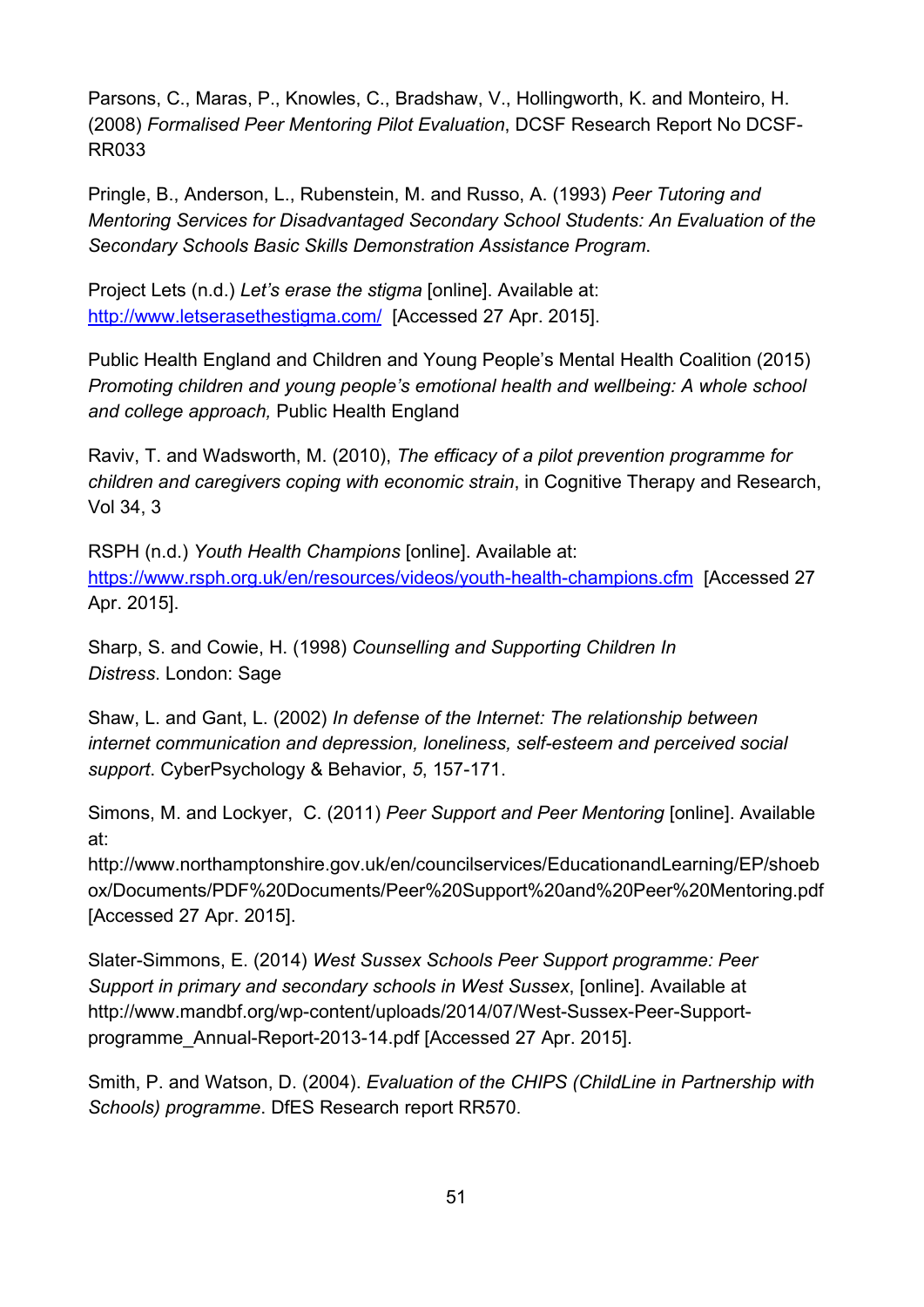Parsons, C., Maras, P., Knowles, C., Bradshaw, V., Hollingworth, K. and Monteiro, H. (2008) *Formalised Peer Mentoring Pilot Evaluation*, DCSF Research Report No DCSF-RR033

Pringle, B., Anderson, L., Rubenstein, M. and Russo, A. (1993) *Peer Tutoring and Mentoring Services for Disadvantaged Secondary School Students: An Evaluation of the Secondary Schools Basic Skills Demonstration Assistance Program*.

Project Lets (n.d.) *Let's erase the stigma* [online]. Available at: [http://www.letserasethestigma.com/](http://www.letserasethestigma.com/) [Accessed 27 Apr. 2015].

Public Health England and Children and Young People's Mental Health Coalition (2015) *Promoting children and young people's emotional health and wellbeing: A whole school and college approach,* Public Health England

Raviv, T. and Wadsworth, M. (2010), *The efficacy of a pilot prevention programme for children and caregivers coping with economic strain*, in Cognitive Therapy and Research, Vol 34, 3

RSPH (n.d.) *Youth Health Champions* [online]. Available at: [https://www.rsph.org.uk/en/resources/videos/youth-health-champions.cfm](https://www.rsph.org.uk/en/resources/videos/youth-health-champions.cfm) [Accessed 27 Apr. 2015].

Sharp, S. and Cowie, H. (1998) *Counselling and Supporting Children In Distress*. London: Sage

Shaw, L. and Gant, L. (2002) *In defense of the Internet: The relationship between internet communication and depression, loneliness, self-esteem and perceived social support*. CyberPsychology & Behavior, *5*, 157-171.

Simons, M. and Lockyer, C. (2011) *Peer Support and Peer Mentoring* [online]. Available at: http://www.northamptonshire.gov.uk/en/councilservices/EducationandLearning/EP/shoebox/Documents/PDF%20Documents/Peer%20Support%20and%20Peer%20Mentoring.pdf [Accessed 27 Apr. 2015].

Slater-Simmons, E. (2014) *West Sussex Schools Peer Support programme: Peer Support in primary and secondary schools in West Sussex*, [online]. Available at http://www.mandbf.org/wp-content/uploads/2014/07/West-Sussex-Peer-Support-programme_Annual-Report-2013-14.pdf [Accessed 27 Apr. 2015].

Smith, P. and Watson, D. (2004). *Evaluation of the CHIPS (ChildLine in Partnership with Schools) programme*. DfES Research report RR570.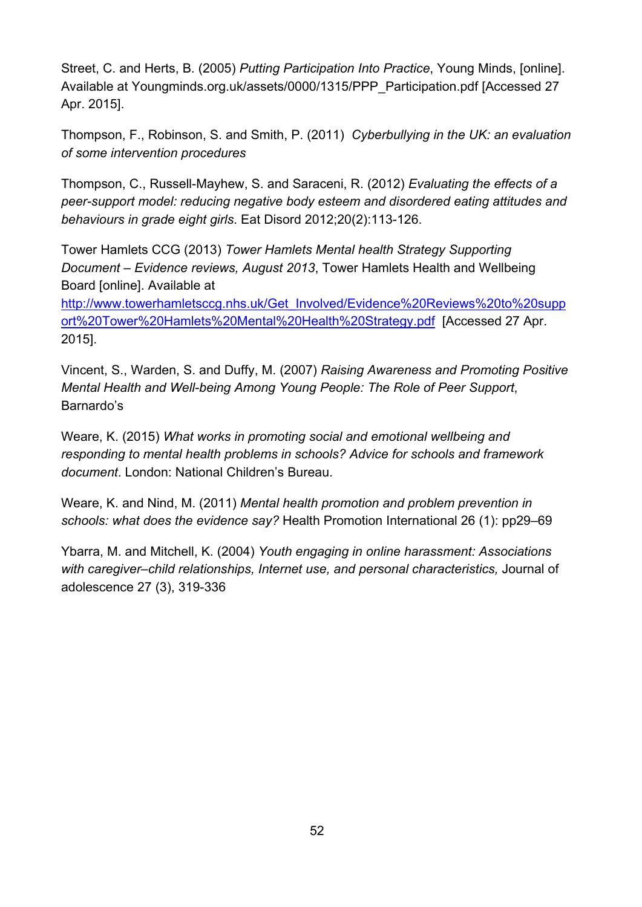Street, C. and Herts, B. (2005) *Putting Participation Into Practice*, Young Minds, [online]. Available at Youngminds.org.uk/assets/0000/1315/PPP_Participation.pdf [Accessed 27 Apr. 2015].

Thompson, F., Robinson, S. and Smith, P. (2011) *Cyberbullying in the UK: an evaluation of some intervention procedures*

Thompson, C., Russell-Mayhew, S. and Saraceni, R. (2012) *Evaluating the effects of a peer-support model: reducing negative body esteem and disordered eating attitudes and behaviours in grade eight girls*. Eat Disord 2012;20(2):113-126.

Tower Hamlets CCG (2013) *Tower Hamlets Mental health Strategy Supporting Document – Evidence reviews, August 2013*, Tower Hamlets Health and Wellbeing Board [online]. Available at [http://www.towerhamletsccg.nhs.uk/Get_Involved/Evidence%20Reviews%20to%20support%20Tower%20Hamlets%20Mental%20Health%20Strategy.pdf](http://www.towerhamletsccg.nhs.uk/Get_Involved/Evidence%20Reviews%20to%20support%20Tower%20Hamlets%20Mental%20Health%20Strategy.pdf) [Accessed 27 Apr. 2015].

Vincent, S., Warden, S. and Duffy, M. (2007) *Raising Awareness and Promoting Positive Mental Health and Well-being Among Young People: The Role of Peer Support*, Barnardo's

Weare, K. (2015) *What works in promoting social and emotional wellbeing and responding to mental health problems in schools? Advice for schools and framework document*. London: National Children's Bureau.

Weare, K. and Nind, M. (2011) *Mental health promotion and problem prevention in schools: what does the evidence say?* Health Promotion International 26 (1): pp29–69

Ybarra, M. and Mitchell, K. (2004) *Youth engaging in online harassment: Associations with caregiver–child relationships, Internet use, and personal characteristics,* Journal of adolescence 27 (3), 319-336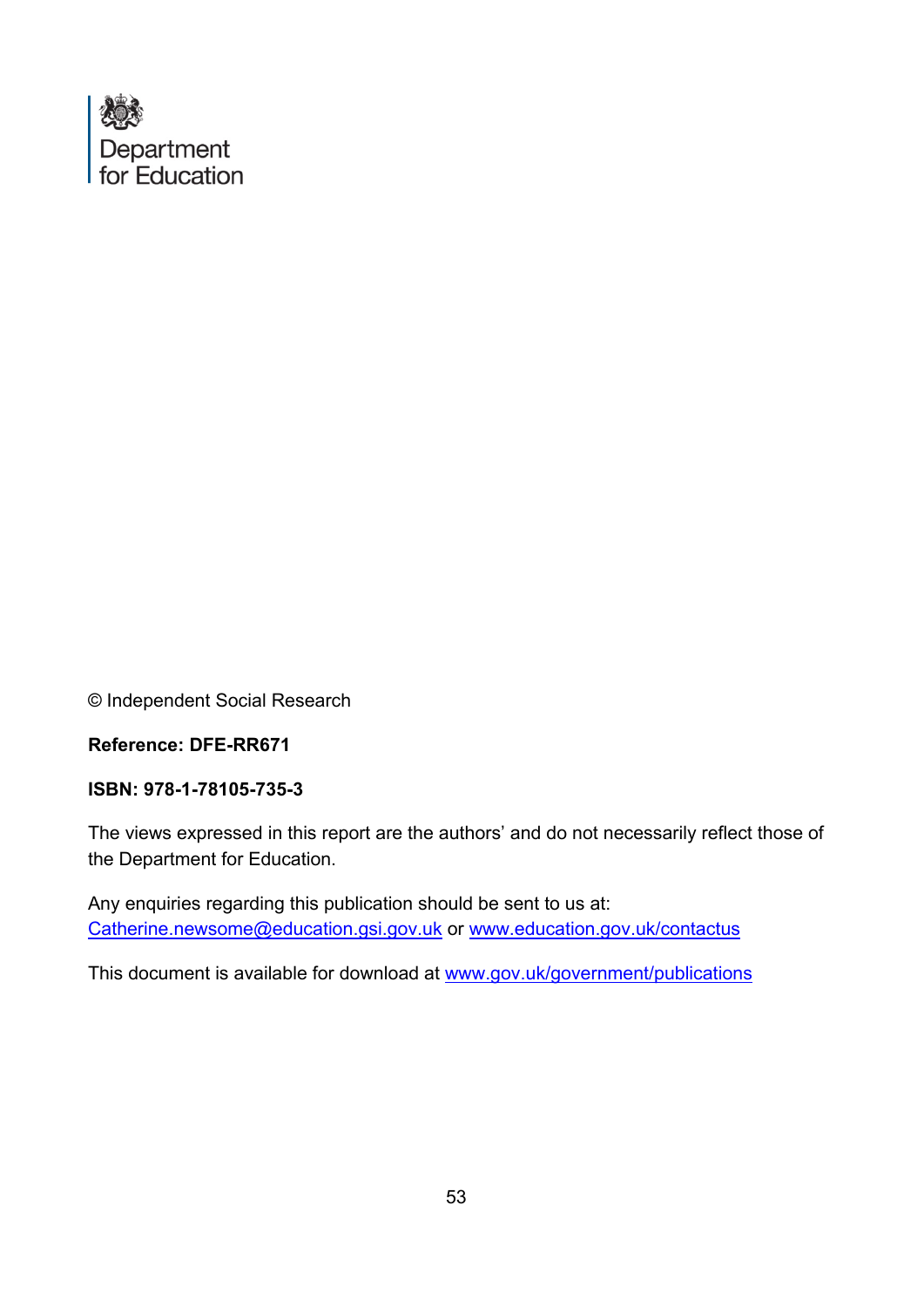Department for Education

© Independent Social Research

**Reference: DFE-RR671**

**ISBN: 978-1-78105-735-3**

The views expressed in this report are the authors' and do not necessarily reflect those of the Department for Education.

Any enquiries regarding this publication should be sent to us at: [Catherine.newsome@education.gsi.gov.uk](mailto:Catherine.newsome@education.gsi.gov.uk) or [www.education.gov.uk/contactus](http://www.education.gov.uk/contactus)

This document is available for download at [www.gov.uk/government/publications](http://www.gov.uk/government/publications)